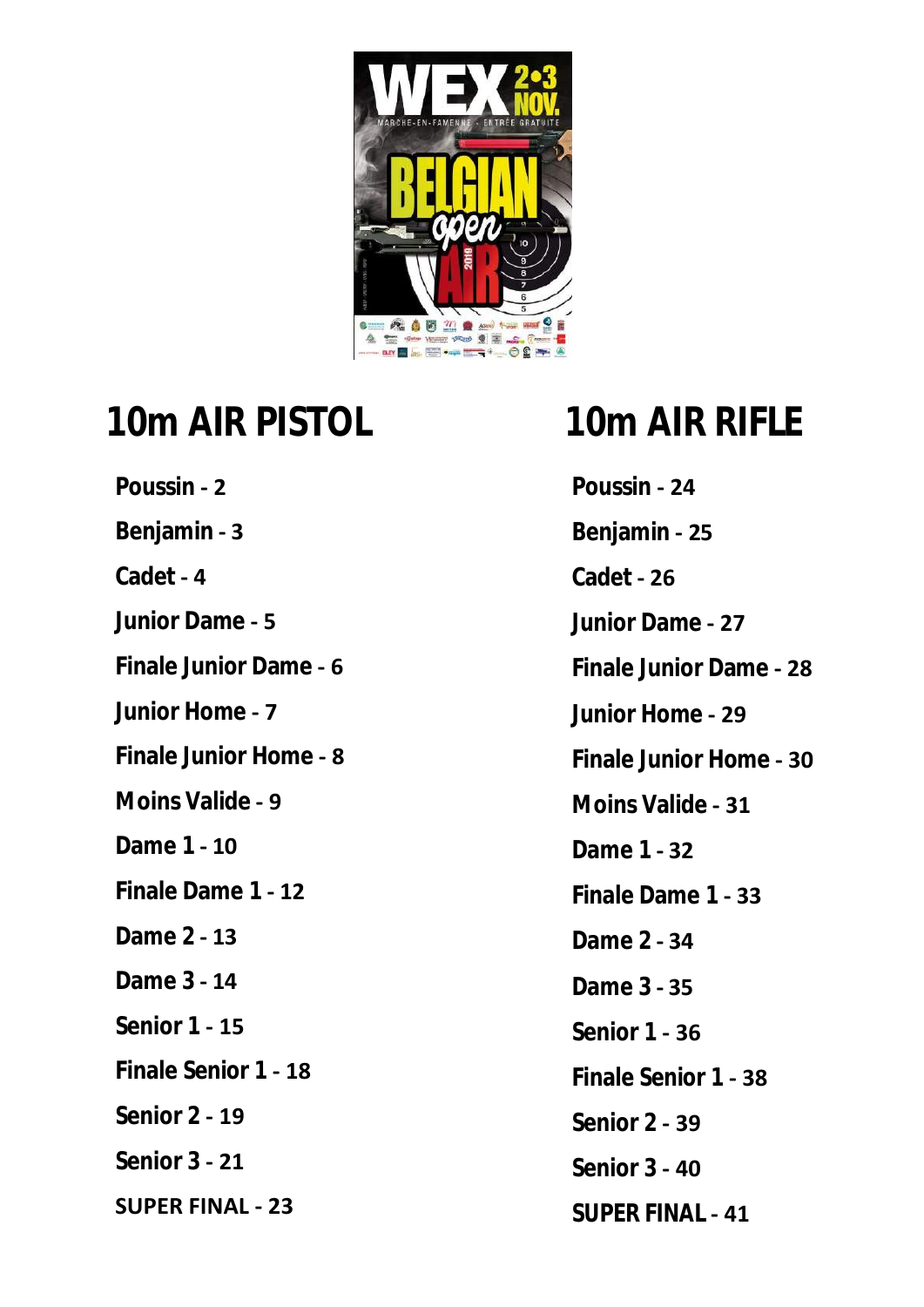## 10m AIR PISTOL

- **Poussin** - 2
- **Benjamin** - 3
- **Cadet** - 4
- **Junior Dame** - 5
- **Finale Junior Dame** - 6
- **Junior Home** - 7
- **Finale Junior Home** - 8
- **Moins Valide** - 9
- **Dame 1** - 10
- **Finale Dame 1** - 12
- **Dame 2** - 13
- **Dame 3** - 14
- **Senior 1** - 15
- **Finale Senior 1** - 18
- **Senior 2** - 19
- **Senior 3** - 21
- **SUPER FINAL** - 23

## 10m AIR RIFLE

- **Poussin** - 24
- **Benjamin** - 25
- **Cadet** - 26
- **Junior Dame** - 27
- **Finale Junior Dame** - 28
- **Junior Home** - 29
- **Finale Junior Home** - 30
- **Moins Valide** - 31
- **Dame 1** - 32
- **Finale Dame 1** - 33
- **Dame 2** - 34
- **Dame 3** - 35
- **Senior 1** - 36
- **Finale Senior 1** - 38
- **Senior 2** - 39
- **Senior 3** - 40
- **SUPER FINAL** - 41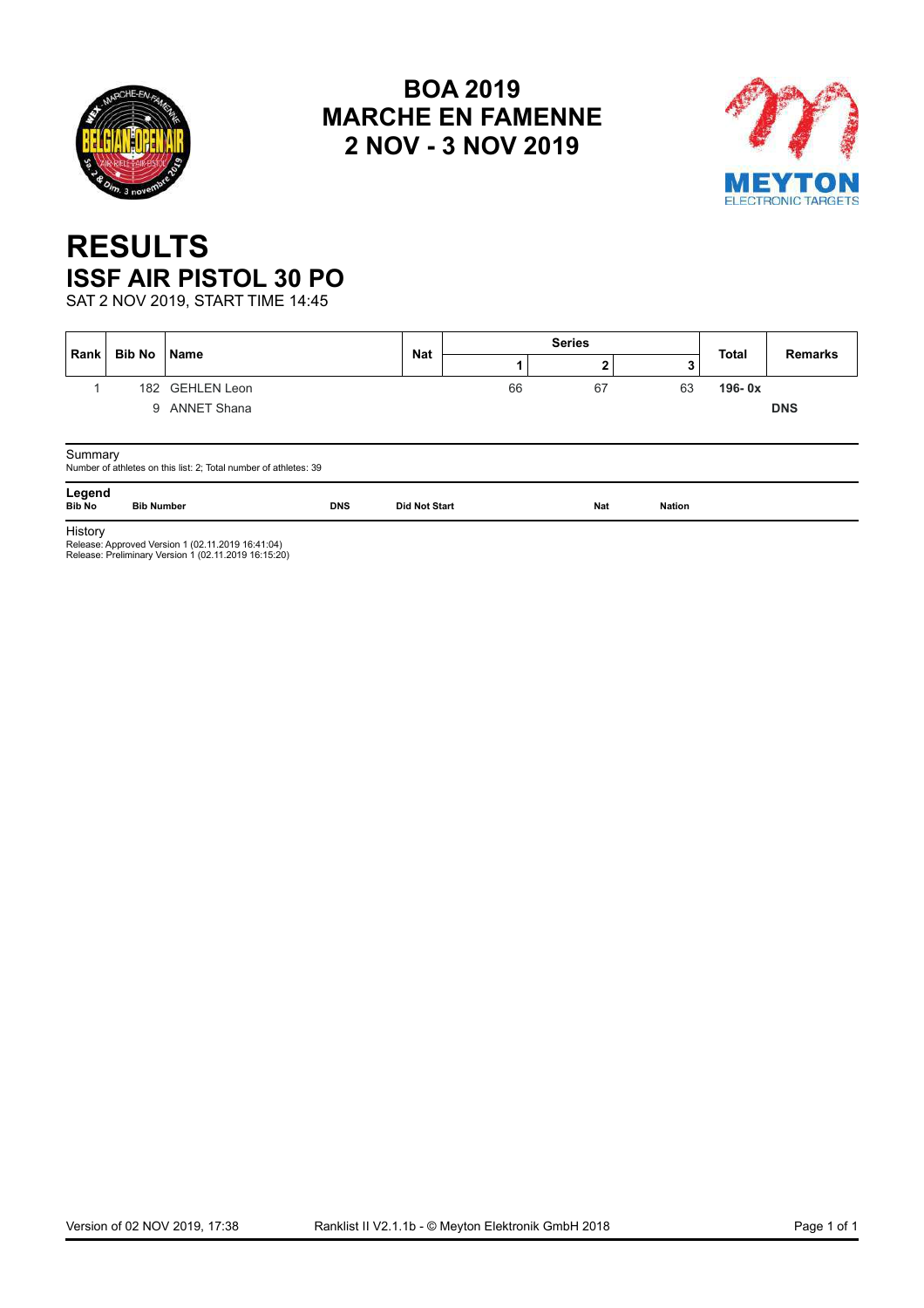# BOA 2019
# MARCHE EN FAMENNE
# 2 NOV - 3 NOV 2019

# RESULTS
## ISSF AIR PISTOL 30 PO

SAT 2 NOV 2019, START TIME 14:45

| Rank | Bib No | Name | Nat | Series | | | Total | Remarks |
|---|---|---|---|---|---|---|---|---|
| | | | | 1 | 2 | 3 | | |
| 1 | 182 | GEHLEN Leon | | 66 | 67 | 63 | **196- 0x** | |
| | 9 | ANNET Shana | | | | | | **DNS** |

Summary

Number of athletes on this list: 2; Total number of athletes: 39

**Legend**

| Bib No | Bib Number | DNS | Did Not Start | Nat | Nation |
|---|---|---|---|---|---|

History

Release: Approved Version 1 (02.11.2019 16:41:04)

Release: Preliminary Version 1 (02.11.2019 16:15:20)

Version of 02 NOV 2019, 17:38 — Ranklist II V2.1.1b - © Meyton Elektronik GmbH 2018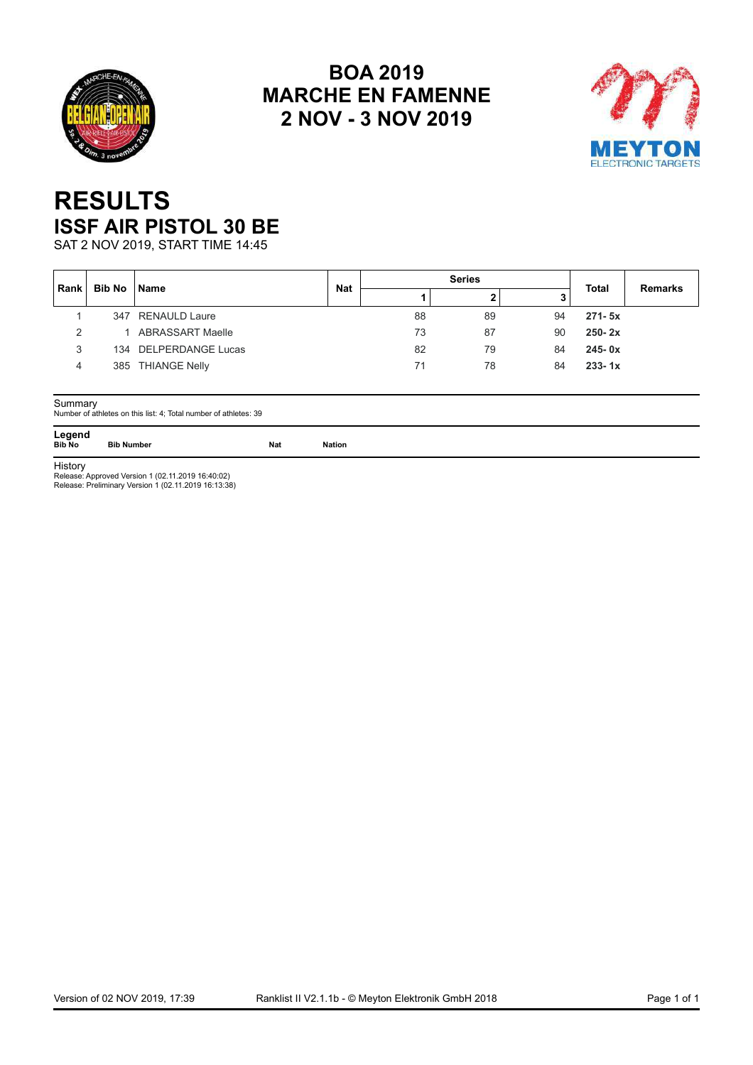# BOA 2019
# MARCHE EN FAMENNE
# 2 NOV - 3 NOV 2019

# RESULTS
## ISSF AIR PISTOL 30 BE

SAT 2 NOV 2019, START TIME 14:45

| Rank | Bib No | Name | Nat | Series | | | Total | Remarks |
|---|---|---|---|---|---|---|---|---|
| | | | | 1 | 2 | 3 | | |
| 1 | 347 | RENAULD Laure | | 88 | 89 | 94 | **271- 5x** | |
| 2 | 1 | ABRASSART Maelle | | 73 | 87 | 90 | **250- 2x** | |
| 3 | 134 | DELPERDANGE Lucas | | 82 | 79 | 84 | **245- 0x** | |
| 4 | 385 | THIANGE Nelly | | 71 | 78 | 84 | **233- 1x** | |

Summary

Number of athletes on this list: 4; Total number of athletes: 39

**Legend**

| **Bib No** | **Bib Number** | **Nat** | **Nation** |
|---|---|---|---|

History

Release: Approved Version 1 (02.11.2019 16:40:02)

Release: Preliminary Version 1 (02.11.2019 16:13:38)

Version of 02 NOV 2019, 17:39 Ranklist II V2.1.1b - © Meyton Elektronik GmbH 2018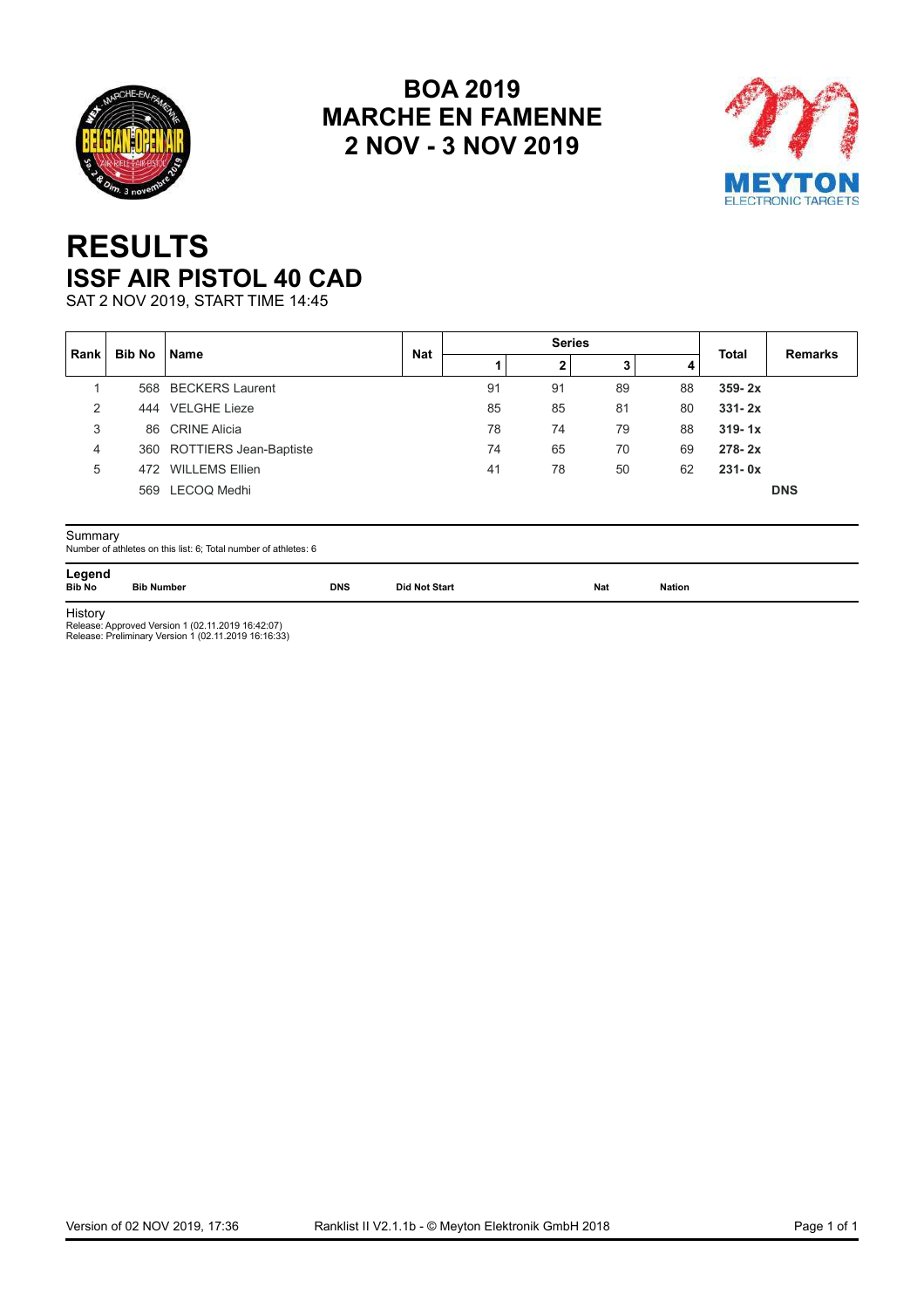# BOA 2019
# MARCHE EN FAMENNE
# 2 NOV - 3 NOV 2019

# RESULTS
## ISSF AIR PISTOL 40 CAD

SAT 2 NOV 2019, START TIME 14:45

| Rank | Bib No | Name | Nat | Series | | | | Total | Remarks |
|---|---|---|---|---|---|---|---|---|---|
| | | | | 1 | 2 | 3 | 4 | | |
| 1 | 568 | BECKERS Laurent | | 91 | 91 | 89 | 88 | **359- 2x** | |
| 2 | 444 | VELGHE Lieze | | 85 | 85 | 81 | 80 | **331- 2x** | |
| 3 | 86 | CRINE Alicia | | 78 | 74 | 79 | 88 | **319- 1x** | |
| 4 | 360 | ROTTIERS Jean-Baptiste | | 74 | 65 | 70 | 69 | **278- 2x** | |
| 5 | 472 | WILLEMS Ellien | | 41 | 78 | 50 | 62 | **231- 0x** | |
| | 569 | LECOQ Medhi | | | | | | | **DNS** |

Summary

Number of athletes on this list: 6; Total number of athletes: 6

**Legend**

| Bib No | Bib Number | DNS | Did Not Start | Nat | Nation |
|---|---|---|---|---|---|

History

Release: Approved Version 1 (02.11.2019 16:42:07)
Release: Preliminary Version 1 (02.11.2019 16:16:33)

Version of 02 NOV 2019, 17:36 — Ranklist II V2.1.1b - © Meyton Elektronik GmbH 2018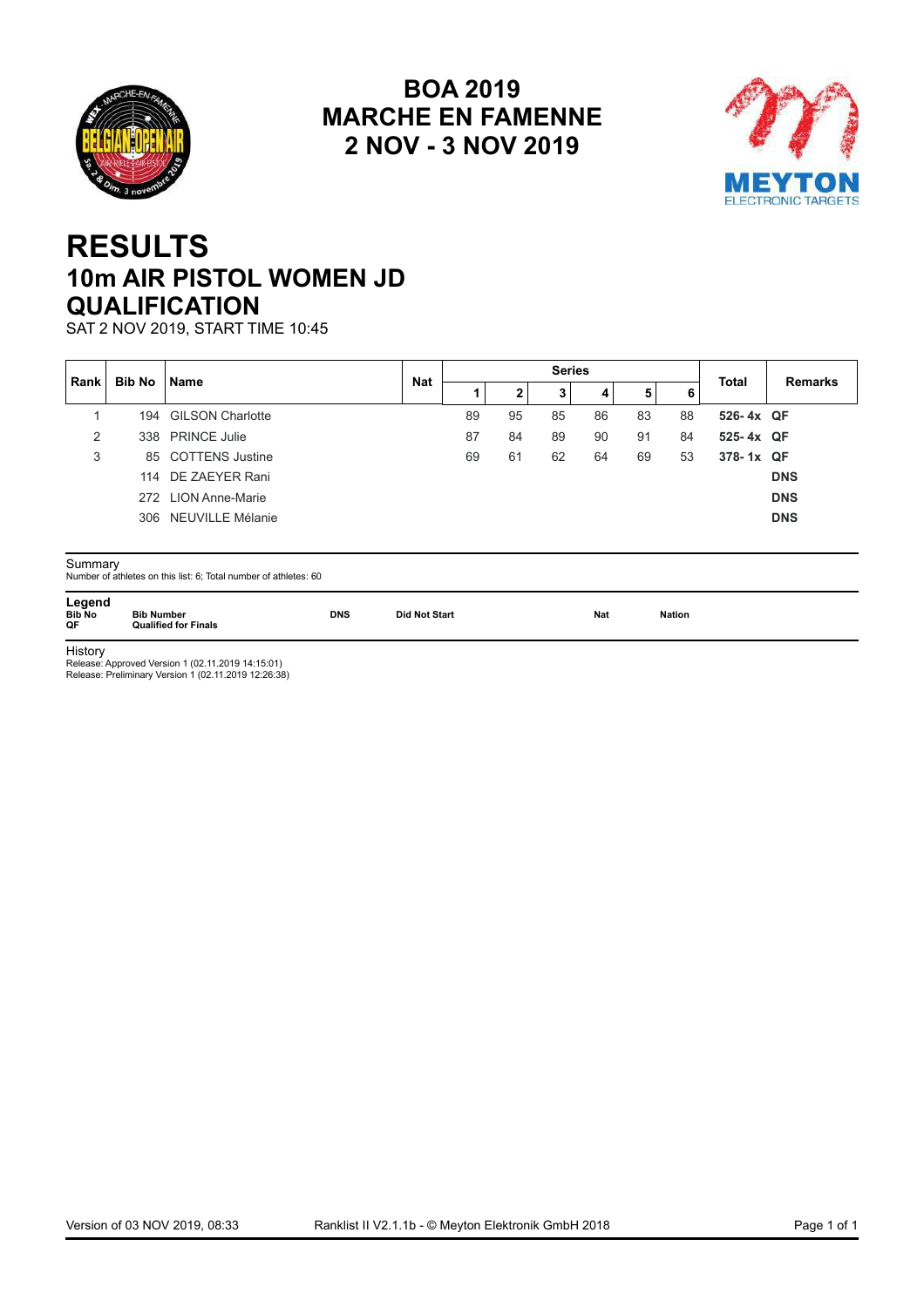# BOA 2019
# MARCHE EN FAMENNE
# 2 NOV - 3 NOV 2019

# RESULTS
## 10m AIR PISTOL WOMEN JD
## QUALIFICATION

SAT 2 NOV 2019, START TIME 10:45

| Rank | Bib No | Name | Nat | Series | | | | | | Total | Remarks |
|---|---|---|---|---|---|---|---|---|---|---|---|
| | | | | 1 | 2 | 3 | 4 | 5 | 6 | | |
| 1 | 194 | GILSON Charlotte | | 89 | 95 | 85 | 86 | 83 | 88 | **526- 4x** | **QF** |
| 2 | 338 | PRINCE Julie | | 87 | 84 | 89 | 90 | 91 | 84 | **525- 4x** | **QF** |
| 3 | 85 | COTTENS Justine | | 69 | 61 | 62 | 64 | 69 | 53 | **378- 1x** | **QF** |
| | 114 | DE ZAEYER Rani | | | | | | | | | **DNS** |
| | 272 | LION Anne-Marie | | | | | | | | | **DNS** |
| | 306 | NEUVILLE Mélanie | | | | | | | | | **DNS** |

Summary

Number of athletes on this list: 6; Total number of athletes: 60

**Legend**

| | | | | | |
|---|---|---|---|---|---|
| **Bib No** | **Bib Number** | **DNS** | **Did Not Start** | **Nat** | **Nation** |
| **QF** | **Qualified for Finals** | | | | |

History

Release: Approved Version 1 (02.11.2019 14:15:01)
Release: Preliminary Version 1 (02.11.2019 12:26:38)

Version of 03 NOV 2019, 08:33 — Ranklist II V2.1.1b - © Meyton Elektronik GmbH 2018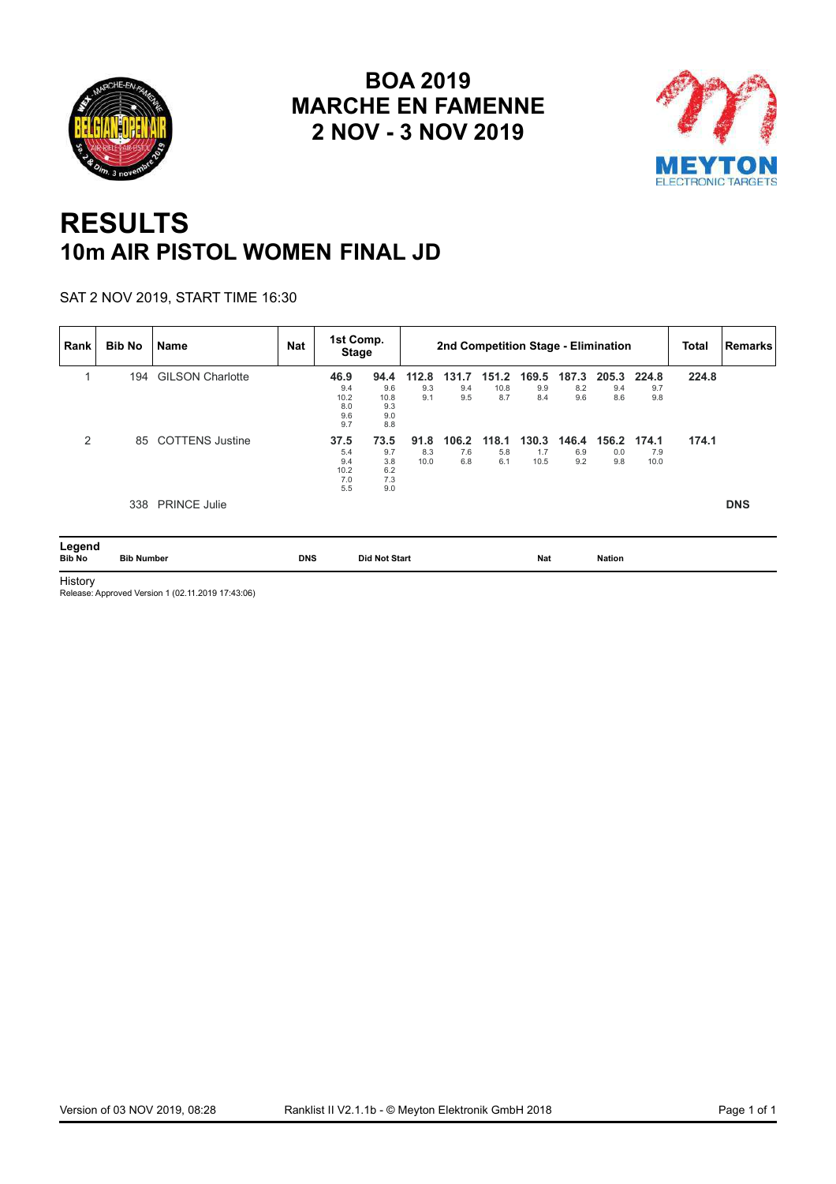# BOA 2019
# MARCHE EN FAMENNE
# 2 NOV - 3 NOV 2019

# RESULTS
## 10m AIR PISTOL WOMEN FINAL JD

SAT 2 NOV 2019, START TIME 16:30

| Rank | Bib No | Name | Nat | 1st Comp. Stage | | 2nd Competition Stage - Elimination | | | | | | | | | Total | Remarks |
|---|---|---|---|---|---|---|---|---|---|---|---|---|---|---|---|---|
| 1 | 194 | GILSON Charlotte | | **46.9**<br>9.4<br>10.2<br>8.0<br>9.6<br>9.7 | **94.4**<br>9.6<br>10.8<br>9.3<br>9.0<br>8.8 | **112.8**<br>9.3<br>9.1 | **131.7**<br>9.4<br>9.5 | **151.2**<br>10.8<br>8.7 | **169.5**<br>9.9<br>8.4 | **187.3**<br>8.2<br>9.6 | **205.3**<br>9.4<br>8.6 | **224.8**<br>9.7<br>9.8 | | | **224.8** | |
| 2 | 85 | COTTENS Justine | | **37.5**<br>5.4<br>9.4<br>10.2<br>7.0<br>5.5 | **73.5**<br>9.7<br>3.8<br>6.2<br>7.3<br>9.0 | **91.8**<br>8.3<br>10.0 | **106.2**<br>7.6<br>6.8 | **118.1**<br>5.8<br>6.1 | **130.3**<br>1.7<br>10.5 | **146.4**<br>6.9<br>9.2 | **156.2**<br>0.0<br>9.8 | **174.1**<br>7.9<br>10.0 | | | **174.1** | |
| | 338 | PRINCE Julie | | | | | | | | | | | | | | **DNS** |

**Legend**

| | | | | | |
|---|---|---|---|---|---|
| **Bib No** | **Bib Number** | **DNS** | **Did Not Start** | **Nat** | **Nation** |

History
Release: Approved Version 1 (02.11.2019 17:43:06)

Version of 03 NOV 2019, 08:28 — Ranklist II V2.1.1b - © Meyton Elektronik GmbH 2018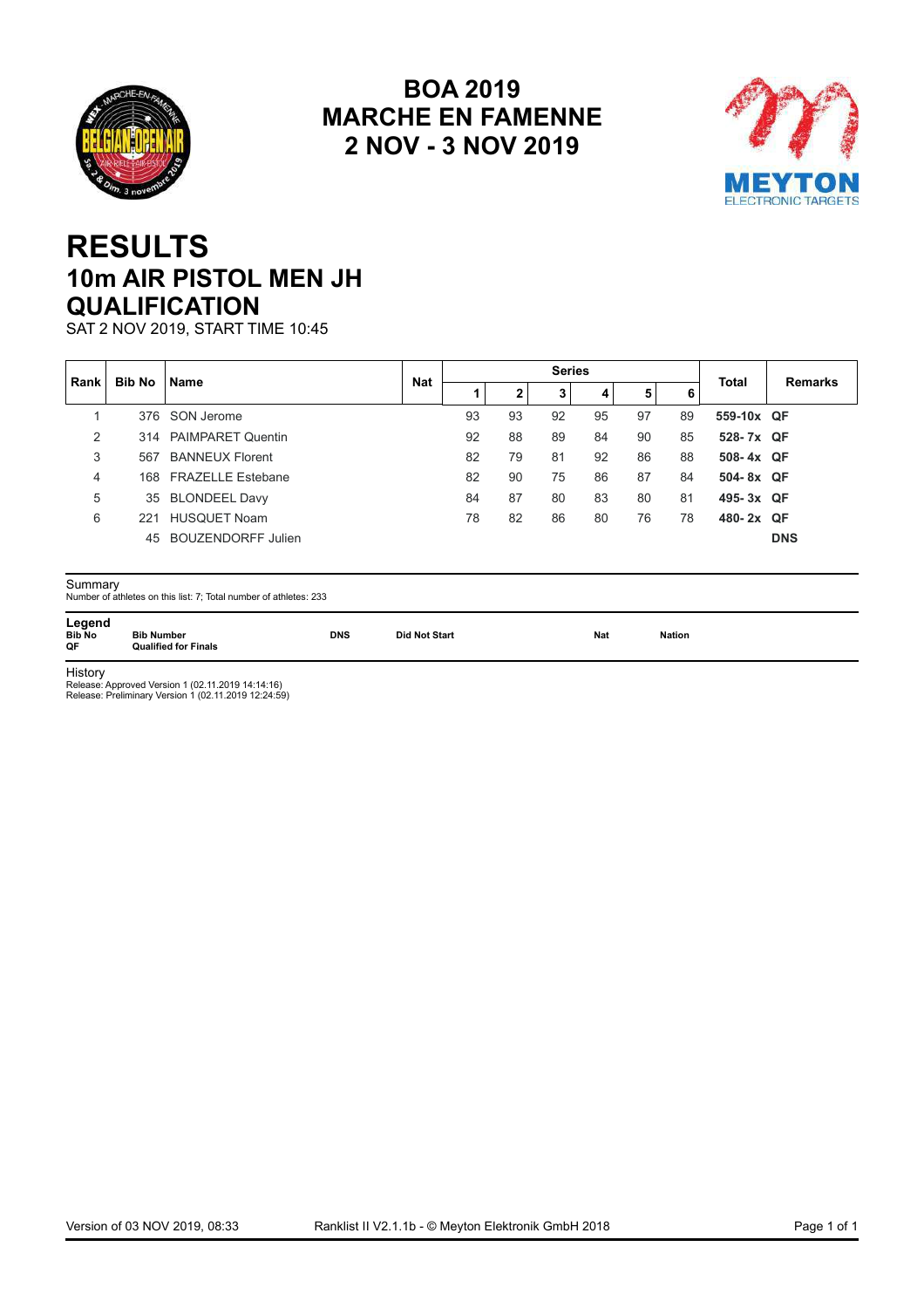# BOA 2019
# MARCHE EN FAMENNE
# 2 NOV - 3 NOV 2019

# RESULTS
## 10m AIR PISTOL MEN JH
## QUALIFICATION

SAT 2 NOV 2019, START TIME 10:45

| Rank | Bib No | Name | Nat | Series | | | | | | Total | Remarks |
|---|---|---|---|---|---|---|---|---|---|---|---|
| | | | | 1 | 2 | 3 | 4 | 5 | 6 | | |
| 1 | 376 | SON Jerome | | 93 | 93 | 92 | 95 | 97 | 89 | **559-10x** | **QF** |
| 2 | 314 | PAIMPARET Quentin | | 92 | 88 | 89 | 84 | 90 | 85 | **528- 7x** | **QF** |
| 3 | 567 | BANNEUX Florent | | 82 | 79 | 81 | 92 | 86 | 88 | **508- 4x** | **QF** |
| 4 | 168 | FRAZELLE Estebane | | 82 | 90 | 75 | 86 | 87 | 84 | **504- 8x** | **QF** |
| 5 | 35 | BLONDEEL Davy | | 84 | 87 | 80 | 83 | 80 | 81 | **495- 3x** | **QF** |
| 6 | 221 | HUSQUET Noam | | 78 | 82 | 86 | 80 | 76 | 78 | **480- 2x** | **QF** |
| | 45 | BOUZENDORFF Julien | | | | | | | | | **DNS** |

Summary

Number of athletes on this list: 7; Total number of athletes: 233

**Legend**

| | | | | | |
|---|---|---|---|---|---|
| **Bib No** | **Bib Number** | **DNS** | **Did Not Start** | **Nat** | **Nation** |
| **QF** | **Qualified for Finals** | | | | |

History

Release: Approved Version 1 (02.11.2019 14:14:16)

Release: Preliminary Version 1 (02.11.2019 12:24:59)

Version of 03 NOV 2019, 08:33 Ranklist II V2.1.1b - © Meyton Elektronik GmbH 2018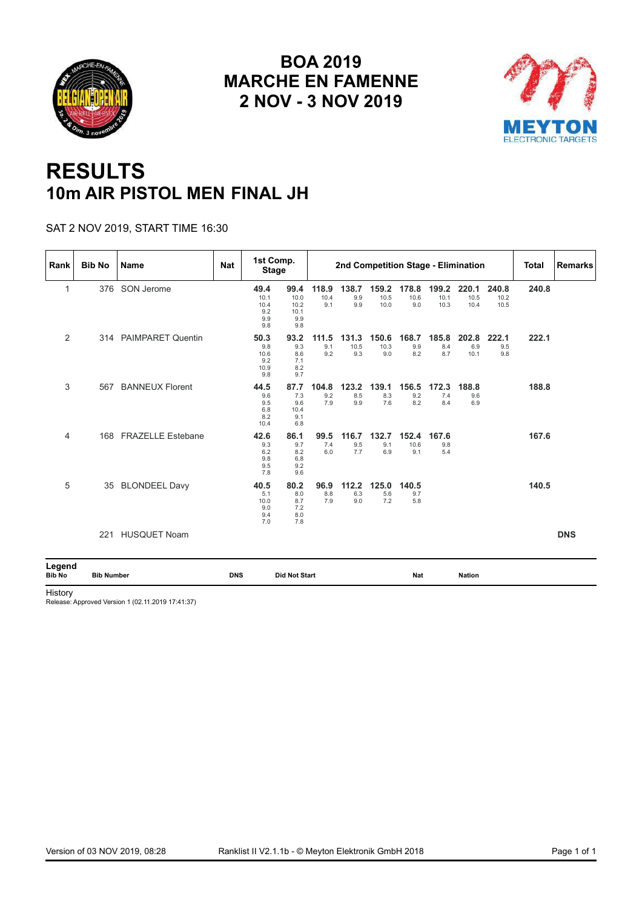# BOA 2019
# MARCHE EN FAMENNE
# 2 NOV - 3 NOV 2019

# RESULTS
## 10m AIR PISTOL MEN FINAL JH

SAT 2 NOV 2019, START TIME 16:30

| Rank | Bib No | Name | Nat | 1st Comp. Stage | | 2nd Competition Stage - Elimination | | | | | | | | | Total | Remarks |
|---|---|---|---|---|---|---|---|---|---|---|---|---|---|---|---|---|
| 1 | 376 | SON Jerome | | **49.4** 10.1 10.4 9.2 9.9 9.8 | **99.4** 10.0 10.2 10.1 9.9 9.8 | **118.9** 10.4 9.1 | **138.7** 9.9 9.9 | **159.2** 10.5 10.0 | **178.8** 10.6 9.0 | **199.2** 10.1 10.3 | **220.1** 10.5 10.4 | **240.8** 10.2 10.5 | | | **240.8** | |
| 2 | 314 | PAIMPARET Quentin | | **50.3** 9.8 10.6 9.2 10.9 9.8 | **93.2** 9.3 8.6 7.1 8.2 9.7 | **111.5** 9.1 9.2 | **131.3** 10.5 9.3 | **150.6** 10.3 9.0 | **168.7** 9.9 8.2 | **185.8** 8.4 8.7 | **202.8** 6.9 10.1 | **222.1** 9.5 9.8 | | | **222.1** | |
| 3 | 567 | BANNEUX Florent | | **44.5** 9.6 9.5 6.8 8.2 10.4 | **87.7** 7.3 9.6 10.4 9.1 6.8 | **104.8** 9.2 7.9 | **123.2** 8.5 9.9 | **139.1** 8.3 7.6 | **156.5** 9.2 8.2 | **172.3** 7.4 8.4 | **188.8** 9.6 6.9 | | | | **188.8** | |
| 4 | 168 | FRAZELLE Estebane | | **42.6** 9.3 6.2 9.8 9.5 7.8 | **86.1** 9.7 8.2 6.8 9.2 9.6 | **99.5** 7.4 6.0 | **116.7** 9.5 7.7 | **132.7** 9.1 6.9 | **152.4** 10.6 9.1 | **167.6** 9.8 5.4 | | | | | **167.6** | |
| 5 | 35 | BLONDEEL Davy | | **40.5** 5.1 10.0 9.0 9.4 7.0 | **80.2** 8.0 8.7 7.2 8.0 7.8 | **96.9** 8.8 7.9 | **112.2** 6.3 9.0 | **125.0** 5.6 7.2 | **140.5** 9.7 5.8 | | | | | | **140.5** | |
| | 221 | HUSQUET Noam | | | | | | | | | | | | | | **DNS** |

**Legend**

| Bib No | Bib Number | DNS | Did Not Start | Nat | Nation |
|---|---|---|---|---|---|

History
Release: Approved Version 1 (02.11.2019 17:41:37)

Version of 03 NOV 2019, 08:28 Ranklist II V2.1.1b - © Meyton Elektronik GmbH 2018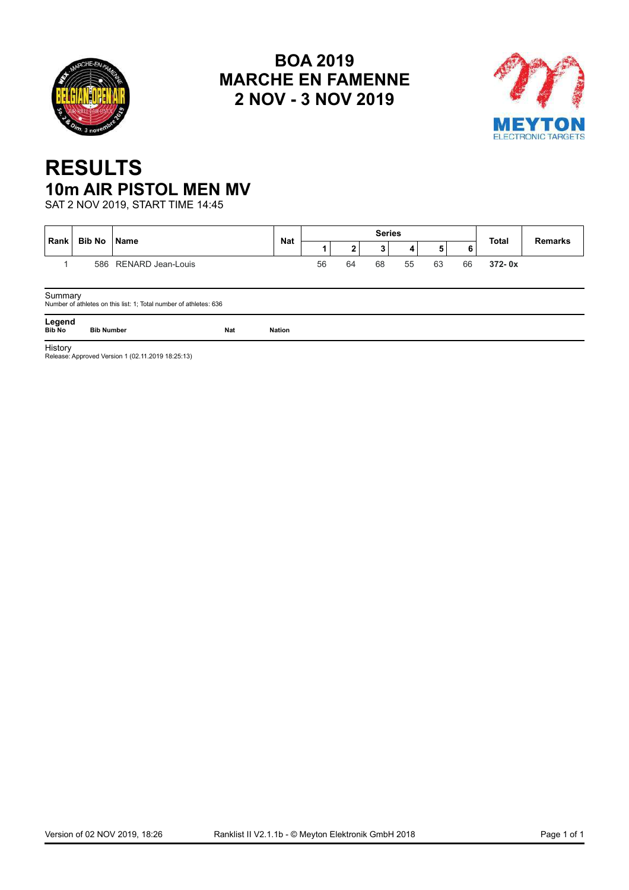# BOA 2019
# MARCHE EN FAMENNE
# 2 NOV - 3 NOV 2019

# RESULTS
## 10m AIR PISTOL MEN MV
SAT 2 NOV 2019, START TIME 14:45

| Rank | Bib No | Name | Nat | Series | | | | | | Total | Remarks |
|---|---|---|---|---|---|---|---|---|---|---|---|
| | | | | 1 | 2 | 3 | 4 | 5 | 6 | | |
| 1 | 586 | RENARD Jean-Louis | | 56 | 64 | 68 | 55 | 63 | 66 | **372- 0x** | |

Summary
Number of athletes on this list: 1; Total number of athletes: 636

**Legend**

| Bib No | Bib Number | Nat | Nation |
|---|---|---|---|

History
Release: Approved Version 1 (02.11.2019 18:25:13)

Version of 02 NOV 2019, 18:26 Ranklist II V2.1.1b - © Meyton Elektronik GmbH 2018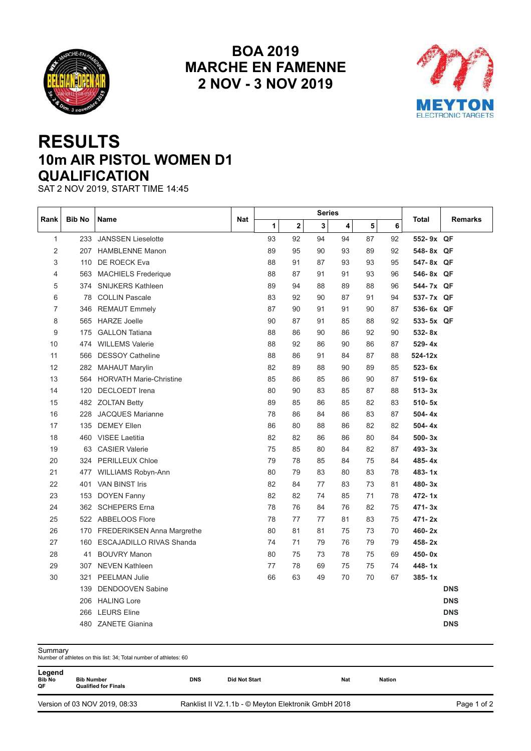# BOA 2019
# MARCHE EN FAMENNE
# 2 NOV - 3 NOV 2019

# RESULTS
## 10m AIR PISTOL WOMEN D1
## QUALIFICATION

SAT 2 NOV 2019, START TIME 14:45

| Rank | Bib No | Name | Nat | Series | | | | | | Total | Remarks |
|---|---|---|---|---|---|---|---|---|---|---|---|
| | | | | 1 | 2 | 3 | 4 | 5 | 6 | | |
| 1 | 233 | JANSSEN Lieselotte | | 93 | 92 | 94 | 94 | 87 | 92 | **552- 9x** | **QF** |
| 2 | 207 | HAMBLENNE Manon | | 89 | 95 | 90 | 93 | 89 | 92 | **548- 8x** | **QF** |
| 3 | 110 | DE ROECK Eva | | 88 | 91 | 87 | 93 | 93 | 95 | **547- 8x** | **QF** |
| 4 | 563 | MACHIELS Frederique | | 88 | 87 | 91 | 91 | 93 | 96 | **546- 8x** | **QF** |
| 5 | 374 | SNIJKERS Kathleen | | 89 | 94 | 88 | 89 | 88 | 96 | **544- 7x** | **QF** |
| 6 | 78 | COLLIN Pascale | | 83 | 92 | 90 | 87 | 91 | 94 | **537- 7x** | **QF** |
| 7 | 346 | REMAUT Emmely | | 87 | 90 | 91 | 91 | 90 | 87 | **536- 6x** | **QF** |
| 8 | 565 | HARZE Joelle | | 90 | 87 | 91 | 85 | 88 | 92 | **533- 5x** | **QF** |
| 9 | 175 | GALLON Tatiana | | 88 | 86 | 90 | 86 | 92 | 90 | **532- 8x** | |
| 10 | 474 | WILLEMS Valerie | | 88 | 92 | 86 | 90 | 86 | 87 | **529- 4x** | |
| 11 | 566 | DESSOY Catheline | | 88 | 86 | 91 | 84 | 87 | 88 | **524-12x** | |
| 12 | 282 | MAHAUT Marylin | | 82 | 89 | 88 | 90 | 89 | 85 | **523- 6x** | |
| 13 | 564 | HORVATH Marie-Christine | | 85 | 86 | 85 | 86 | 90 | 87 | **519- 6x** | |
| 14 | 120 | DECLOEDT Irena | | 80 | 90 | 83 | 85 | 87 | 88 | **513- 3x** | |
| 15 | 482 | ZOLTAN Betty | | 89 | 85 | 86 | 85 | 82 | 83 | **510- 5x** | |
| 16 | 228 | JACQUES Marianne | | 78 | 86 | 84 | 86 | 83 | 87 | **504- 4x** | |
| 17 | 135 | DEMEY Ellen | | 86 | 80 | 88 | 86 | 82 | 82 | **504- 4x** | |
| 18 | 460 | VISEE Laetitia | | 82 | 82 | 86 | 86 | 80 | 84 | **500- 3x** | |
| 19 | 63 | CASIER Valerie | | 75 | 85 | 80 | 84 | 82 | 87 | **493- 3x** | |
| 20 | 324 | PERILLEUX Chloe | | 79 | 78 | 85 | 84 | 75 | 84 | **485- 4x** | |
| 21 | 477 | WILLIAMS Robyn-Ann | | 80 | 79 | 83 | 80 | 83 | 78 | **483- 1x** | |
| 22 | 401 | VAN BINST Iris | | 82 | 84 | 77 | 83 | 73 | 81 | **480- 3x** | |
| 23 | 153 | DOYEN Fanny | | 82 | 82 | 74 | 85 | 71 | 78 | **472- 1x** | |
| 24 | 362 | SCHEPERS Erna | | 78 | 76 | 84 | 76 | 82 | 75 | **471- 3x** | |
| 25 | 522 | ABBELOOS Flore | | 78 | 77 | 77 | 81 | 83 | 75 | **471- 2x** | |
| 26 | 170 | FREDERIKSEN Anna Margrethe | | 80 | 81 | 81 | 75 | 73 | 70 | **460- 2x** | |
| 27 | 160 | ESCAJADILLO RIVAS Shanda | | 74 | 71 | 79 | 76 | 79 | 79 | **458- 2x** | |
| 28 | 41 | BOUVRY Manon | | 80 | 75 | 73 | 78 | 75 | 69 | **450- 0x** | |
| 29 | 307 | NEVEN Kathleen | | 77 | 78 | 69 | 75 | 75 | 74 | **448- 1x** | |
| 30 | 321 | PEELMAN Julie | | 66 | 63 | 49 | 70 | 70 | 67 | **385- 1x** | |
| | 139 | DENDOOVEN Sabine | | | | | | | | | **DNS** |
| | 206 | HALING Lore | | | | | | | | | **DNS** |
| | 266 | LEURS Eline | | | | | | | | | **DNS** |
| | 480 | ZANETE Gianina | | | | | | | | | **DNS** |

Summary
Number of athletes on this list: 34; Total number of athletes: 60

**Legend**

| | | | | | |
|---|---|---|---|---|---|
| **Bib No** | **Bib Number** | **DNS** | **Did Not Start** | **Nat** | **Nation** |
| **QF** | **Qualified for Finals** | | | | |

Version of 03 NOV 2019, 08:33 — Ranklist II V2.1.1b - © Meyton Elektronik GmbH 2018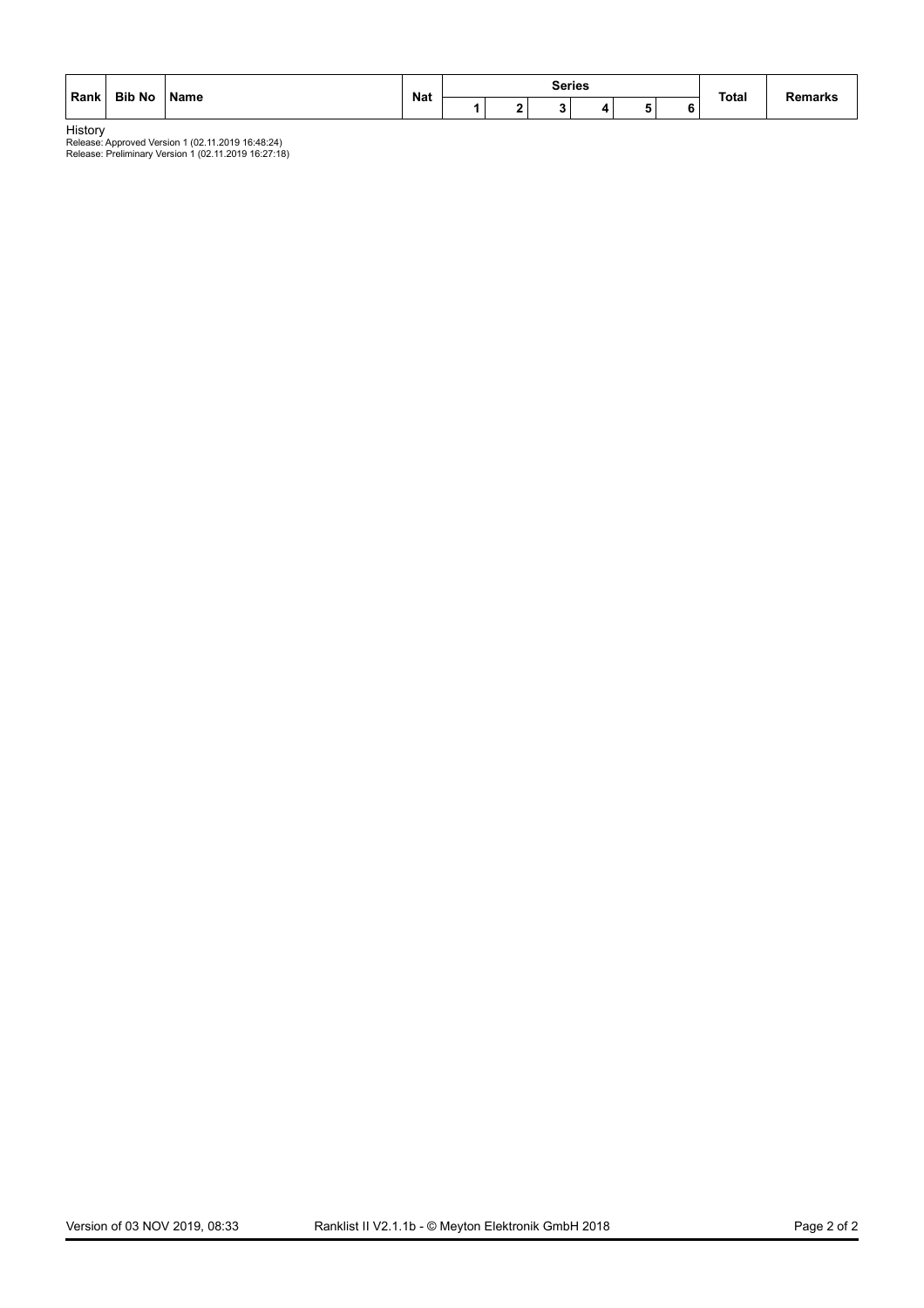| Rank | Bib No | Name | Nat | Series | | | | | | Total | Remarks |
|---|---|---|---|---|---|---|---|---|---|---|---|
| | | | | 1 | 2 | 3 | 4 | 5 | 6 | | |

History
Release: Approved Version 1 (02.11.2019 16:48:24)
Release: Preliminary Version 1 (02.11.2019 16:27:18)

Version of 03 NOV 2019, 08:33 Ranklist II V2.1.1b - © Meyton Elektronik GmbH 2018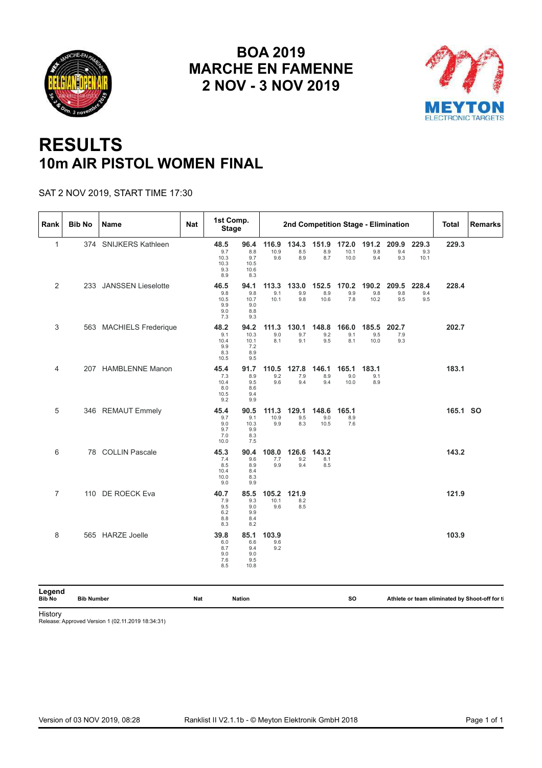# BOA 2019
# MARCHE EN FAMENNE
# 2 NOV - 3 NOV 2019

# RESULTS
## 10m AIR PISTOL WOMEN FINAL

SAT 2 NOV 2019, START TIME 17:30

| Rank | Bib No | Name | Nat | 1st Comp. Stage | | 2nd Competition Stage - Elimination | | | | | | | | | Total | Remarks |
|---|---|---|---|---|---|---|---|---|---|---|---|---|---|---|---|---|
| 1 | 374 | SNIJKERS Kathleen | | **48.5** 9.7 10.3 10.3 9.3 8.9 | **96.4** 8.8 9.7 10.5 10.6 8.3 | **116.9** 10.9 9.6 | **134.3** 8.5 8.9 | **151.9** 8.9 8.7 | **172.0** 10.1 10.0 | **191.2** 9.8 9.4 | **209.9** 9.4 9.3 | **229.3** 9.3 10.1 | **229.3** | |
| 2 | 233 | JANSSEN Lieselotte | | **46.5** 9.8 10.5 9.9 9.0 7.3 | **94.1** 9.8 10.7 9.0 8.8 9.3 | **113.3** 9.1 10.1 | **133.0** 9.9 9.8 | **152.5** 8.9 10.6 | **170.2** 9.9 7.8 | **190.2** 9.8 10.2 | **209.5** 9.8 9.5 | **228.4** 9.4 9.5 | **228.4** | |
| 3 | 563 | MACHIELS Frederique | | **48.2** 9.1 10.4 9.9 8.3 10.5 | **94.2** 10.3 10.1 7.2 8.9 9.5 | **111.3** 9.0 8.1 | **130.1** 9.7 9.1 | **148.8** 9.2 9.5 | **166.0** 9.1 8.1 | **185.5** 9.5 10.0 | **202.7** 7.9 9.3 | | **202.7** | |
| 4 | 207 | HAMBLENNE Manon | | **45.4** 7.3 10.4 8.0 10.5 9.2 | **91.7** 8.9 9.5 8.6 9.4 9.9 | **110.5** 9.2 9.6 | **127.8** 7.9 9.4 | **146.1** 8.9 9.4 | **165.1** 9.0 10.0 | **183.1** 9.1 8.9 | | | **183.1** | |
| 5 | 346 | REMAUT Emmely | | **45.4** 9.7 9.0 9.7 7.0 10.0 | **90.5** 9.1 10.3 9.9 8.3 7.5 | **111.3** 10.9 9.9 | **129.1** 9.5 8.3 | **148.6** 9.0 10.5 | **165.1** 8.9 7.6 | | | | **165.1** | **SO** |
| 6 | 78 | COLLIN Pascale | | **45.3** 7.4 8.5 10.4 10.0 9.0 | **90.4** 9.6 8.9 8.4 8.3 9.9 | **108.0** 7.7 9.9 | **126.6** 9.2 9.4 | **143.2** 8.1 8.5 | | | | | **143.2** | |
| 7 | 110 | DE ROECK Eva | | **40.7** 7.9 9.5 6.2 8.8 8.3 | **85.5** 9.3 9.0 9.9 8.4 8.2 | **105.2** 10.1 9.6 | **121.9** 8.2 8.5 | | | | | | **121.9** | |
| 8 | 565 | HARZE Joelle | | **39.8** 6.0 8.7 9.0 7.6 8.5 | **85.1** 6.6 9.4 9.0 9.5 10.8 | **103.9** 9.6 9.2 | | | | | | | **103.9** | |

**Legend**

| | | | | | |
|---|---|---|---|---|---|
| **Bib No** | **Bib Number** | **Nat** | **Nation** | **SO** | **Athlete or team eliminated by Shoot-off for ti** |

History
Release: Approved Version 1 (02.11.2019 18:34:31)

Version of 03 NOV 2019, 08:28 — Ranklist II V2.1.1b - © Meyton Elektronik GmbH 2018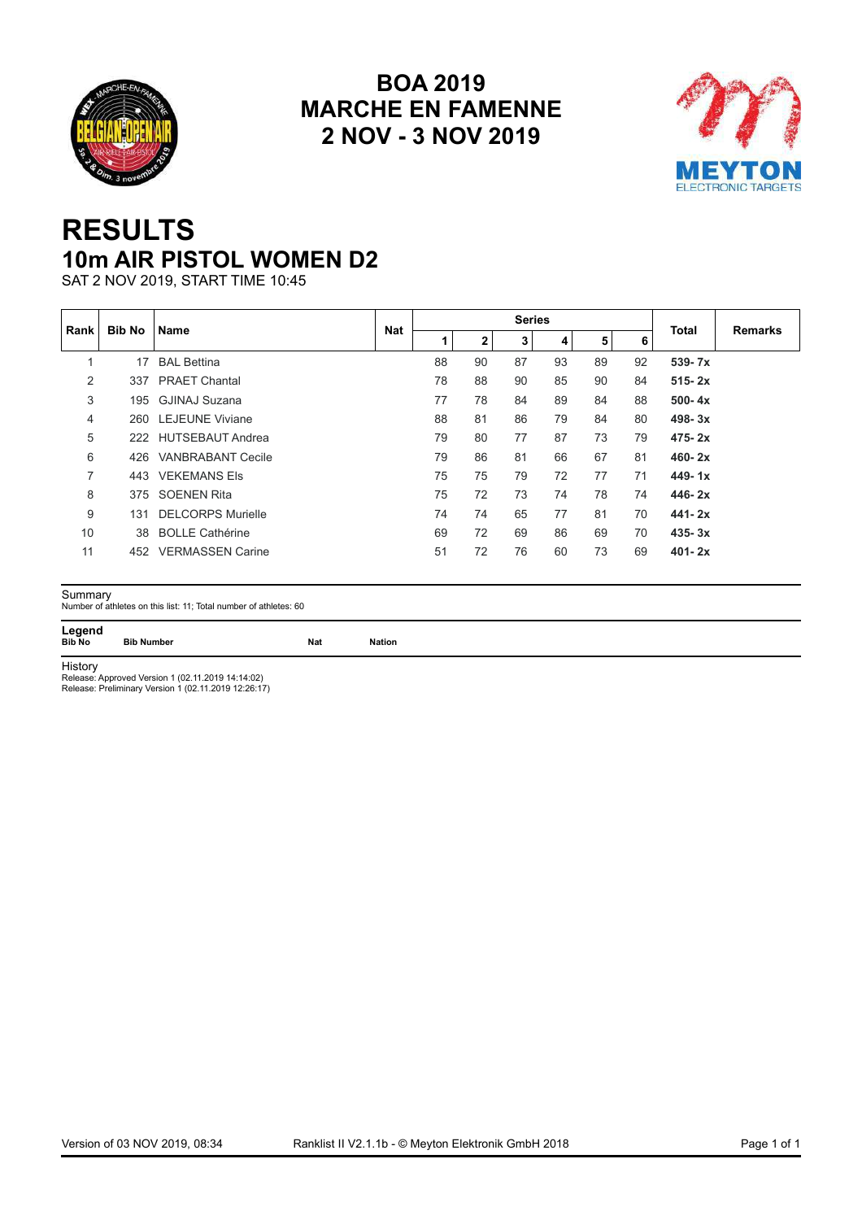# BOA 2019
# MARCHE EN FAMENNE
# 2 NOV - 3 NOV 2019

# RESULTS

## 10m AIR PISTOL WOMEN D2

SAT 2 NOV 2019, START TIME 10:45

| Rank | Bib No | Name | Nat | Series | | | | | | Total | Remarks |
|---|---|---|---|---|---|---|---|---|---|---|---|
| | | | | 1 | 2 | 3 | 4 | 5 | 6 | | |
| 1 | 17 | BAL Bettina | | 88 | 90 | 87 | 93 | 89 | 92 | **539- 7x** | |
| 2 | 337 | PRAET Chantal | | 78 | 88 | 90 | 85 | 90 | 84 | **515- 2x** | |
| 3 | 195 | GJINAJ Suzana | | 77 | 78 | 84 | 89 | 84 | 88 | **500- 4x** | |
| 4 | 260 | LEJEUNE Viviane | | 88 | 81 | 86 | 79 | 84 | 80 | **498- 3x** | |
| 5 | 222 | HUTSEBAUT Andrea | | 79 | 80 | 77 | 87 | 73 | 79 | **475- 2x** | |
| 6 | 426 | VANBRABANT Cecile | | 79 | 86 | 81 | 66 | 67 | 81 | **460- 2x** | |
| 7 | 443 | VEKEMANS Els | | 75 | 75 | 79 | 72 | 77 | 71 | **449- 1x** | |
| 8 | 375 | SOENEN Rita | | 75 | 72 | 73 | 74 | 78 | 74 | **446- 2x** | |
| 9 | 131 | DELCORPS Murielle | | 74 | 74 | 65 | 77 | 81 | 70 | **441- 2x** | |
| 10 | 38 | BOLLE Cathérine | | 69 | 72 | 69 | 86 | 69 | 70 | **435- 3x** | |
| 11 | 452 | VERMASSEN Carine | | 51 | 72 | 76 | 60 | 73 | 69 | **401- 2x** | |

Summary

Number of athletes on this list: 11; Total number of athletes: 60

**Legend**

**Bib No** **Bib Number** **Nat** **Nation**

History

Release: Approved Version 1 (02.11.2019 14:14:02)
Release: Preliminary Version 1 (02.11.2019 12:26:17)

Version of 03 NOV 2019, 08:34 Ranklist II V2.1.1b - © Meyton Elektronik GmbH 2018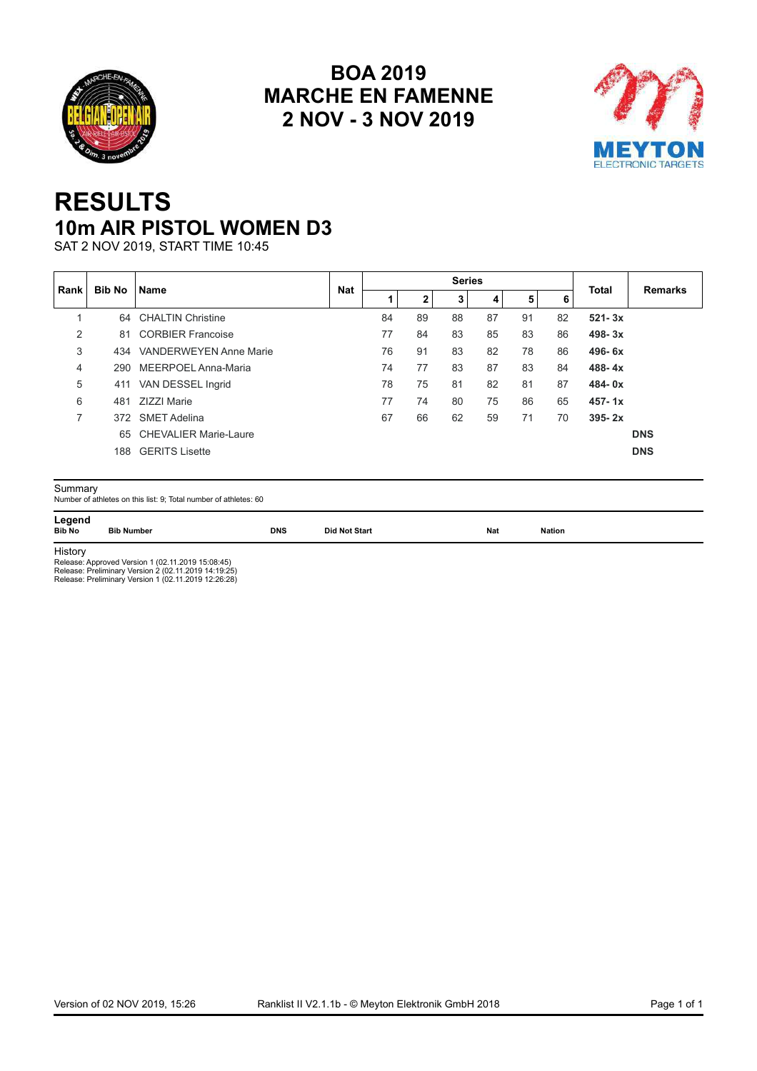# BOA 2019
# MARCHE EN FAMENNE
# 2 NOV - 3 NOV 2019

# RESULTS
## 10m AIR PISTOL WOMEN D3

SAT 2 NOV 2019, START TIME 10:45

| Rank | Bib No | Name | Nat | Series | | | | | | Total | Remarks |
|---|---|---|---|---|---|---|---|---|---|---|---|
| | | | | 1 | 2 | 3 | 4 | 5 | 6 | | |
| 1 | 64 | CHALTIN Christine | | 84 | 89 | 88 | 87 | 91 | 82 | **521- 3x** | |
| 2 | 81 | CORBIER Francoise | | 77 | 84 | 83 | 85 | 83 | 86 | **498- 3x** | |
| 3 | 434 | VANDERWEYEN Anne Marie | | 76 | 91 | 83 | 82 | 78 | 86 | **496- 6x** | |
| 4 | 290 | MEERPOEL Anna-Maria | | 74 | 77 | 83 | 87 | 83 | 84 | **488- 4x** | |
| 5 | 411 | VAN DESSEL Ingrid | | 78 | 75 | 81 | 82 | 81 | 87 | **484- 0x** | |
| 6 | 481 | ZIZZI Marie | | 77 | 74 | 80 | 75 | 86 | 65 | **457- 1x** | |
| 7 | 372 | SMET Adelina | | 67 | 66 | 62 | 59 | 71 | 70 | **395- 2x** | |
| | 65 | CHEVALIER Marie-Laure | | | | | | | | | **DNS** |
| | 188 | GERITS Lisette | | | | | | | | | **DNS** |

Summary

Number of athletes on this list: 9; Total number of athletes: 60

**Legend**

| **Bib No** | **Bib Number** | **DNS** | **Did Not Start** | **Nat** | **Nation** |
|---|---|---|---|---|---|

History

Release: Approved Version 1 (02.11.2019 15:08:45)
Release: Preliminary Version 2 (02.11.2019 14:19:25)
Release: Preliminary Version 1 (02.11.2019 12:26:28)

Version of 02 NOV 2019, 15:26 Ranklist II V2.1.1b - © Meyton Elektronik GmbH 2018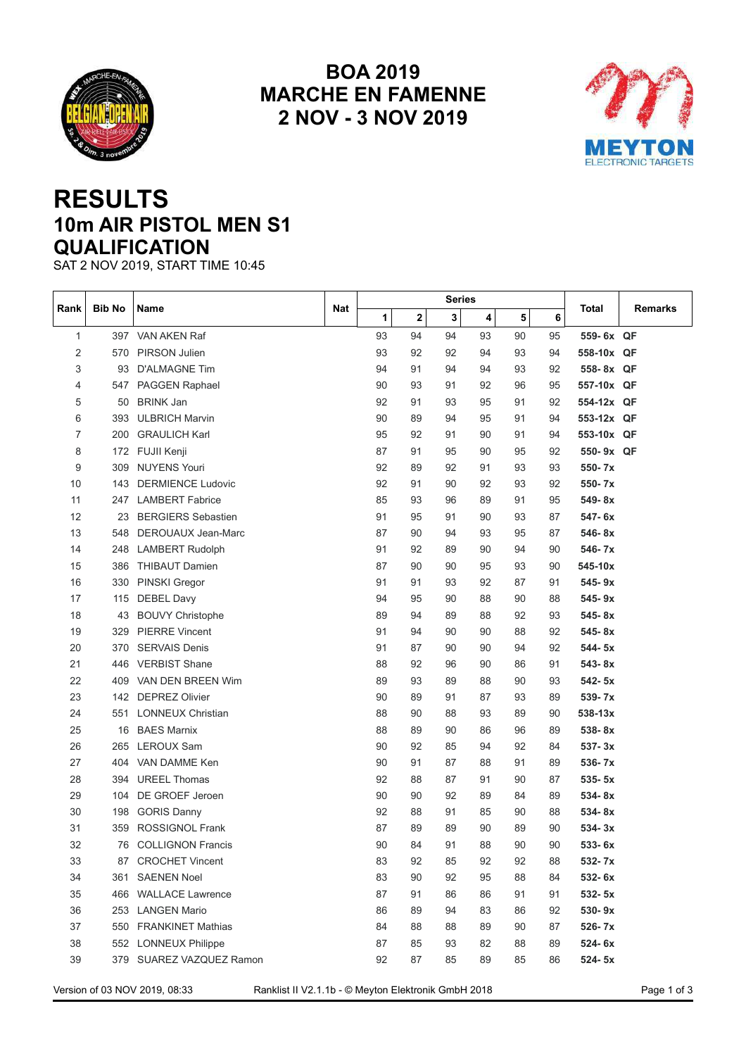# BOA 2019
# MARCHE EN FAMENNE
# 2 NOV - 3 NOV 2019

# RESULTS
## 10m AIR PISTOL MEN S1
## QUALIFICATION

SAT 2 NOV 2019, START TIME 10:45

| Rank | Bib No | Name | Nat | Series | | | | | | Total | Remarks |
|---|---|---|---|---|---|---|---|---|---|---|---|
| | | | | 1 | 2 | 3 | 4 | 5 | 6 | | |
| 1 | 397 | VAN AKEN Raf | | 93 | 94 | 94 | 93 | 90 | 95 | 559- 6x | QF |
| 2 | 570 | PIRSON Julien | | 93 | 92 | 92 | 94 | 93 | 94 | 558-10x | QF |
| 3 | 93 | D'ALMAGNE Tim | | 94 | 91 | 94 | 94 | 93 | 92 | 558- 8x | QF |
| 4 | 547 | PAGGEN Raphael | | 90 | 93 | 91 | 92 | 96 | 95 | 557-10x | QF |
| 5 | 50 | BRINK Jan | | 92 | 91 | 93 | 95 | 91 | 92 | 554-12x | QF |
| 6 | 393 | ULBRICH Marvin | | 90 | 89 | 94 | 95 | 91 | 94 | 553-12x | QF |
| 7 | 200 | GRAULICH Karl | | 95 | 92 | 91 | 90 | 91 | 94 | 553-10x | QF |
| 8 | 172 | FUJII Kenji | | 87 | 91 | 95 | 90 | 95 | 92 | 550- 9x | QF |
| 9 | 309 | NUYENS Youri | | 92 | 89 | 92 | 91 | 93 | 93 | 550- 7x | |
| 10 | 143 | DERMIENCE Ludovic | | 92 | 91 | 90 | 92 | 93 | 92 | 550- 7x | |
| 11 | 247 | LAMBERT Fabrice | | 85 | 93 | 96 | 89 | 91 | 95 | 549- 8x | |
| 12 | 23 | BERGIERS Sebastien | | 91 | 95 | 91 | 90 | 93 | 87 | 547- 6x | |
| 13 | 548 | DEROUAUX Jean-Marc | | 87 | 90 | 94 | 93 | 95 | 87 | 546- 8x | |
| 14 | 248 | LAMBERT Rudolph | | 91 | 92 | 89 | 90 | 94 | 90 | 546- 7x | |
| 15 | 386 | THIBAUT Damien | | 87 | 90 | 90 | 95 | 93 | 90 | 545-10x | |
| 16 | 330 | PINSKI Gregor | | 91 | 91 | 93 | 92 | 87 | 91 | 545- 9x | |
| 17 | 115 | DEBEL Davy | | 94 | 95 | 90 | 88 | 90 | 88 | 545- 9x | |
| 18 | 43 | BOUVY Christophe | | 89 | 94 | 89 | 88 | 92 | 93 | 545- 8x | |
| 19 | 329 | PIERRE Vincent | | 91 | 94 | 90 | 90 | 88 | 92 | 545- 8x | |
| 20 | 370 | SERVAIS Denis | | 91 | 87 | 90 | 90 | 94 | 92 | 544- 5x | |
| 21 | 446 | VERBIST Shane | | 88 | 92 | 96 | 90 | 86 | 91 | 543- 8x | |
| 22 | 409 | VAN DEN BREEN Wim | | 89 | 93 | 89 | 88 | 90 | 93 | 542- 5x | |
| 23 | 142 | DEPREZ Olivier | | 90 | 89 | 91 | 87 | 93 | 89 | 539- 7x | |
| 24 | 551 | LONNEUX Christian | | 88 | 90 | 88 | 93 | 89 | 90 | 538-13x | |
| 25 | 16 | BAES Marnix | | 88 | 89 | 90 | 86 | 96 | 89 | 538- 8x | |
| 26 | 265 | LEROUX Sam | | 90 | 92 | 85 | 94 | 92 | 84 | 537- 3x | |
| 27 | 404 | VAN DAMME Ken | | 90 | 91 | 87 | 88 | 91 | 89 | 536- 7x | |
| 28 | 394 | UREEL Thomas | | 92 | 88 | 87 | 91 | 90 | 87 | 535- 5x | |
| 29 | 104 | DE GROEF Jeroen | | 90 | 90 | 92 | 89 | 84 | 89 | 534- 8x | |
| 30 | 198 | GORIS Danny | | 92 | 88 | 91 | 85 | 90 | 88 | 534- 8x | |
| 31 | 359 | ROSSIGNOL Frank | | 87 | 89 | 89 | 90 | 89 | 90 | 534- 3x | |
| 32 | 76 | COLLIGNON Francis | | 90 | 84 | 91 | 88 | 90 | 90 | 533- 6x | |
| 33 | 87 | CROCHET Vincent | | 83 | 92 | 85 | 92 | 92 | 88 | 532- 7x | |
| 34 | 361 | SAENEN Noel | | 83 | 90 | 92 | 95 | 88 | 84 | 532- 6x | |
| 35 | 466 | WALLACE Lawrence | | 87 | 91 | 86 | 86 | 91 | 91 | 532- 5x | |
| 36 | 253 | LANGEN Mario | | 86 | 89 | 94 | 83 | 86 | 92 | 530- 9x | |
| 37 | 550 | FRANKINET Mathias | | 84 | 88 | 88 | 89 | 90 | 87 | 526- 7x | |
| 38 | 552 | LONNEUX Philippe | | 87 | 85 | 93 | 82 | 88 | 89 | 524- 6x | |
| 39 | 379 | SUAREZ VAZQUEZ Ramon | | 92 | 87 | 85 | 89 | 85 | 86 | 524- 5x | |

Version of 03 NOV 2019, 08:33 Ranklist II V2.1.1b - © Meyton Elektronik GmbH 2018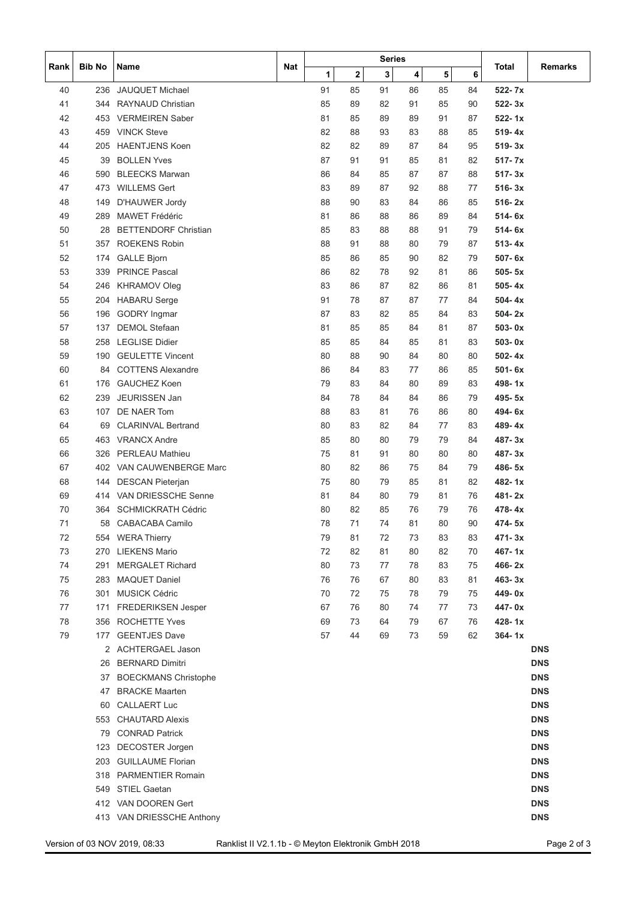| Rank | Bib No | Name | Nat | Series | | | | | | Total | Remarks |
|---|---|---|---|---|---|---|---|---|---|---|---|
| | | | | 1 | 2 | 3 | 4 | 5 | 6 | | |
| 40 | 236 | JAUQUET Michael | | 91 | 85 | 91 | 86 | 85 | 84 | 522- 7x | |
| 41 | 344 | RAYNAUD Christian | | 85 | 89 | 82 | 91 | 85 | 90 | 522- 3x | |
| 42 | 453 | VERMEIREN Saber | | 81 | 85 | 89 | 89 | 91 | 87 | 522- 1x | |
| 43 | 459 | VINCK Steve | | 82 | 88 | 93 | 83 | 88 | 85 | 519- 4x | |
| 44 | 205 | HAENTJENS Koen | | 82 | 82 | 89 | 87 | 84 | 95 | 519- 3x | |
| 45 | 39 | BOLLEN Yves | | 87 | 91 | 91 | 85 | 81 | 82 | 517- 7x | |
| 46 | 590 | BLEECKS Marwan | | 86 | 84 | 85 | 87 | 87 | 88 | 517- 3x | |
| 47 | 473 | WILLEMS Gert | | 83 | 89 | 87 | 92 | 88 | 77 | 516- 3x | |
| 48 | 149 | D'HAUWER Jordy | | 88 | 90 | 83 | 84 | 86 | 85 | 516- 2x | |
| 49 | 289 | MAWET Frédéric | | 81 | 86 | 88 | 86 | 89 | 84 | 514- 6x | |
| 50 | 28 | BETTENDORF Christian | | 85 | 83 | 88 | 88 | 91 | 79 | 514- 6x | |
| 51 | 357 | ROEKENS Robin | | 88 | 91 | 88 | 80 | 79 | 87 | 513- 4x | |
| 52 | 174 | GALLE Bjorn | | 85 | 86 | 85 | 90 | 82 | 79 | 507- 6x | |
| 53 | 339 | PRINCE Pascal | | 86 | 82 | 78 | 92 | 81 | 86 | 505- 5x | |
| 54 | 246 | KHRAMOV Oleg | | 83 | 86 | 87 | 82 | 86 | 81 | 505- 4x | |
| 55 | 204 | HABARU Serge | | 91 | 78 | 87 | 87 | 77 | 84 | 504- 4x | |
| 56 | 196 | GODRY Ingmar | | 87 | 83 | 82 | 85 | 84 | 83 | 504- 2x | |
| 57 | 137 | DEMOL Stefaan | | 81 | 85 | 85 | 84 | 81 | 87 | 503- 0x | |
| 58 | 258 | LEGLISE Didier | | 85 | 85 | 84 | 85 | 81 | 83 | 503- 0x | |
| 59 | 190 | GEULETTE Vincent | | 80 | 88 | 90 | 84 | 80 | 80 | 502- 4x | |
| 60 | 84 | COTTENS Alexandre | | 86 | 84 | 83 | 77 | 86 | 85 | 501- 6x | |
| 61 | 176 | GAUCHEZ Koen | | 79 | 83 | 84 | 80 | 89 | 83 | 498- 1x | |
| 62 | 239 | JEURISSEN Jan | | 84 | 78 | 84 | 84 | 86 | 79 | 495- 5x | |
| 63 | 107 | DE NAER Tom | | 88 | 83 | 81 | 76 | 86 | 80 | 494- 6x | |
| 64 | 69 | CLARINVAL Bertrand | | 80 | 83 | 82 | 84 | 77 | 83 | 489- 4x | |
| 65 | 463 | VRANCX Andre | | 85 | 80 | 80 | 79 | 79 | 84 | 487- 3x | |
| 66 | 326 | PERLEAU Mathieu | | 75 | 81 | 91 | 80 | 80 | 80 | 487- 3x | |
| 67 | 402 | VAN CAUWENBERGE Marc | | 80 | 82 | 86 | 75 | 84 | 79 | 486- 5x | |
| 68 | 144 | DESCAN Pieterjan | | 75 | 80 | 79 | 85 | 81 | 82 | 482- 1x | |
| 69 | 414 | VAN DRIESSCHE Senne | | 81 | 84 | 80 | 79 | 81 | 76 | 481- 2x | |
| 70 | 364 | SCHMICKRATH Cédric | | 80 | 82 | 85 | 76 | 79 | 76 | 478- 4x | |
| 71 | 58 | CABACABA Camilo | | 78 | 71 | 74 | 81 | 80 | 90 | 474- 5x | |
| 72 | 554 | WERA Thierry | | 79 | 81 | 72 | 73 | 83 | 83 | 471- 3x | |
| 73 | 270 | LIEKENS Mario | | 72 | 82 | 81 | 80 | 82 | 70 | 467- 1x | |
| 74 | 291 | MERGALET Richard | | 80 | 73 | 77 | 78 | 83 | 75 | 466- 2x | |
| 75 | 283 | MAQUET Daniel | | 76 | 76 | 67 | 80 | 83 | 81 | 463- 3x | |
| 76 | 301 | MUSICK Cédric | | 70 | 72 | 75 | 78 | 79 | 75 | 449- 0x | |
| 77 | 171 | FREDERIKSEN Jesper | | 67 | 76 | 80 | 74 | 77 | 73 | 447- 0x | |
| 78 | 356 | ROCHETTE Yves | | 69 | 73 | 64 | 79 | 67 | 76 | 428- 1x | |
| 79 | 177 | GEENTJES Dave | | 57 | 44 | 69 | 73 | 59 | 62 | 364- 1x | |
| | 2 | ACHTERGAEL Jason | | | | | | | | | DNS |
| | 26 | BERNARD Dimitri | | | | | | | | | DNS |
| | 37 | BOECKMANS Christophe | | | | | | | | | DNS |
| | 47 | BRACKE Maarten | | | | | | | | | DNS |
| | 60 | CALLAERT Luc | | | | | | | | | DNS |
| | 553 | CHAUTARD Alexis | | | | | | | | | DNS |
| | 79 | CONRAD Patrick | | | | | | | | | DNS |
| | 123 | DECOSTER Jorgen | | | | | | | | | DNS |
| | 203 | GUILLAUME Florian | | | | | | | | | DNS |
| | 318 | PARMENTIER Romain | | | | | | | | | DNS |
| | 549 | STIEL Gaetan | | | | | | | | | DNS |
| | 412 | VAN DOOREN Gert | | | | | | | | | DNS |
| | 413 | VAN DRIESSCHE Anthony | | | | | | | | | DNS |

Version of 03 NOV 2019, 08:33 Ranklist II V2.1.1b - © Meyton Elektronik GmbH 2018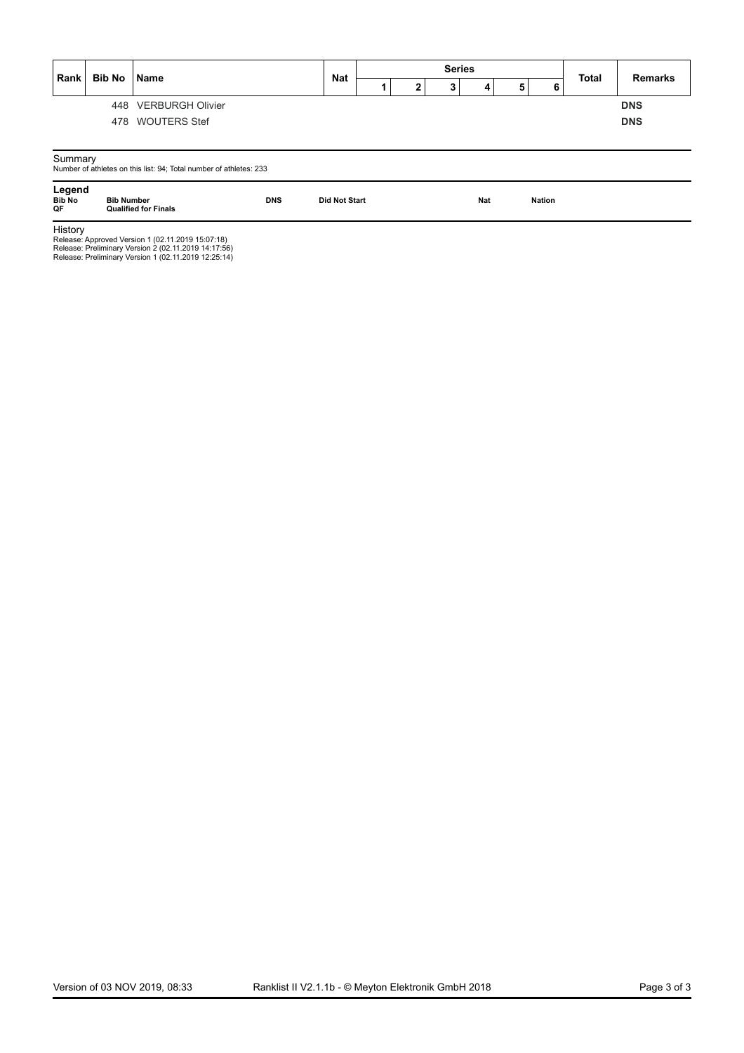| Rank | Bib No | Name | Nat | Series | | | | | | Total | Remarks |
|---|---|---|---|---|---|---|---|---|---|---|---|
| | | | | 1 | 2 | 3 | 4 | 5 | 6 | | |
| | 448 | VERBURGH Olivier | | | | | | | | | **DNS** |
| | 478 | WOUTERS Stef | | | | | | | | | **DNS** |

Summary

Number of athletes on this list: 94; Total number of athletes: 233

**Legend**

| | | | | | |
|---|---|---|---|---|---|
| **Bib No** | **Bib Number** | **DNS** | **Did Not Start** | **Nat** | **Nation** |
| **QF** | **Qualified for Finals** | | | | |

History

Release: Approved Version 1 (02.11.2019 15:07:18)
Release: Preliminary Version 2 (02.11.2019 14:17:56)
Release: Preliminary Version 1 (02.11.2019 12:25:14)

Version of 03 NOV 2019, 08:33 Ranklist II V2.1.1b - © Meyton Elektronik GmbH 2018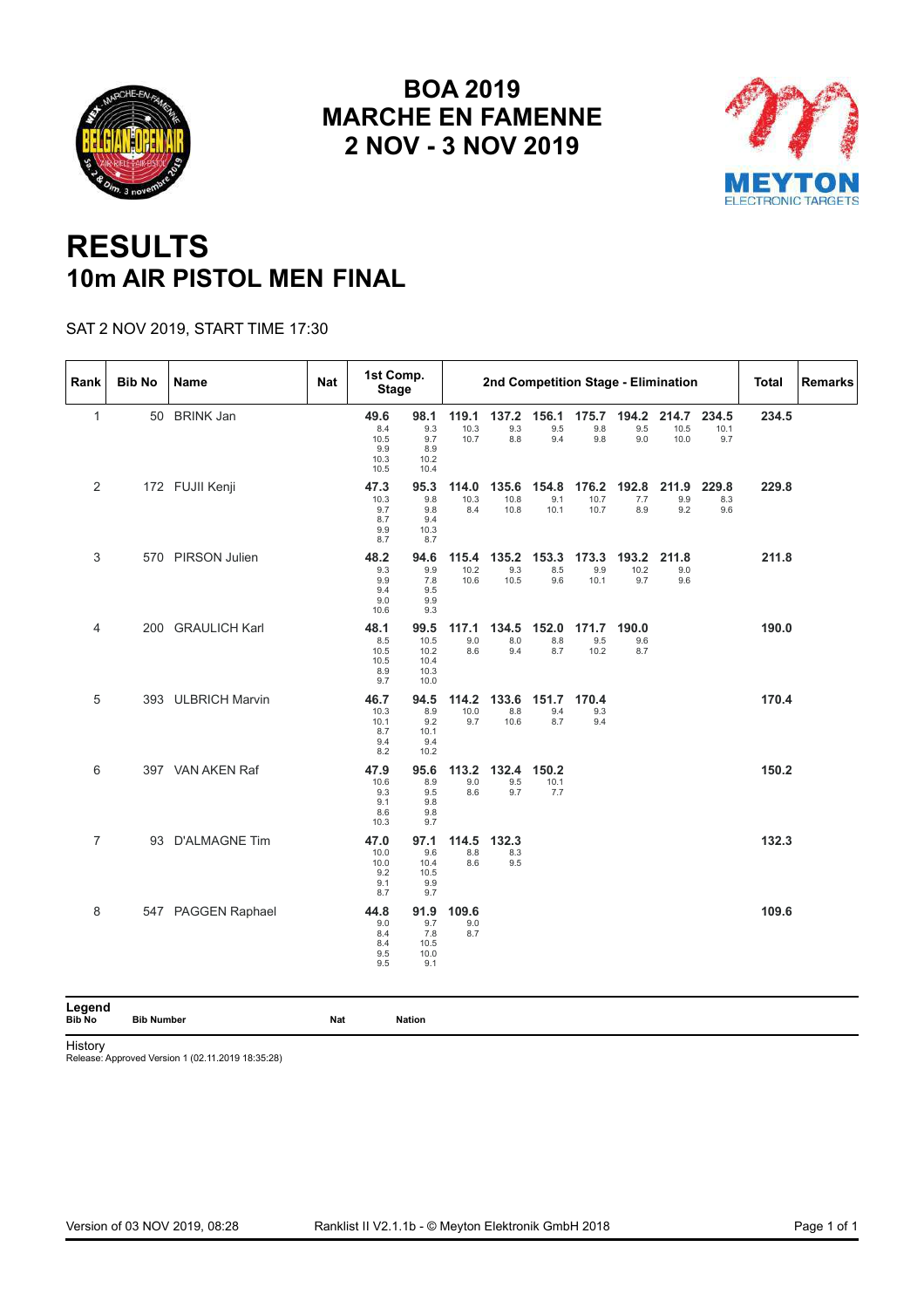# BOA 2019
# MARCHE EN FAMENNE
# 2 NOV - 3 NOV 2019

# RESULTS
## 10m AIR PISTOL MEN FINAL

SAT 2 NOV 2019, START TIME 17:30

| Rank | Bib No | Name | Nat | 1st Comp. Stage | | 2nd Competition Stage - Elimination | | | | | | | | | Total | Remarks |
|---|---|---|---|---|---|---|---|---|---|---|---|---|---|---|---|---|
| 1 | 50 | BRINK Jan | | **49.6** 8.4 10.5 9.9 10.3 10.5 | **98.1** 9.3 9.7 8.9 10.2 10.4 | **119.1** 10.3 10.7 | **137.2** 9.3 8.8 | **156.1** 9.5 9.4 | **175.7** 9.8 9.8 | **194.2** 9.5 9.0 | **214.7** 10.5 10.0 | **234.5** 10.1 9.7 | **234.5** | |
| 2 | 172 | FUJII Kenji | | **47.3** 10.3 9.7 8.7 9.9 8.7 | **95.3** 9.8 9.8 9.4 10.3 8.7 | **114.0** 10.3 8.4 | **135.6** 10.8 10.8 | **154.8** 9.1 10.1 | **176.2** 10.7 10.7 | **192.8** 7.7 8.9 | **211.9** 9.9 9.2 | **229.8** 8.3 9.6 | **229.8** | |
| 3 | 570 | PIRSON Julien | | **48.2** 9.3 9.9 9.4 9.0 10.6 | **94.6** 9.9 7.8 9.5 9.9 9.3 | **115.4** 10.2 10.6 | **135.2** 9.3 10.5 | **153.3** 8.5 9.6 | **173.3** 9.9 10.1 | **193.2** 10.2 9.7 | **211.8** 9.0 9.6 | | **211.8** | |
| 4 | 200 | GRAULICH Karl | | **48.1** 8.5 10.5 10.5 8.9 9.7 | **99.5** 10.5 10.2 10.4 10.3 10.0 | **117.1** 9.0 8.6 | **134.5** 8.0 9.4 | **152.0** 8.8 8.7 | **171.7** 9.5 10.2 | **190.0** 9.6 8.7 | | | **190.0** | |
| 5 | 393 | ULBRICH Marvin | | **46.7** 10.3 10.1 8.7 9.4 8.2 | **94.5** 8.9 9.2 10.1 9.4 10.2 | **114.2** 10.0 9.7 | **133.6** 8.8 10.6 | **151.7** 9.4 8.7 | **170.4** 9.3 9.4 | | | | **170.4** | |
| 6 | 397 | VAN AKEN Raf | | **47.9** 10.6 9.3 9.1 8.6 10.3 | **95.6** 8.9 9.5 9.8 9.8 9.7 | **113.2** 9.0 8.6 | **132.4** 9.5 9.7 | **150.2** 10.1 7.7 | | | | | **150.2** | |
| 7 | 93 | D'ALMAGNE Tim | | **47.0** 10.0 10.0 9.2 9.1 8.7 | **97.1** 9.6 10.4 10.5 9.9 9.7 | **114.5** 8.8 8.6 | **132.3** 8.3 9.5 | | | | | | **132.3** | |
| 8 | 547 | PAGGEN Raphael | | **44.8** 9.0 8.4 8.4 9.5 9.5 | **91.9** 9.7 7.8 10.5 10.0 9.1 | **109.6** 9.0 8.7 | | | | | | | **109.6** | |

**Legend**

| Bib No | Bib Number | Nat | Nation |
|---|---|---|---|

History
Release: Approved Version 1 (02.11.2019 18:35:28)

Version of 03 NOV 2019, 08:28 Ranklist II V2.1.1b - © Meyton Elektronik GmbH 2018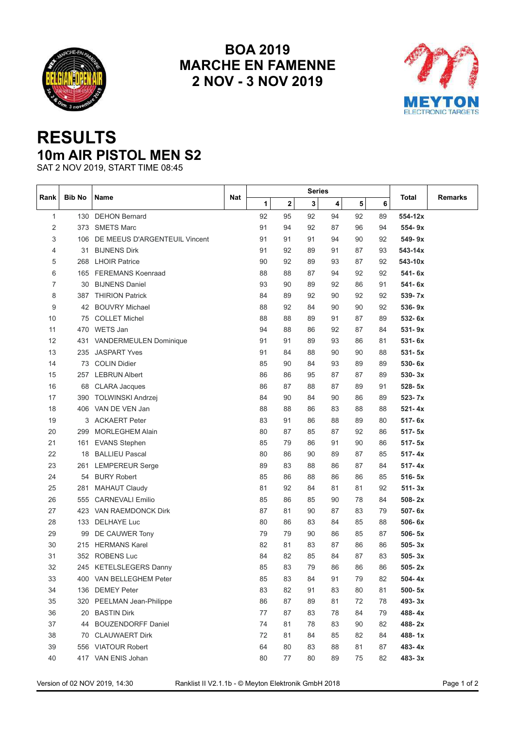# BOA 2019
# MARCHE EN FAMENNE
# 2 NOV - 3 NOV 2019

# RESULTS
## 10m AIR PISTOL MEN S2

SAT 2 NOV 2019, START TIME 08:45

| Rank | Bib No | Name | Nat | Series | | | | | | Total | Remarks |
|---|---|---|---|---|---|---|---|---|---|---|---|
| | | | | 1 | 2 | 3 | 4 | 5 | 6 | | |
| 1 | 130 | DEHON Bernard | | 92 | 95 | 92 | 94 | 92 | 89 | **554-12x** | |
| 2 | 373 | SMETS Marc | | 91 | 94 | 92 | 87 | 96 | 94 | **554- 9x** | |
| 3 | 106 | DE MEEUS D'ARGENTEUIL Vincent | | 91 | 91 | 91 | 94 | 90 | 92 | **549- 9x** | |
| 4 | 31 | BIJNENS Dirk | | 91 | 92 | 89 | 91 | 87 | 93 | **543-14x** | |
| 5 | 268 | LHOIR Patrice | | 90 | 92 | 89 | 93 | 87 | 92 | **543-10x** | |
| 6 | 165 | FEREMANS Koenraad | | 88 | 88 | 87 | 94 | 92 | 92 | **541- 6x** | |
| 7 | 30 | BIJNENS Daniel | | 93 | 90 | 89 | 92 | 86 | 91 | **541- 6x** | |
| 8 | 387 | THIRION Patrick | | 84 | 89 | 92 | 90 | 92 | 92 | **539- 7x** | |
| 9 | 42 | BOUVRY Michael | | 88 | 92 | 84 | 90 | 90 | 92 | **536- 9x** | |
| 10 | 75 | COLLET Michel | | 88 | 88 | 89 | 91 | 87 | 89 | **532- 6x** | |
| 11 | 470 | WETS Jan | | 94 | 88 | 86 | 92 | 87 | 84 | **531- 9x** | |
| 12 | 431 | VANDERMEULEN Dominique | | 91 | 91 | 89 | 93 | 86 | 81 | **531- 6x** | |
| 13 | 235 | JASPART Yves | | 91 | 84 | 88 | 90 | 90 | 88 | **531- 5x** | |
| 14 | 73 | COLIN Didier | | 85 | 90 | 84 | 93 | 89 | 89 | **530- 6x** | |
| 15 | 257 | LEBRUN Albert | | 86 | 86 | 95 | 87 | 87 | 89 | **530- 3x** | |
| 16 | 68 | CLARA Jacques | | 86 | 87 | 88 | 87 | 89 | 91 | **528- 5x** | |
| 17 | 390 | TOLWINSKI Andrzej | | 84 | 90 | 84 | 90 | 86 | 89 | **523- 7x** | |
| 18 | 406 | VAN DE VEN Jan | | 88 | 88 | 86 | 83 | 88 | 88 | **521- 4x** | |
| 19 | 3 | ACKAERT Peter | | 83 | 91 | 86 | 88 | 89 | 80 | **517- 6x** | |
| 20 | 299 | MORLEGHEM Alain | | 80 | 87 | 85 | 87 | 92 | 86 | **517- 5x** | |
| 21 | 161 | EVANS Stephen | | 85 | 79 | 86 | 91 | 90 | 86 | **517- 5x** | |
| 22 | 18 | BALLIEU Pascal | | 80 | 86 | 90 | 89 | 87 | 85 | **517- 4x** | |
| 23 | 261 | LEMPEREUR Serge | | 89 | 83 | 88 | 86 | 87 | 84 | **517- 4x** | |
| 24 | 54 | BURY Robert | | 85 | 86 | 88 | 86 | 86 | 85 | **516- 5x** | |
| 25 | 281 | MAHAUT Claudy | | 81 | 92 | 84 | 81 | 81 | 92 | **511- 3x** | |
| 26 | 555 | CARNEVALI Emilio | | 85 | 86 | 85 | 90 | 78 | 84 | **508- 2x** | |
| 27 | 423 | VAN RAEMDONCK Dirk | | 87 | 81 | 90 | 87 | 83 | 79 | **507- 6x** | |
| 28 | 133 | DELHAYE Luc | | 80 | 86 | 83 | 84 | 85 | 88 | **506- 6x** | |
| 29 | 99 | DE CAUWER Tony | | 79 | 79 | 90 | 86 | 85 | 87 | **506- 5x** | |
| 30 | 215 | HERMANS Karel | | 82 | 81 | 83 | 87 | 86 | 86 | **505- 3x** | |
| 31 | 352 | ROBENS Luc | | 84 | 82 | 85 | 84 | 87 | 83 | **505- 3x** | |
| 32 | 245 | KETELSLEGERS Danny | | 85 | 83 | 79 | 86 | 86 | 86 | **505- 2x** | |
| 33 | 400 | VAN BELLEGHEM Peter | | 85 | 83 | 84 | 91 | 79 | 82 | **504- 4x** | |
| 34 | 136 | DEMEY Peter | | 83 | 82 | 91 | 83 | 80 | 81 | **500- 5x** | |
| 35 | 320 | PEELMAN Jean-Philippe | | 86 | 87 | 89 | 81 | 72 | 78 | **493- 3x** | |
| 36 | 20 | BASTIN Dirk | | 77 | 87 | 83 | 78 | 84 | 79 | **488- 4x** | |
| 37 | 44 | BOUZENDORFF Daniel | | 74 | 81 | 78 | 83 | 90 | 82 | **488- 2x** | |
| 38 | 70 | CLAUWAERT Dirk | | 72 | 81 | 84 | 85 | 82 | 84 | **488- 1x** | |
| 39 | 556 | VIATOUR Robert | | 64 | 80 | 83 | 88 | 81 | 87 | **483- 4x** | |
| 40 | 417 | VAN ENIS Johan | | 80 | 77 | 80 | 89 | 75 | 82 | **483- 3x** | |

Version of 02 NOV 2019, 14:30    Ranklist II V2.1.1b - © Meyton Elektronik GmbH 2018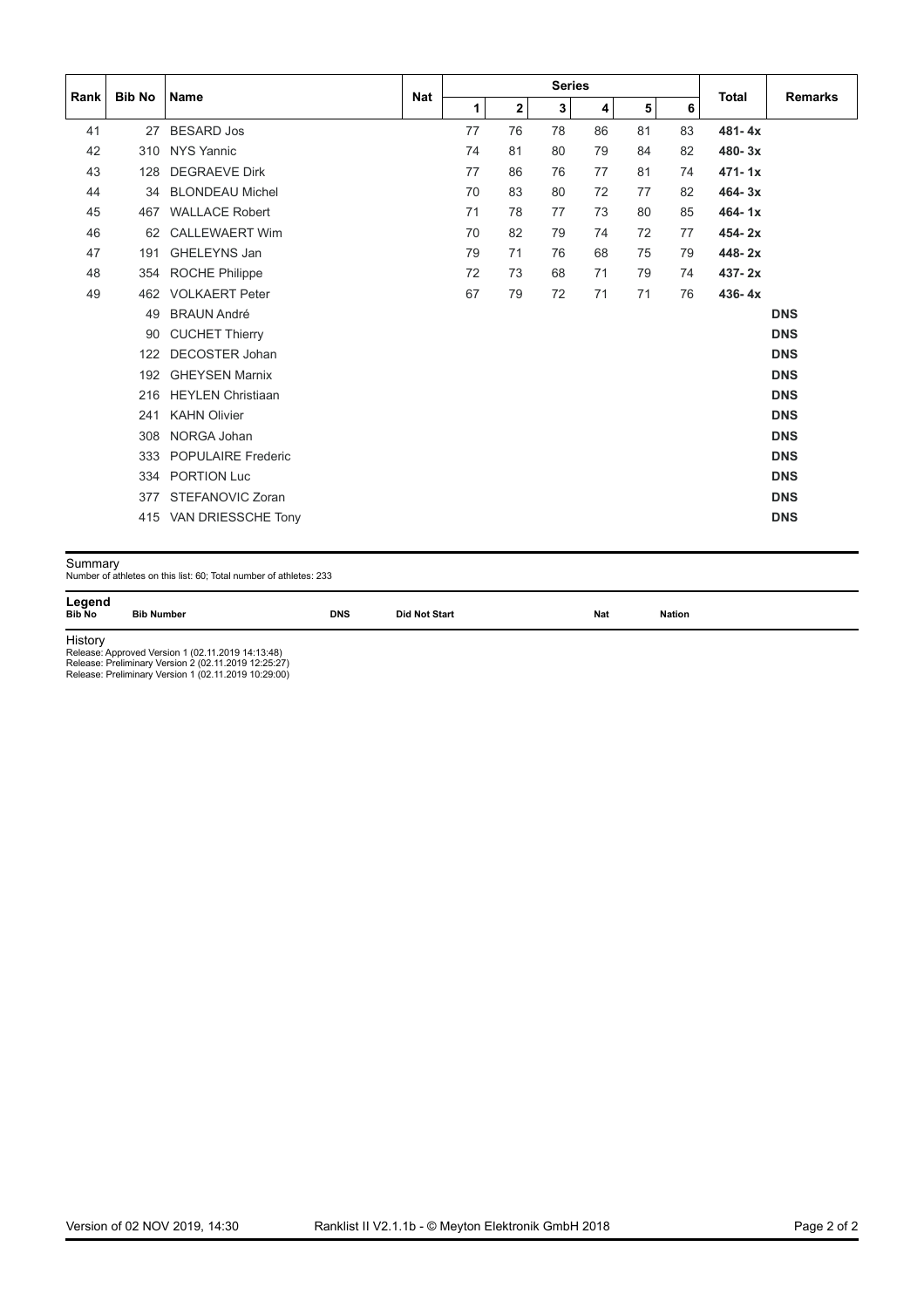| Rank | Bib No | Name | Nat | Series | | | | | | Total | Remarks |
|---|---|---|---|---|---|---|---|---|---|---|---|
| | | | | 1 | 2 | 3 | 4 | 5 | 6 | | |
| 41 | 27 | BESARD Jos | | 77 | 76 | 78 | 86 | 81 | 83 | **481- 4x** | |
| 42 | 310 | NYS Yannic | | 74 | 81 | 80 | 79 | 84 | 82 | **480- 3x** | |
| 43 | 128 | DEGRAEVE Dirk | | 77 | 86 | 76 | 77 | 81 | 74 | **471- 1x** | |
| 44 | 34 | BLONDEAU Michel | | 70 | 83 | 80 | 72 | 77 | 82 | **464- 3x** | |
| 45 | 467 | WALLACE Robert | | 71 | 78 | 77 | 73 | 80 | 85 | **464- 1x** | |
| 46 | 62 | CALLEWAERT Wim | | 70 | 82 | 79 | 74 | 72 | 77 | **454- 2x** | |
| 47 | 191 | GHELEYNS Jan | | 79 | 71 | 76 | 68 | 75 | 79 | **448- 2x** | |
| 48 | 354 | ROCHE Philippe | | 72 | 73 | 68 | 71 | 79 | 74 | **437- 2x** | |
| 49 | 462 | VOLKAERT Peter | | 67 | 79 | 72 | 71 | 71 | 76 | **436- 4x** | |
| | 49 | BRAUN André | | | | | | | | | **DNS** |
| | 90 | CUCHET Thierry | | | | | | | | | **DNS** |
| | 122 | DECOSTER Johan | | | | | | | | | **DNS** |
| | 192 | GHEYSEN Marnix | | | | | | | | | **DNS** |
| | 216 | HEYLEN Christiaan | | | | | | | | | **DNS** |
| | 241 | KAHN Olivier | | | | | | | | | **DNS** |
| | 308 | NORGA Johan | | | | | | | | | **DNS** |
| | 333 | POPULAIRE Frederic | | | | | | | | | **DNS** |
| | 334 | PORTION Luc | | | | | | | | | **DNS** |
| | 377 | STEFANOVIC Zoran | | | | | | | | | **DNS** |
| | 415 | VAN DRIESSCHE Tony | | | | | | | | | **DNS** |

Summary
Number of athletes on this list: 60; Total number of athletes: 233

**Legend**

| | | | | | |
|---|---|---|---|---|---|
| **Bib No** | **Bib Number** | **DNS** | **Did Not Start** | **Nat** | **Nation** |

History
Release: Approved Version 1 (02.11.2019 14:13:48)
Release: Preliminary Version 2 (02.11.2019 12:25:27)
Release: Preliminary Version 1 (02.11.2019 10:29:00)

Version of 02 NOV 2019, 14:30 Ranklist II V2.1.1b - © Meyton Elektronik GmbH 2018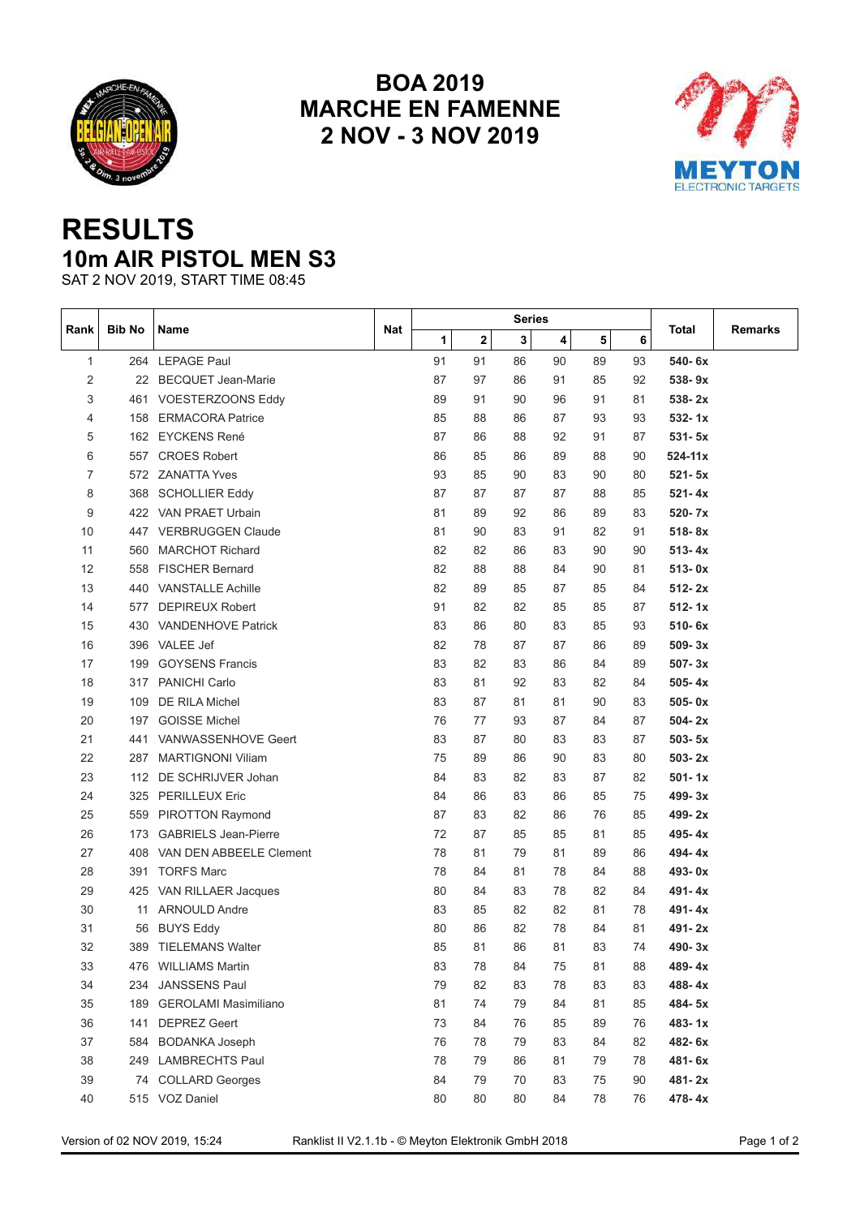# BOA 2019
# MARCHE EN FAMENNE
# 2 NOV - 3 NOV 2019

# RESULTS
## 10m AIR PISTOL MEN S3

SAT 2 NOV 2019, START TIME 08:45

| Rank | Bib No | Name | Nat | Series | | | | | | Total | Remarks |
|---|---|---|---|---|---|---|---|---|---|---|---|
| | | | | 1 | 2 | 3 | 4 | 5 | 6 | | |
| 1 | 264 | LEPAGE Paul | | 91 | 91 | 86 | 90 | 89 | 93 | **540- 6x** | |
| 2 | 22 | BECQUET Jean-Marie | | 87 | 97 | 86 | 91 | 85 | 92 | **538- 9x** | |
| 3 | 461 | VOESTERZOONS Eddy | | 89 | 91 | 90 | 96 | 91 | 81 | **538- 2x** | |
| 4 | 158 | ERMACORA Patrice | | 85 | 88 | 86 | 87 | 93 | 93 | **532- 1x** | |
| 5 | 162 | EYCKENS René | | 87 | 86 | 88 | 92 | 91 | 87 | **531- 5x** | |
| 6 | 557 | CROES Robert | | 86 | 85 | 86 | 89 | 88 | 90 | **524-11x** | |
| 7 | 572 | ZANATTA Yves | | 93 | 85 | 90 | 83 | 90 | 80 | **521- 5x** | |
| 8 | 368 | SCHOLLIER Eddy | | 87 | 87 | 87 | 87 | 88 | 85 | **521- 4x** | |
| 9 | 422 | VAN PRAET Urbain | | 81 | 89 | 92 | 86 | 89 | 83 | **520- 7x** | |
| 10 | 447 | VERBRUGGEN Claude | | 81 | 90 | 83 | 91 | 82 | 91 | **518- 8x** | |
| 11 | 560 | MARCHOT Richard | | 82 | 82 | 86 | 83 | 90 | 90 | **513- 4x** | |
| 12 | 558 | FISCHER Bernard | | 82 | 88 | 88 | 84 | 90 | 81 | **513- 0x** | |
| 13 | 440 | VANSTALLE Achille | | 82 | 89 | 85 | 87 | 85 | 84 | **512- 2x** | |
| 14 | 577 | DEPIREUX Robert | | 91 | 82 | 82 | 85 | 85 | 87 | **512- 1x** | |
| 15 | 430 | VANDENHOVE Patrick | | 83 | 86 | 80 | 83 | 85 | 93 | **510- 6x** | |
| 16 | 396 | VALEE Jef | | 82 | 78 | 87 | 87 | 86 | 89 | **509- 3x** | |
| 17 | 199 | GOYSENS Francis | | 83 | 82 | 83 | 86 | 84 | 89 | **507- 3x** | |
| 18 | 317 | PANICHI Carlo | | 83 | 81 | 92 | 83 | 82 | 84 | **505- 4x** | |
| 19 | 109 | DE RILA Michel | | 83 | 87 | 81 | 81 | 90 | 83 | **505- 0x** | |
| 20 | 197 | GOISSE Michel | | 76 | 77 | 93 | 87 | 84 | 87 | **504- 2x** | |
| 21 | 441 | VANWASSENHOVE Geert | | 83 | 87 | 80 | 83 | 83 | 87 | **503- 5x** | |
| 22 | 287 | MARTIGNONI Viliam | | 75 | 89 | 86 | 90 | 83 | 80 | **503- 2x** | |
| 23 | 112 | DE SCHRIJVER Johan | | 84 | 83 | 82 | 83 | 87 | 82 | **501- 1x** | |
| 24 | 325 | PERILLEUX Eric | | 84 | 86 | 83 | 86 | 85 | 75 | **499- 3x** | |
| 25 | 559 | PIROTTON Raymond | | 87 | 83 | 82 | 86 | 76 | 85 | **499- 2x** | |
| 26 | 173 | GABRIELS Jean-Pierre | | 72 | 87 | 85 | 85 | 81 | 85 | **495- 4x** | |
| 27 | 408 | VAN DEN ABBEELE Clement | | 78 | 81 | 79 | 81 | 89 | 86 | **494- 4x** | |
| 28 | 391 | TORFS Marc | | 78 | 84 | 81 | 78 | 84 | 88 | **493- 0x** | |
| 29 | 425 | VAN RILLAER Jacques | | 80 | 84 | 83 | 78 | 82 | 84 | **491- 4x** | |
| 30 | 11 | ARNOULD Andre | | 83 | 85 | 82 | 82 | 81 | 78 | **491- 4x** | |
| 31 | 56 | BUYS Eddy | | 80 | 86 | 82 | 78 | 84 | 81 | **491- 2x** | |
| 32 | 389 | TIELEMANS Walter | | 85 | 81 | 86 | 81 | 83 | 74 | **490- 3x** | |
| 33 | 476 | WILLIAMS Martin | | 83 | 78 | 84 | 75 | 81 | 88 | **489- 4x** | |
| 34 | 234 | JANSSENS Paul | | 79 | 82 | 83 | 78 | 83 | 83 | **488- 4x** | |
| 35 | 189 | GEROLAMI Masimiliano | | 81 | 74 | 79 | 84 | 81 | 85 | **484- 5x** | |
| 36 | 141 | DEPREZ Geert | | 73 | 84 | 76 | 85 | 89 | 76 | **483- 1x** | |
| 37 | 584 | BODANKA Joseph | | 76 | 78 | 79 | 83 | 84 | 82 | **482- 6x** | |
| 38 | 249 | LAMBRECHTS Paul | | 78 | 79 | 86 | 81 | 79 | 78 | **481- 6x** | |
| 39 | 74 | COLLARD Georges | | 84 | 79 | 70 | 83 | 75 | 90 | **481- 2x** | |
| 40 | 515 | VOZ Daniel | | 80 | 80 | 80 | 84 | 78 | 76 | **478- 4x** | |

Version of 02 NOV 2019, 15:24 Ranklist II V2.1.1b - © Meyton Elektronik GmbH 2018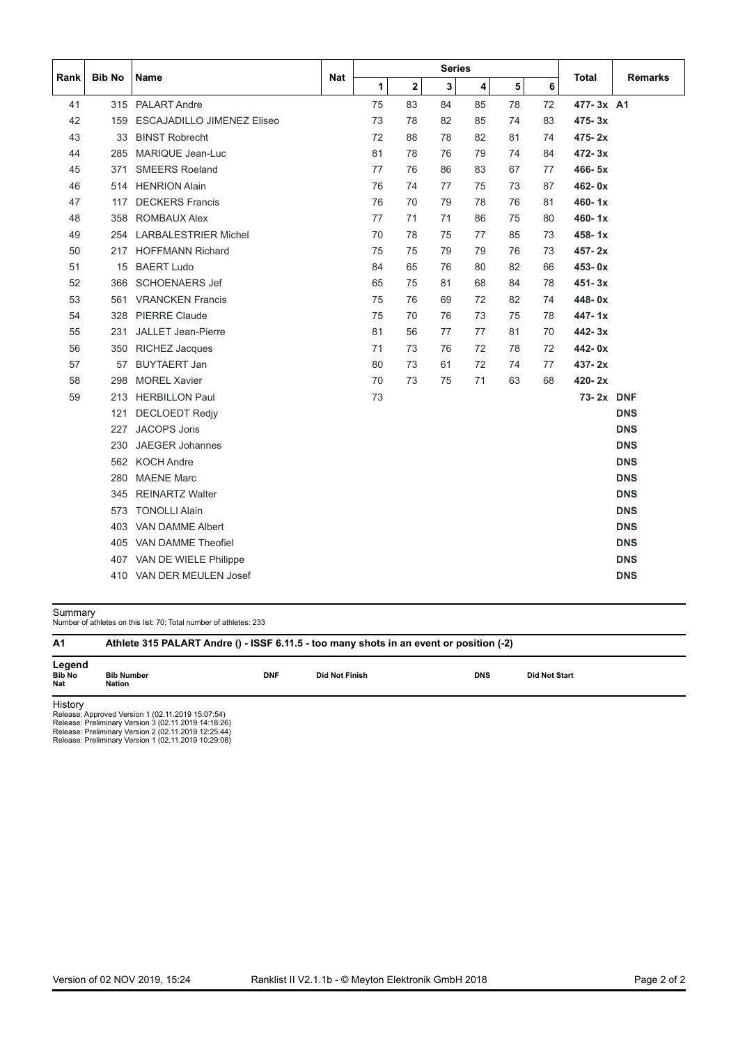| Rank | Bib No | Name | Nat | Series | | | | | | Total | Remarks |
|---|---|---|---|---|---|---|---|---|---|---|---|
| | | | | 1 | 2 | 3 | 4 | 5 | 6 | | |
| 41 | 315 | PALART Andre | | 75 | 83 | 84 | 85 | 78 | 72 | 477- 3x | A1 |
| 42 | 159 | ESCAJADILLO JIMENEZ Eliseo | | 73 | 78 | 82 | 85 | 74 | 83 | 475- 3x | |
| 43 | 33 | BINST Robrecht | | 72 | 88 | 78 | 82 | 81 | 74 | 475- 2x | |
| 44 | 285 | MARIQUE Jean-Luc | | 81 | 78 | 76 | 79 | 74 | 84 | 472- 3x | |
| 45 | 371 | SMEERS Roeland | | 77 | 76 | 86 | 83 | 67 | 77 | 466- 5x | |
| 46 | 514 | HENRION Alain | | 76 | 74 | 77 | 75 | 73 | 87 | 462- 0x | |
| 47 | 117 | DECKERS Francis | | 76 | 70 | 79 | 78 | 76 | 81 | 460- 1x | |
| 48 | 358 | ROMBAUX Alex | | 77 | 71 | 71 | 86 | 75 | 80 | 460- 1x | |
| 49 | 254 | LARBALESTRIER Michel | | 70 | 78 | 75 | 77 | 85 | 73 | 458- 1x | |
| 50 | 217 | HOFFMANN Richard | | 75 | 75 | 79 | 79 | 76 | 73 | 457- 2x | |
| 51 | 15 | BAERT Ludo | | 84 | 65 | 76 | 80 | 82 | 66 | 453- 0x | |
| 52 | 366 | SCHOENAERS Jef | | 65 | 75 | 81 | 68 | 84 | 78 | 451- 3x | |
| 53 | 561 | VRANCKEN Francis | | 75 | 76 | 69 | 72 | 82 | 74 | 448- 0x | |
| 54 | 328 | PIERRE Claude | | 75 | 70 | 76 | 73 | 75 | 78 | 447- 1x | |
| 55 | 231 | JALLET Jean-Pierre | | 81 | 56 | 77 | 77 | 81 | 70 | 442- 3x | |
| 56 | 350 | RICHEZ Jacques | | 71 | 73 | 76 | 72 | 78 | 72 | 442- 0x | |
| 57 | 57 | BUYTAERT Jan | | 80 | 73 | 61 | 72 | 74 | 77 | 437- 2x | |
| 58 | 298 | MOREL Xavier | | 70 | 73 | 75 | 71 | 63 | 68 | 420- 2x | |
| 59 | 213 | HERBILLON Paul | | 73 | | | | | | 73- 2x | DNF |
| | 121 | DECLOEDT Redjy | | | | | | | | | DNS |
| | 227 | JACOPS Joris | | | | | | | | | DNS |
| | 230 | JAEGER Johannes | | | | | | | | | DNS |
| | 562 | KOCH Andre | | | | | | | | | DNS |
| | 280 | MAENE Marc | | | | | | | | | DNS |
| | 345 | REINARTZ Walter | | | | | | | | | DNS |
| | 573 | TONOLLI Alain | | | | | | | | | DNS |
| | 403 | VAN DAMME Albert | | | | | | | | | DNS |
| | 405 | VAN DAMME Theofiel | | | | | | | | | DNS |
| | 407 | VAN DE WIELE Philippe | | | | | | | | | DNS |
| | 410 | VAN DER MEULEN Josef | | | | | | | | | DNS |

Summary
Number of athletes on this list: 70; Total number of athletes: 233

**A1** **Athlete 315 PALART Andre () - ISSF 6.11.5 - too many shots in an event or position (-2)**

**Legend**

| | | | | | |
|---|---|---|---|---|---|
| **Bib No** | **Bib Number** | **DNF** | **Did Not Finish** | **DNS** | **Did Not Start** |
| **Nat** | **Nation** | | | | |

History
Release: Approved Version 1 (02.11.2019 15:07:54)
Release: Preliminary Version 3 (02.11.2019 14:18:26)
Release: Preliminary Version 2 (02.11.2019 12:25:44)
Release: Preliminary Version 1 (02.11.2019 10:29:08)

Version of 02 NOV 2019, 15:24 Ranklist II V2.1.1b - © Meyton Elektronik GmbH 2018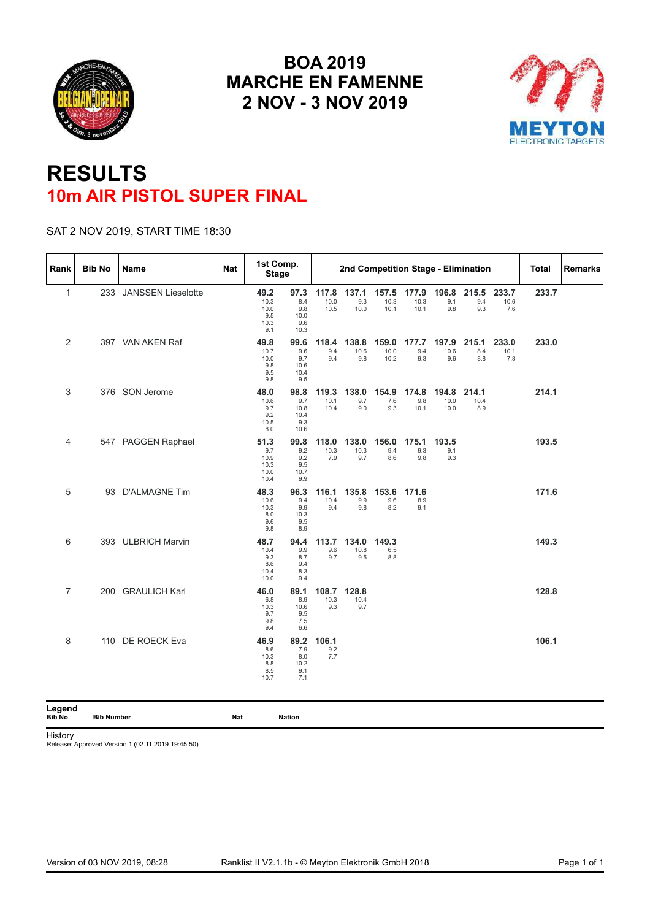# BOA 2019
# MARCHE EN FAMENNE
# 2 NOV - 3 NOV 2019

# RESULTS
## 10m AIR PISTOL SUPER FINAL

SAT 2 NOV 2019, START TIME 18:30

| Rank | Bib No | Name | Nat | 1st Comp. Stage | | 2nd Competition Stage - Elimination | | | | | | | | | Total | Remarks |
|---|---|---|---|---|---|---|---|---|---|---|---|---|---|---|---|---|
| 1 | 233 | JANSSEN Lieselotte | | **49.2** 10.3 10.0 9.5 10.3 9.1 | **97.3** 8.4 9.8 10.0 9.6 10.3 | **117.8** 10.0 10.5 | **137.1** 9.3 10.0 | **157.5** 10.3 10.1 | **177.9** 10.3 10.1 | **196.8** 9.1 9.8 | **215.5** 9.4 9.3 | **233.7** 10.6 7.6 | **233.7** | |
| 2 | 397 | VAN AKEN Raf | | **49.8** 10.7 10.0 9.8 9.5 9.8 | **99.6** 9.6 9.7 10.6 10.4 9.5 | **118.4** 9.4 9.4 | **138.8** 10.6 9.8 | **159.0** 10.0 10.2 | **177.7** 9.4 9.3 | **197.9** 10.6 9.6 | **215.1** 8.4 8.8 | **233.0** 10.1 7.8 | **233.0** | |
| 3 | 376 | SON Jerome | | **48.0** 10.6 9.7 9.2 10.5 8.0 | **98.8** 9.7 10.8 10.4 9.3 10.6 | **119.3** 10.1 10.4 | **138.0** 9.7 9.0 | **154.9** 7.6 9.3 | **174.8** 9.8 10.1 | **194.8** 10.0 10.0 | **214.1** 10.4 8.9 | | **214.1** | |
| 4 | 547 | PAGGEN Raphael | | **51.3** 9.7 10.9 10.3 10.0 10.4 | **99.8** 9.2 9.2 9.5 10.7 9.9 | **118.0** 10.3 7.9 | **138.0** 10.3 9.7 | **156.0** 9.4 8.6 | **175.1** 9.3 9.8 | **193.5** 9.1 9.3 | | | **193.5** | |
| 5 | 93 | D'ALMAGNE Tim | | **48.3** 10.6 10.3 8.0 9.6 9.8 | **96.3** 9.4 9.9 10.3 9.5 8.9 | **116.1** 10.4 9.4 | **135.8** 9.9 9.8 | **153.6** 9.6 8.2 | **171.6** 8.9 9.1 | | | | **171.6** | |
| 6 | 393 | ULBRICH Marvin | | **48.7** 10.4 9.3 8.6 10.4 10.0 | **94.4** 9.9 8.7 9.4 8.3 9.4 | **113.7** 9.6 9.7 | **134.0** 10.8 9.5 | **149.3** 6.5 8.8 | | | | | **149.3** | |
| 7 | 200 | GRAULICH Karl | | **46.0** 6.8 10.3 9.7 9.8 9.4 | **89.1** 8.9 10.6 9.5 7.5 6.6 | **108.7** 10.3 9.3 | **128.8** 10.4 9.7 | | | | | | **128.8** | |
| 8 | 110 | DE ROECK Eva | | **46.9** 8.6 10.3 8.8 8.5 10.7 | **89.2** 7.9 8.0 10.2 9.1 7.1 | **106.1** 9.2 7.7 | | | | | | | **106.1** | |

**Legend**

| Bib No | Bib Number | Nat | Nation |
|---|---|---|---|

History
Release: Approved Version 1 (02.11.2019 19:45:50)

Version of 03 NOV 2019, 08:28 — Ranklist II V2.1.1b - © Meyton Elektronik GmbH 2018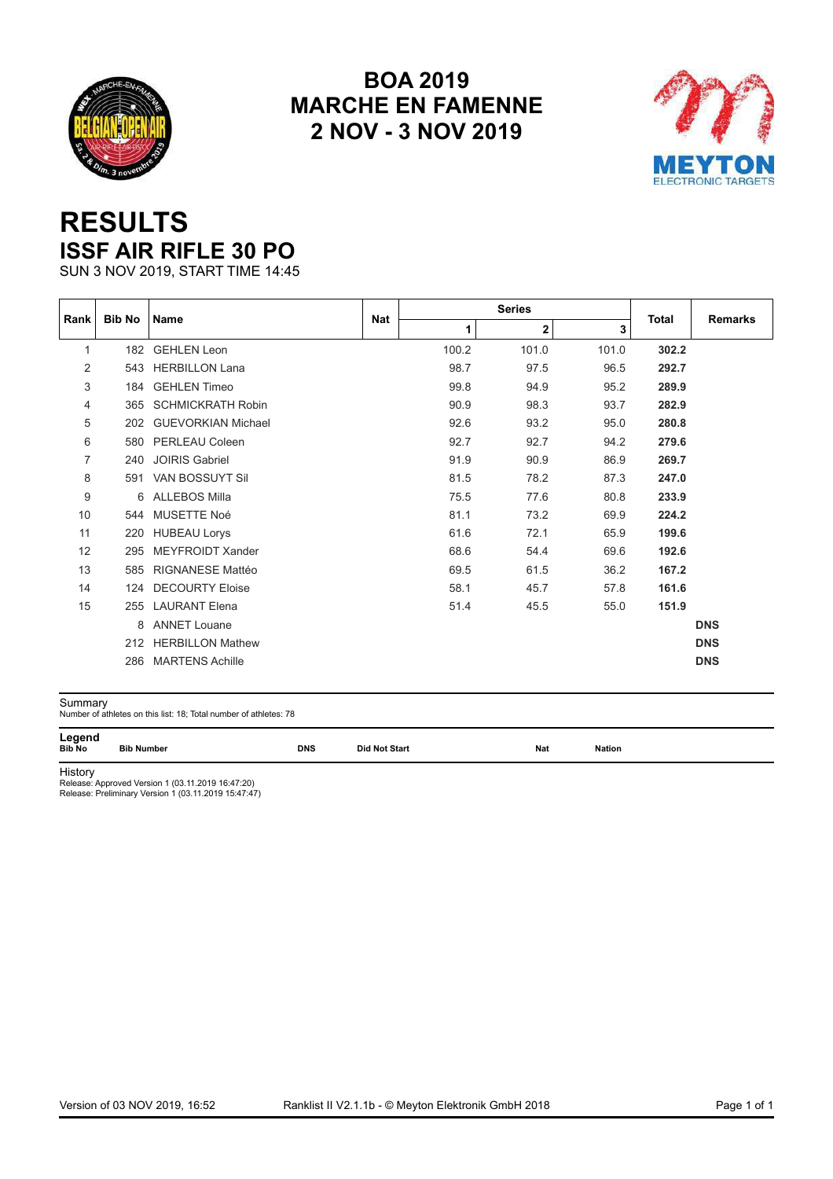# BOA 2019
# MARCHE EN FAMENNE
# 2 NOV - 3 NOV 2019

# RESULTS
## ISSF AIR RIFLE 30 PO

SUN 3 NOV 2019, START TIME 14:45

| Rank | Bib No | Name | Nat | Series | | | Total | Remarks |
|---|---|---|---|---|---|---|---|---|
| | | | | 1 | 2 | 3 | | |
| 1 | 182 | GEHLEN Leon | | 100.2 | 101.0 | 101.0 | **302.2** | |
| 2 | 543 | HERBILLON Lana | | 98.7 | 97.5 | 96.5 | **292.7** | |
| 3 | 184 | GEHLEN Timeo | | 99.8 | 94.9 | 95.2 | **289.9** | |
| 4 | 365 | SCHMICKRATH Robin | | 90.9 | 98.3 | 93.7 | **282.9** | |
| 5 | 202 | GUEVORKIAN Michael | | 92.6 | 93.2 | 95.0 | **280.8** | |
| 6 | 580 | PERLEAU Coleen | | 92.7 | 92.7 | 94.2 | **279.6** | |
| 7 | 240 | JOIRIS Gabriel | | 91.9 | 90.9 | 86.9 | **269.7** | |
| 8 | 591 | VAN BOSSUYT Sil | | 81.5 | 78.2 | 87.3 | **247.0** | |
| 9 | 6 | ALLEBOS Milla | | 75.5 | 77.6 | 80.8 | **233.9** | |
| 10 | 544 | MUSETTE Noé | | 81.1 | 73.2 | 69.9 | **224.2** | |
| 11 | 220 | HUBEAU Lorys | | 61.6 | 72.1 | 65.9 | **199.6** | |
| 12 | 295 | MEYFROIDT Xander | | 68.6 | 54.4 | 69.6 | **192.6** | |
| 13 | 585 | RIGNANESE Mattéo | | 69.5 | 61.5 | 36.2 | **167.2** | |
| 14 | 124 | DECOURTY Eloise | | 58.1 | 45.7 | 57.8 | **161.6** | |
| 15 | 255 | LAURANT Elena | | 51.4 | 45.5 | 55.0 | **151.9** | |
| | 8 | ANNET Louane | | | | | | **DNS** |
| | 212 | HERBILLON Mathew | | | | | | **DNS** |
| | 286 | MARTENS Achille | | | | | | **DNS** |

Summary
Number of athletes on this list: 18; Total number of athletes: 78

**Legend**

| Bib No | Bib Number | DNS | Did Not Start | Nat | Nation |
|---|---|---|---|---|---|

History
Release: Approved Version 1 (03.11.2019 16:47:20)
Release: Preliminary Version 1 (03.11.2019 15:47:47)

Version of 03 NOV 2019, 16:52 Ranklist II V2.1.1b - © Meyton Elektronik GmbH 2018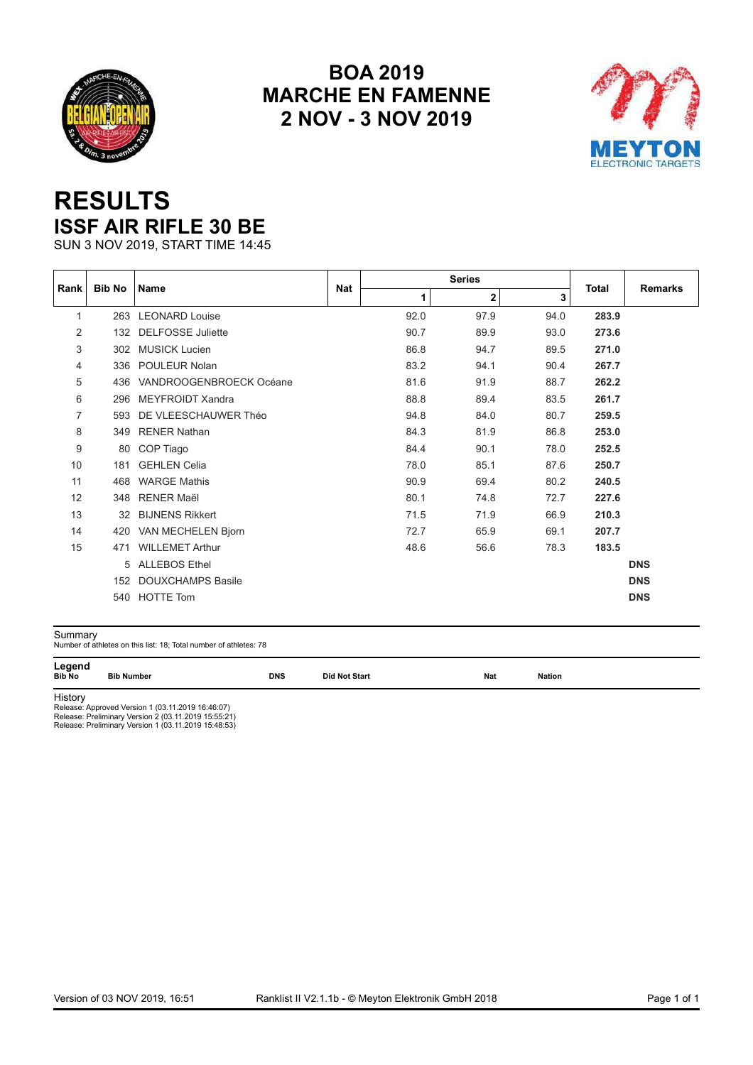# BOA 2019
# MARCHE EN FAMENNE
# 2 NOV - 3 NOV 2019

# RESULTS
## ISSF AIR RIFLE 30 BE
SUN 3 NOV 2019, START TIME 14:45

| Rank | Bib No | Name | Nat | Series | | | Total | Remarks |
|---|---|---|---|---|---|---|---|---|
| | | | | 1 | 2 | 3 | | |
| 1 | 263 | LEONARD Louise | | 92.0 | 97.9 | 94.0 | **283.9** | |
| 2 | 132 | DELFOSSE Juliette | | 90.7 | 89.9 | 93.0 | **273.6** | |
| 3 | 302 | MUSICK Lucien | | 86.8 | 94.7 | 89.5 | **271.0** | |
| 4 | 336 | POULEUR Nolan | | 83.2 | 94.1 | 90.4 | **267.7** | |
| 5 | 436 | VANDROOGENBROECK Océane | | 81.6 | 91.9 | 88.7 | **262.2** | |
| 6 | 296 | MEYFROIDT Xandra | | 88.8 | 89.4 | 83.5 | **261.7** | |
| 7 | 593 | DE VLEESCHAUWER Théo | | 94.8 | 84.0 | 80.7 | **259.5** | |
| 8 | 349 | RENER Nathan | | 84.3 | 81.9 | 86.8 | **253.0** | |
| 9 | 80 | COP Tiago | | 84.4 | 90.1 | 78.0 | **252.5** | |
| 10 | 181 | GEHLEN Celia | | 78.0 | 85.1 | 87.6 | **250.7** | |
| 11 | 468 | WARGE Mathis | | 90.9 | 69.4 | 80.2 | **240.5** | |
| 12 | 348 | RENER Maël | | 80.1 | 74.8 | 72.7 | **227.6** | |
| 13 | 32 | BIJNENS Rikkert | | 71.5 | 71.9 | 66.9 | **210.3** | |
| 14 | 420 | VAN MECHELEN Bjorn | | 72.7 | 65.9 | 69.1 | **207.7** | |
| 15 | 471 | WILLEMET Arthur | | 48.6 | 56.6 | 78.3 | **183.5** | |
| | 5 | ALLEBOS Ethel | | | | | | **DNS** |
| | 152 | DOUXCHAMPS Basile | | | | | | **DNS** |
| | 540 | HOTTE Tom | | | | | | **DNS** |

Summary
Number of athletes on this list: 18; Total number of athletes: 78

| Legend | | | | | |
|---|---|---|---|---|---|
| **Bib No** | **Bib Number** | **DNS** | **Did Not Start** | **Nat** | **Nation** |

History
Release: Approved Version 1 (03.11.2019 16:46:07)
Release: Preliminary Version 2 (03.11.2019 15:55:21)
Release: Preliminary Version 1 (03.11.2019 15:48:53)

Version of 03 NOV 2019, 16:51 Ranklist II V2.1.1b - © Meyton Elektronik GmbH 2018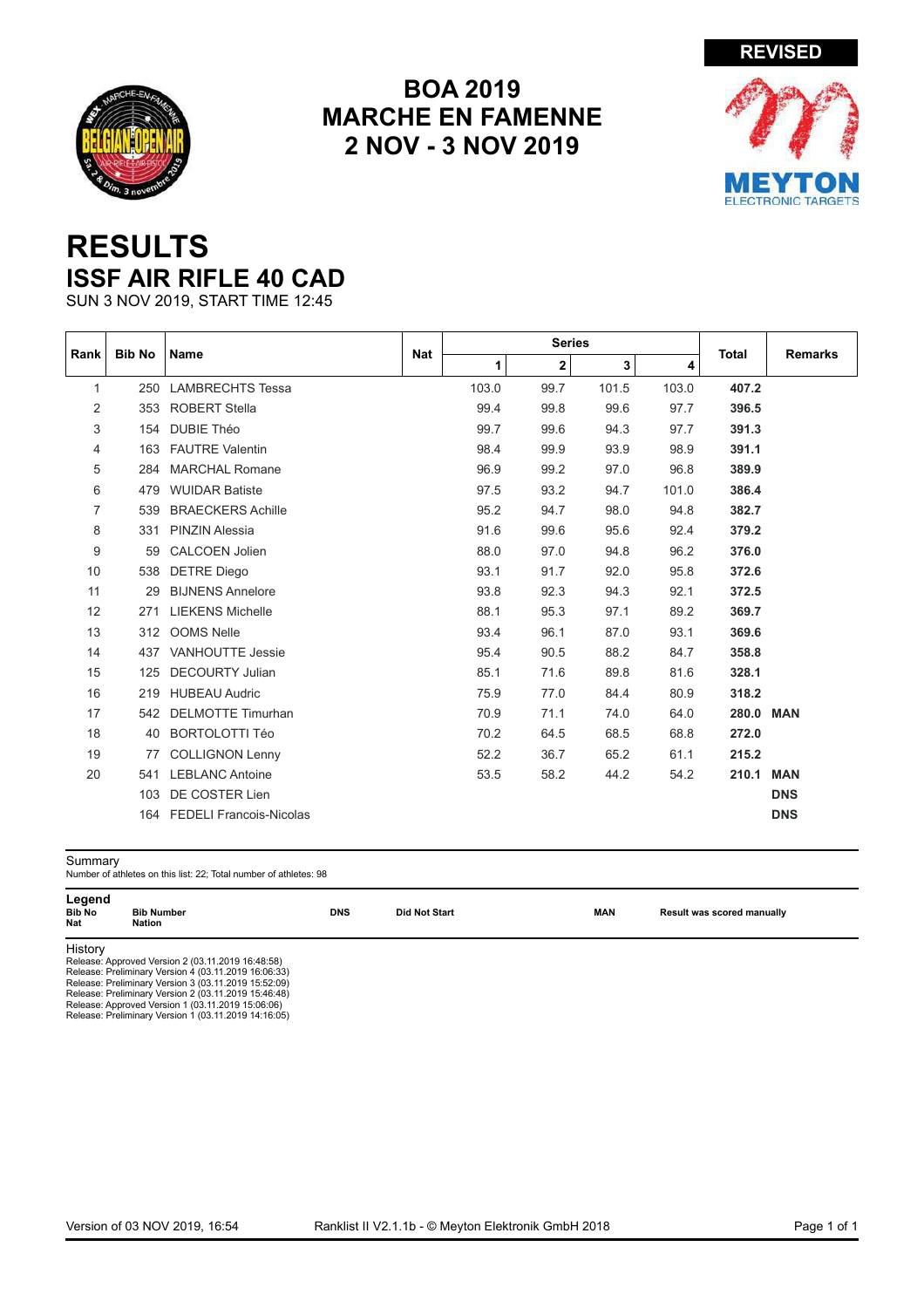REVISED

# BOA 2019
# MARCHE EN FAMENNE
# 2 NOV - 3 NOV 2019

# RESULTS
## ISSF AIR RIFLE 40 CAD
SUN 3 NOV 2019, START TIME 12:45

| Rank | Bib No | Name | Nat | Series | | | | Total | Remarks |
|---|---|---|---|---|---|---|---|---|---|
| | | | | 1 | 2 | 3 | 4 | | |
| 1 | 250 | LAMBRECHTS Tessa | | 103.0 | 99.7 | 101.5 | 103.0 | **407.2** | |
| 2 | 353 | ROBERT Stella | | 99.4 | 99.8 | 99.6 | 97.7 | **396.5** | |
| 3 | 154 | DUBIE Théo | | 99.7 | 99.6 | 94.3 | 97.7 | **391.3** | |
| 4 | 163 | FAUTRE Valentin | | 98.4 | 99.9 | 93.9 | 98.9 | **391.1** | |
| 5 | 284 | MARCHAL Romane | | 96.9 | 99.2 | 97.0 | 96.8 | **389.9** | |
| 6 | 479 | WUIDAR Batiste | | 97.5 | 93.2 | 94.7 | 101.0 | **386.4** | |
| 7 | 539 | BRAECKERS Achille | | 95.2 | 94.7 | 98.0 | 94.8 | **382.7** | |
| 8 | 331 | PINZIN Alessia | | 91.6 | 99.6 | 95.6 | 92.4 | **379.2** | |
| 9 | 59 | CALCOEN Jolien | | 88.0 | 97.0 | 94.8 | 96.2 | **376.0** | |
| 10 | 538 | DETRE Diego | | 93.1 | 91.7 | 92.0 | 95.8 | **372.6** | |
| 11 | 29 | BIJNENS Annelore | | 93.8 | 92.3 | 94.3 | 92.1 | **372.5** | |
| 12 | 271 | LIEKENS Michelle | | 88.1 | 95.3 | 97.1 | 89.2 | **369.7** | |
| 13 | 312 | OOMS Nelle | | 93.4 | 96.1 | 87.0 | 93.1 | **369.6** | |
| 14 | 437 | VANHOUTTE Jessie | | 95.4 | 90.5 | 88.2 | 84.7 | **358.8** | |
| 15 | 125 | DECOURTY Julian | | 85.1 | 71.6 | 89.8 | 81.6 | **328.1** | |
| 16 | 219 | HUBEAU Audric | | 75.9 | 77.0 | 84.4 | 80.9 | **318.2** | |
| 17 | 542 | DELMOTTE Timurhan | | 70.9 | 71.1 | 74.0 | 64.0 | **280.0** | **MAN** |
| 18 | 40 | BORTOLOTTI Téo | | 70.2 | 64.5 | 68.5 | 68.8 | **272.0** | |
| 19 | 77 | COLLIGNON Lenny | | 52.2 | 36.7 | 65.2 | 61.1 | **215.2** | |
| 20 | 541 | LEBLANC Antoine | | 53.5 | 58.2 | 44.2 | 54.2 | **210.1** | **MAN** |
| | 103 | DE COSTER Lien | | | | | | | **DNS** |
| | 164 | FEDELI Francois-Nicolas | | | | | | | **DNS** |

Summary
Number of athletes on this list: 22; Total number of athletes: 98

**Legend**

| | | | | | |
|---|---|---|---|---|---|
| **Bib No** | **Bib Number** | **DNS** | **Did Not Start** | **MAN** | **Result was scored manually** |
| **Nat** | **Nation** | | | | |

History
Release: Approved Version 2 (03.11.2019 16:48:58)
Release: Preliminary Version 4 (03.11.2019 16:06:33)
Release: Preliminary Version 3 (03.11.2019 15:52:09)
Release: Preliminary Version 2 (03.11.2019 15:46:48)
Release: Approved Version 1 (03.11.2019 15:06:06)
Release: Preliminary Version 1 (03.11.2019 14:16:05)

Version of 03 NOV 2019, 16:54 Ranklist II V2.1.1b - © Meyton Elektronik GmbH 2018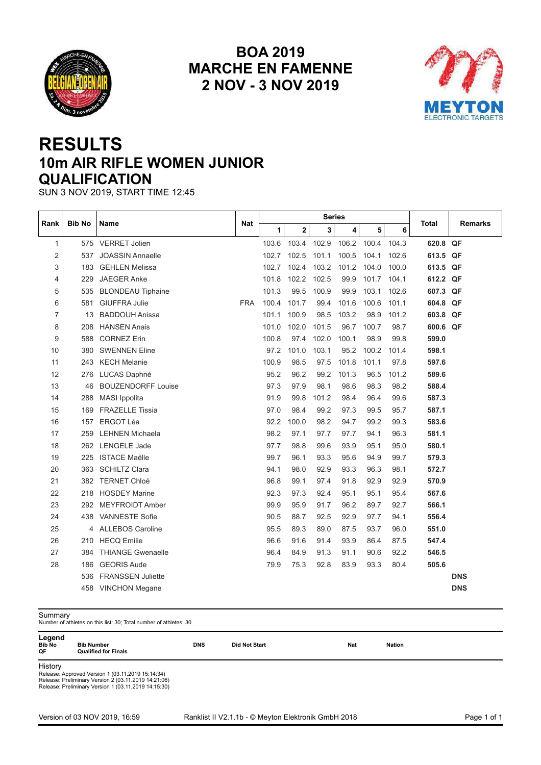# BOA 2019
# MARCHE EN FAMENNE
# 2 NOV - 3 NOV 2019

# RESULTS
## 10m AIR RIFLE WOMEN JUNIOR
## QUALIFICATION

SUN 3 NOV 2019, START TIME 12:45

| Rank | Bib No | Name | Nat | Series 1 | 2 | 3 | 4 | 5 | 6 | Total | Remarks |
|---|---|---|---|---|---|---|---|---|---|---|---|
| 1 | 575 | VERRET Jolien | | 103.6 | 103.4 | 102.9 | 106.2 | 100.4 | 104.3 | **620.8** | **QF** |
| 2 | 537 | JOASSIN Annaelle | | 102.7 | 102.5 | 101.1 | 100.5 | 104.1 | 102.6 | **613.5** | **QF** |
| 3 | 183 | GEHLEN Melissa | | 102.7 | 102.4 | 103.2 | 101.2 | 104.0 | 100.0 | **613.5** | **QF** |
| 4 | 229 | JAEGER Anke | | 101.8 | 102.2 | 102.5 | 99.9 | 101.7 | 104.1 | **612.2** | **QF** |
| 5 | 535 | BLONDEAU Tiphaine | | 101.3 | 99.5 | 100.9 | 99.9 | 103.1 | 102.6 | **607.3** | **QF** |
| 6 | 581 | GIUFFRA Julie | FRA | 100.4 | 101.7 | 99.4 | 101.6 | 100.6 | 101.1 | **604.8** | **QF** |
| 7 | 13 | BADDOUH Anissa | | 101.1 | 100.9 | 98.5 | 103.2 | 98.9 | 101.2 | **603.8** | **QF** |
| 8 | 208 | HANSEN Anais | | 101.0 | 102.0 | 101.5 | 96.7 | 100.7 | 98.7 | **600.6** | **QF** |
| 9 | 588 | CORNEZ Erin | | 100.8 | 97.4 | 102.0 | 100.1 | 98.9 | 99.8 | **599.0** | |
| 10 | 380 | SWENNEN Eline | | 97.2 | 101.0 | 103.1 | 95.2 | 100.2 | 101.4 | **598.1** | |
| 11 | 243 | KECH Melanie | | 100.9 | 98.5 | 97.5 | 101.8 | 101.1 | 97.8 | **597.6** | |
| 12 | 276 | LUCAS Daphné | | 95.2 | 96.2 | 99.2 | 101.3 | 96.5 | 101.2 | **589.6** | |
| 13 | 46 | BOUZENDORFF Louise | | 97.3 | 97.9 | 98.1 | 98.6 | 98.3 | 98.2 | **588.4** | |
| 14 | 288 | MASI Ippolita | | 91.9 | 99.8 | 101.2 | 98.4 | 96.4 | 99.6 | **587.3** | |
| 15 | 169 | FRAZELLE Tissia | | 97.0 | 98.4 | 99.2 | 97.3 | 99.5 | 95.7 | **587.1** | |
| 16 | 157 | ERGOT Léa | | 92.2 | 100.0 | 98.2 | 94.7 | 99.2 | 99.3 | **583.6** | |
| 17 | 259 | LEHNEN Michaela | | 98.2 | 97.1 | 97.7 | 97.7 | 94.1 | 96.3 | **581.1** | |
| 18 | 262 | LENGELE Jade | | 97.7 | 98.8 | 99.6 | 93.9 | 95.1 | 95.0 | **580.1** | |
| 19 | 225 | ISTACE Maëlle | | 99.7 | 96.1 | 93.3 | 95.6 | 94.9 | 99.7 | **579.3** | |
| 20 | 363 | SCHILTZ Clara | | 94.1 | 98.0 | 92.9 | 93.3 | 96.3 | 98.1 | **572.7** | |
| 21 | 382 | TERNET Chloé | | 96.8 | 99.1 | 97.4 | 91.8 | 92.9 | 92.9 | **570.9** | |
| 22 | 218 | HOSDEY Marine | | 92.3 | 97.3 | 92.4 | 95.1 | 95.1 | 95.4 | **567.6** | |
| 23 | 292 | MEYFROIDT Amber | | 99.9 | 95.9 | 91.7 | 96.2 | 89.7 | 92.7 | **566.1** | |
| 24 | 438 | VANNESTE Sofie | | 90.5 | 88.7 | 92.5 | 92.9 | 97.7 | 94.1 | **556.4** | |
| 25 | 4 | ALLEBOS Caroline | | 95.5 | 89.3 | 89.0 | 87.5 | 93.7 | 96.0 | **551.0** | |
| 26 | 210 | HECQ Emilie | | 96.6 | 91.6 | 91.4 | 93.9 | 86.4 | 87.5 | **547.4** | |
| 27 | 384 | THIANGE Gwenaelle | | 96.4 | 84.9 | 91.3 | 91.1 | 90.6 | 92.2 | **546.5** | |
| 28 | 186 | GEORIS Aude | | 79.9 | 75.3 | 92.8 | 83.9 | 93.3 | 80.4 | **505.6** | |
| | 536 | FRANSSEN Juliette | | | | | | | | | **DNS** |
| | 458 | VINCHON Megane | | | | | | | | | **DNS** |

Summary
Number of athletes on this list: 30; Total number of athletes: 30

**Legend**

| | | | | | |
|---|---|---|---|---|---|
| **Bib No** | **Bib Number** | **DNS** | **Did Not Start** | **Nat** | **Nation** |
| **QF** | **Qualified for Finals** | | | | |

History
Release: Approved Version 1 (03.11.2019 15:14:34)
Release: Preliminary Version 2 (03.11.2019 14:21:06)
Release: Preliminary Version 1 (03.11.2019 14:15:30)

Version of 03 NOV 2019, 16:59 Ranklist II V2.1.1b - © Meyton Elektronik GmbH 2018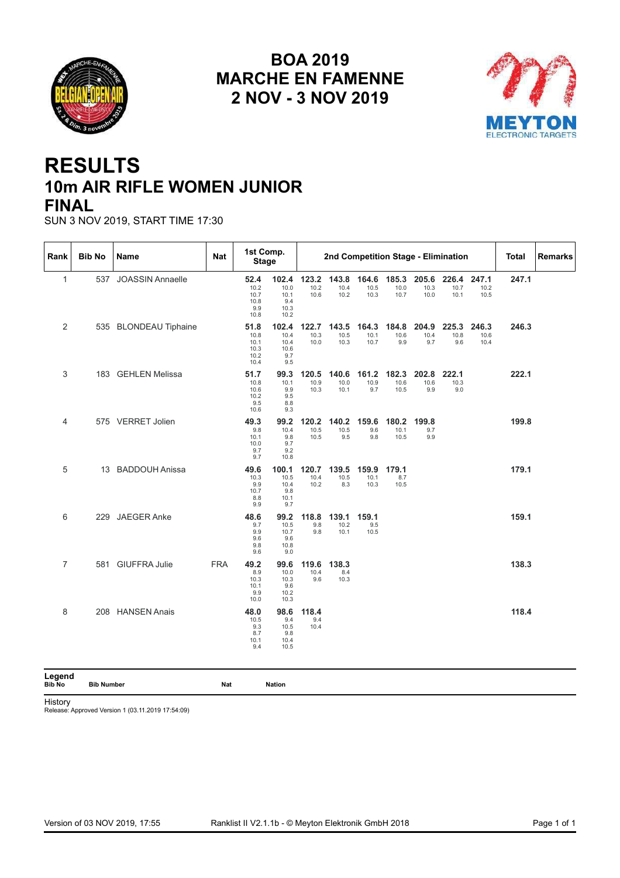# BOA 2019
# MARCHE EN FAMENNE
# 2 NOV - 3 NOV 2019

# RESULTS
## 10m AIR RIFLE WOMEN JUNIOR
## FINAL

SUN 3 NOV 2019, START TIME 17:30

| Rank | Bib No | Name | Nat | 1st Comp. Stage | | 2nd Competition Stage - Elimination | | | | | | | Total | Remarks |
|---|---|---|---|---|---|---|---|---|---|---|---|---|---|---|
| 1 | 537 | JOASSIN Annaelle | | 52.4<br>10.2<br>10.7<br>10.8<br>9.9<br>10.8 | 102.4<br>10.0<br>10.1<br>9.4<br>10.3<br>10.2 | 123.2<br>10.2<br>10.6 | 143.8<br>10.4<br>10.2 | 164.6<br>10.5<br>10.3 | 185.3<br>10.0<br>10.7 | 205.6<br>10.3<br>10.0 | 226.4<br>10.7<br>10.1 | 247.1<br>10.2<br>10.5 | 247.1 | |
| 2 | 535 | BLONDEAU Tiphaine | | 51.8<br>10.8<br>10.1<br>10.3<br>10.2<br>10.4 | 102.4<br>10.4<br>10.4<br>10.6<br>9.7<br>9.5 | 122.7<br>10.3<br>10.0 | 143.5<br>10.5<br>10.3 | 164.3<br>10.1<br>10.7 | 184.8<br>10.6<br>9.9 | 204.9<br>10.4<br>9.7 | 225.3<br>10.8<br>9.6 | 246.3<br>10.6<br>10.4 | 246.3 | |
| 3 | 183 | GEHLEN Melissa | | 51.7<br>10.8<br>10.6<br>10.2<br>9.5<br>10.6 | 99.3<br>10.1<br>9.9<br>9.5<br>8.8<br>9.3 | 120.5<br>10.9<br>10.3 | 140.6<br>10.0<br>10.1 | 161.2<br>10.9<br>9.7 | 182.3<br>10.6<br>10.5 | 202.8<br>10.6<br>9.9 | 222.1<br>10.3<br>9.0 | | 222.1 | |
| 4 | 575 | VERRET Jolien | | 49.3<br>9.8<br>10.1<br>10.0<br>9.7<br>9.7 | 99.2<br>10.4<br>9.8<br>9.7<br>9.2<br>10.8 | 120.2<br>10.5<br>10.5 | 140.2<br>10.5<br>9.5 | 159.6<br>9.6<br>9.8 | 180.2<br>10.1<br>10.5 | 199.8<br>9.7<br>9.9 | | | 199.8 | |
| 5 | 13 | BADDOUH Anissa | | 49.6<br>10.3<br>9.9<br>10.7<br>8.8<br>9.9 | 100.1<br>10.5<br>10.4<br>9.8<br>10.1<br>9.7 | 120.7<br>10.4<br>10.2 | 139.5<br>10.5<br>8.3 | 159.9<br>10.1<br>10.3 | 179.1<br>8.7<br>10.5 | | | | 179.1 | |
| 6 | 229 | JAEGER Anke | | 48.6<br>9.7<br>9.9<br>9.6<br>9.8<br>9.6 | 99.2<br>10.5<br>10.7<br>9.6<br>10.8<br>9.0 | 118.8<br>9.8<br>9.8 | 139.1<br>10.2<br>10.1 | 159.1<br>9.5<br>10.5 | | | | | 159.1 | |
| 7 | 581 | GIUFFRA Julie | FRA | 49.2<br>8.9<br>10.3<br>10.1<br>9.9<br>10.0 | 99.6<br>10.0<br>10.3<br>9.6<br>10.2<br>10.3 | 119.6<br>10.4<br>9.6 | 138.3<br>8.4<br>10.3 | | | | | | 138.3 | |
| 8 | 208 | HANSEN Anais | | 48.0<br>10.5<br>9.3<br>8.7<br>10.1<br>9.4 | 98.6<br>9.4<br>10.5<br>9.8<br>10.4<br>10.5 | 118.4<br>9.4<br>10.4 | | | | | | | 118.4 | |

**Legend**

**Bib No** Bib Number  **Nat** Nation

History
Release: Approved Version 1 (03.11.2019 17:54:09)

Version of 03 NOV 2019, 17:55  Ranklist II V2.1.1b - © Meyton Elektronik GmbH 2018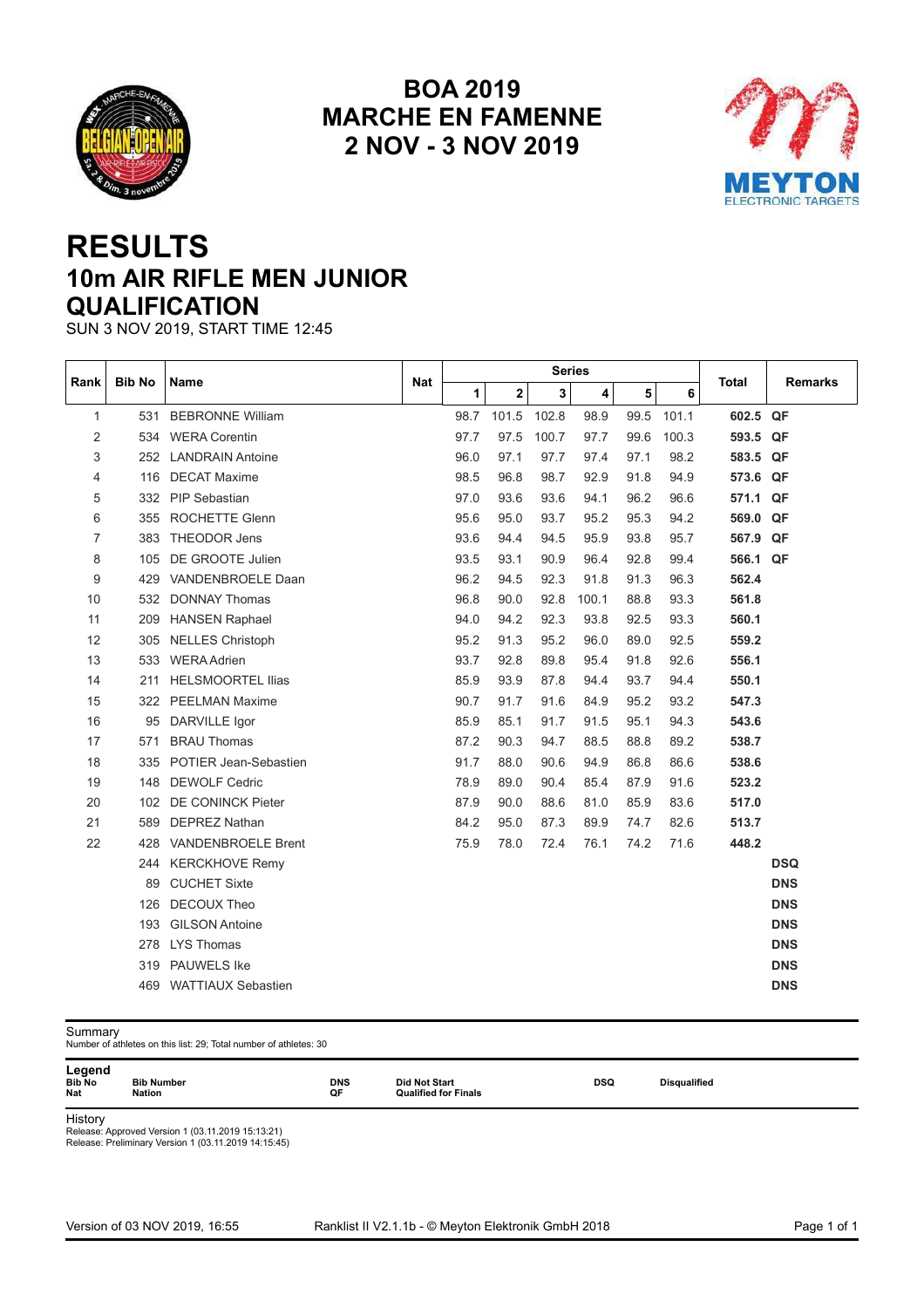# BOA 2019
# MARCHE EN FAMENNE
# 2 NOV - 3 NOV 2019

# RESULTS
## 10m AIR RIFLE MEN JUNIOR
## QUALIFICATION

SUN 3 NOV 2019, START TIME 12:45

| Rank | Bib No | Name | Nat | Series 1 | 2 | 3 | 4 | 5 | 6 | Total | Remarks |
|---|---|---|---|---|---|---|---|---|---|---|---|
| 1 | 531 | BEBRONNE William | | 98.7 | 101.5 | 102.8 | 98.9 | 99.5 | 101.1 | **602.5** | **QF** |
| 2 | 534 | WERA Corentin | | 97.7 | 97.5 | 100.7 | 97.7 | 99.6 | 100.3 | **593.5** | **QF** |
| 3 | 252 | LANDRAIN Antoine | | 96.0 | 97.1 | 97.7 | 97.4 | 97.1 | 98.2 | **583.5** | **QF** |
| 4 | 116 | DECAT Maxime | | 98.5 | 96.8 | 98.7 | 92.9 | 91.8 | 94.9 | **573.6** | **QF** |
| 5 | 332 | PIP Sebastian | | 97.0 | 93.6 | 93.6 | 94.1 | 96.2 | 96.6 | **571.1** | **QF** |
| 6 | 355 | ROCHETTE Glenn | | 95.6 | 95.0 | 93.7 | 95.2 | 95.3 | 94.2 | **569.0** | **QF** |
| 7 | 383 | THEODOR Jens | | 93.6 | 94.4 | 94.5 | 95.9 | 93.8 | 95.7 | **567.9** | **QF** |
| 8 | 105 | DE GROOTE Julien | | 93.5 | 93.1 | 90.9 | 96.4 | 92.8 | 99.4 | **566.1** | **QF** |
| 9 | 429 | VANDENBROELE Daan | | 96.2 | 94.5 | 92.3 | 91.8 | 91.3 | 96.3 | **562.4** | |
| 10 | 532 | DONNAY Thomas | | 96.8 | 90.0 | 92.8 | 100.1 | 88.8 | 93.3 | **561.8** | |
| 11 | 209 | HANSEN Raphael | | 94.0 | 94.2 | 92.3 | 93.8 | 92.5 | 93.3 | **560.1** | |
| 12 | 305 | NELLES Christoph | | 95.2 | 91.3 | 95.2 | 96.0 | 89.0 | 92.5 | **559.2** | |
| 13 | 533 | WERA Adrien | | 93.7 | 92.8 | 89.8 | 95.4 | 91.8 | 92.6 | **556.1** | |
| 14 | 211 | HELSMOORTEL Ilias | | 85.9 | 93.9 | 87.8 | 94.4 | 93.7 | 94.4 | **550.1** | |
| 15 | 322 | PEELMAN Maxime | | 90.7 | 91.7 | 91.6 | 84.9 | 95.2 | 93.2 | **547.3** | |
| 16 | 95 | DARVILLE Igor | | 85.9 | 85.1 | 91.7 | 91.5 | 95.1 | 94.3 | **543.6** | |
| 17 | 571 | BRAU Thomas | | 87.2 | 90.3 | 94.7 | 88.5 | 88.8 | 89.2 | **538.7** | |
| 18 | 335 | POTIER Jean-Sebastien | | 91.7 | 88.0 | 90.6 | 94.9 | 86.8 | 86.6 | **538.6** | |
| 19 | 148 | DEWOLF Cedric | | 78.9 | 89.0 | 90.4 | 85.4 | 87.9 | 91.6 | **523.2** | |
| 20 | 102 | DE CONINCK Pieter | | 87.9 | 90.0 | 88.6 | 81.0 | 85.9 | 83.6 | **517.0** | |
| 21 | 589 | DEPREZ Nathan | | 84.2 | 95.0 | 87.3 | 89.9 | 74.7 | 82.6 | **513.7** | |
| 22 | 428 | VANDENBROELE Brent | | 75.9 | 78.0 | 72.4 | 76.1 | 74.2 | 71.6 | **448.2** | |
| | 244 | KERCKHOVE Remy | | | | | | | | | **DSQ** |
| | 89 | CUCHET Sixte | | | | | | | | | **DNS** |
| | 126 | DECOUX Theo | | | | | | | | | **DNS** |
| | 193 | GILSON Antoine | | | | | | | | | **DNS** |
| | 278 | LYS Thomas | | | | | | | | | **DNS** |
| | 319 | PAUWELS Ike | | | | | | | | | **DNS** |
| | 469 | WATTIAUX Sebastien | | | | | | | | | **DNS** |

Summary
Number of athletes on this list: 29; Total number of athletes: 30

**Legend**

| | | | | | |
|---|---|---|---|---|---|
| **Bib No** | **Bib Number** | **DNS** | **Did Not Start** | **DSQ** | **Disqualified** |
| **Nat** | **Nation** | **QF** | **Qualified for Finals** | | |

History
Release: Approved Version 1 (03.11.2019 15:13:21)
Release: Preliminary Version 1 (03.11.2019 14:15:45)

Version of 03 NOV 2019, 16:55 — Ranklist II V2.1.1b - © Meyton Elektronik GmbH 2018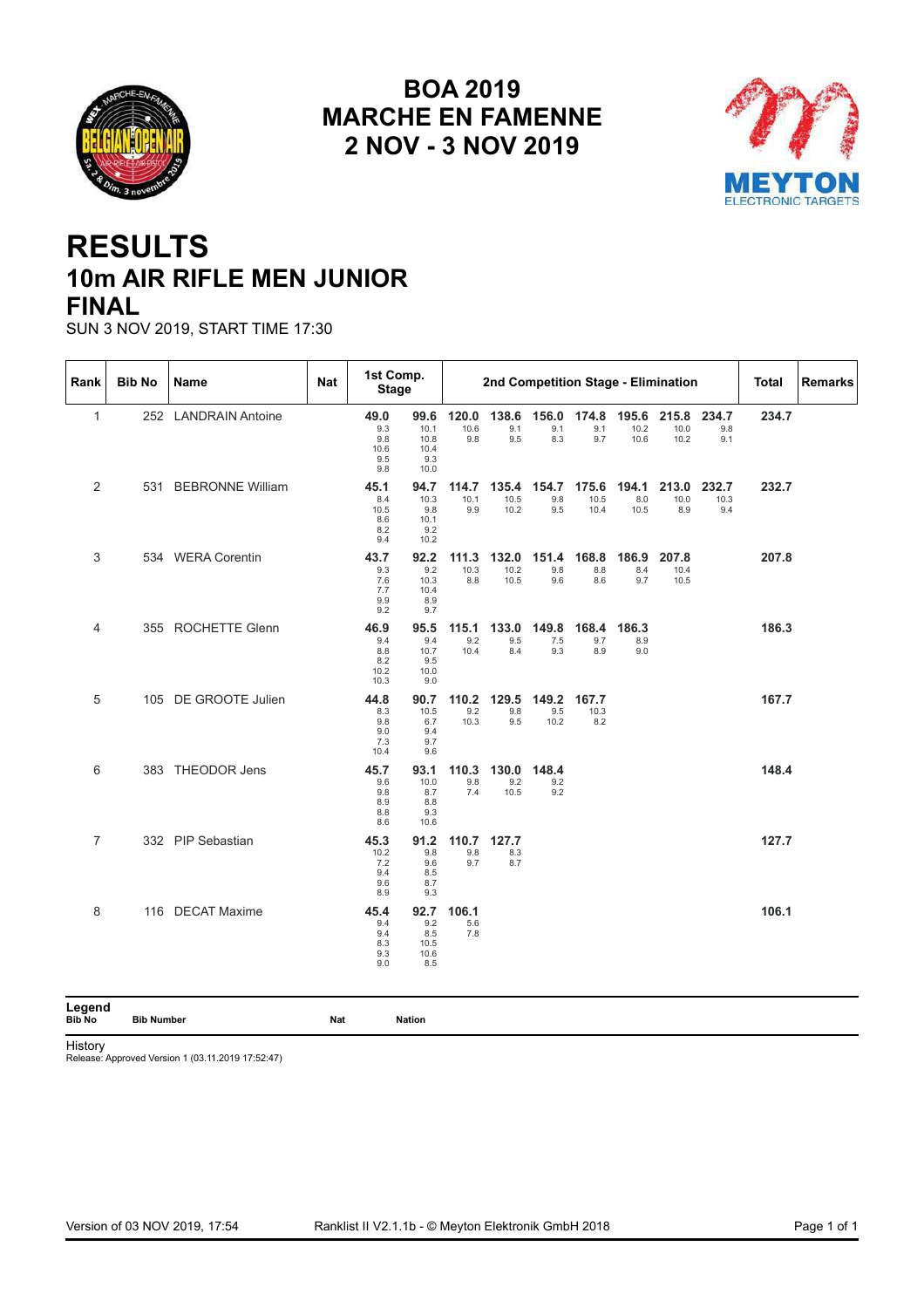# BOA 2019
# MARCHE EN FAMENNE
# 2 NOV - 3 NOV 2019

# RESULTS
## 10m AIR RIFLE MEN JUNIOR
## FINAL

SUN 3 NOV 2019, START TIME 17:30

| Rank | Bib No | Name | Nat | 1st Comp. Stage | | 2nd Competition Stage - Elimination | | | | | | | | | Total | Remarks |
|---|---|---|---|---|---|---|---|---|---|---|---|---|---|---|---|---|
| 1 | 252 | LANDRAIN Antoine | | **49.0** 9.3 9.8 10.6 9.5 9.8 | **99.6** 10.1 10.8 10.4 9.3 10.0 | **120.0** 10.6 9.8 | **138.6** 9.1 9.5 | **156.0** 9.1 8.3 | **174.8** 9.1 9.7 | **195.6** 10.2 10.6 | **215.8** 10.0 10.2 | **234.7** 9.8 9.1 | **234.7** | |
| 2 | 531 | BEBRONNE William | | **45.1** 8.4 10.5 8.6 8.2 9.4 | **94.7** 10.3 9.8 10.1 9.2 10.2 | **114.7** 10.1 9.9 | **135.4** 10.5 10.2 | **154.7** 9.8 9.5 | **175.6** 10.5 10.4 | **194.1** 8.0 10.5 | **213.0** 10.0 8.9 | **232.7** 10.3 9.4 | **232.7** | |
| 3 | 534 | WERA Corentin | | **43.7** 9.3 7.6 7.7 9.9 9.2 | **92.2** 9.2 10.3 10.4 8.9 9.7 | **111.3** 10.3 8.8 | **132.0** 10.2 10.5 | **151.4** 9.8 9.6 | **168.8** 8.8 8.6 | **186.9** 8.4 9.7 | **207.8** 10.4 10.5 | | **207.8** | |
| 4 | 355 | ROCHETTE Glenn | | **46.9** 9.4 8.8 8.2 10.2 10.3 | **95.5** 9.4 10.7 9.5 10.0 9.0 | **115.1** 9.2 10.4 | **133.0** 9.5 8.4 | **149.8** 7.5 9.3 | **168.4** 9.7 8.9 | **186.3** 8.9 9.0 | | | **186.3** | |
| 5 | 105 | DE GROOTE Julien | | **44.8** 8.3 9.8 9.0 7.3 10.4 | **90.7** 10.5 6.7 9.4 9.7 9.6 | **110.2** 9.2 10.3 | **129.5** 9.8 9.5 | **149.2** 9.5 10.2 | **167.7** 10.3 8.2 | | | | **167.7** | |
| 6 | 383 | THEODOR Jens | | **45.7** 9.6 9.8 8.9 8.8 8.6 | **93.1** 10.0 8.7 8.8 9.3 10.6 | **110.3** 9.8 7.4 | **130.0** 9.2 10.5 | **148.4** 9.2 9.2 | | | | | **148.4** | |
| 7 | 332 | PIP Sebastian | | **45.3** 10.2 7.2 9.4 9.6 8.9 | **91.2** 9.8 9.6 8.5 8.7 9.3 | **110.7** 9.8 9.7 | **127.7** 8.3 8.7 | | | | | | **127.7** | |
| 8 | 116 | DECAT Maxime | | **45.4** 9.4 9.4 8.3 9.3 9.0 | **92.7** 9.2 8.5 10.5 10.6 8.5 | **106.1** 5.6 7.8 | | | | | | | **106.1** | |

**Legend**

| | | | |
|---|---|---|---|
| **Bib No** | **Bib Number** | **Nat** | **Nation** |

History
Release: Approved Version 1 (03.11.2019 17:52:47)

Version of 03 NOV 2019, 17:54 — Ranklist II V2.1.1b - © Meyton Elektronik GmbH 2018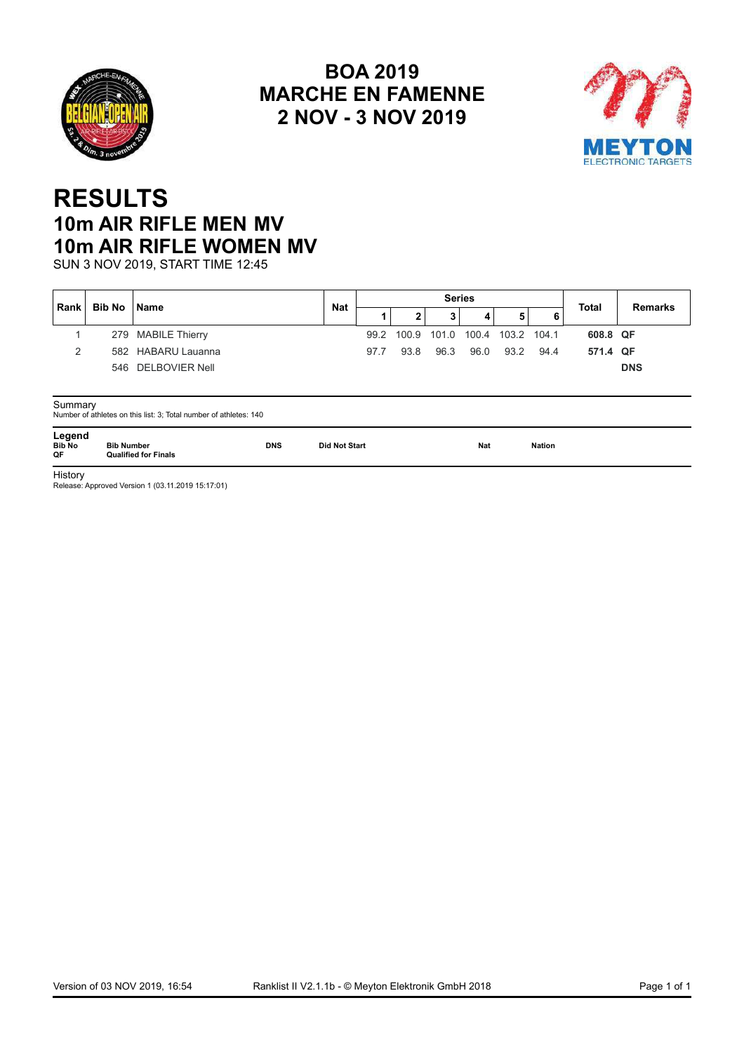# BOA 2019
# MARCHE EN FAMENNE
# 2 NOV - 3 NOV 2019

# RESULTS
## 10m AIR RIFLE MEN MV
## 10m AIR RIFLE WOMEN MV

SUN 3 NOV 2019, START TIME 12:45

| Rank | Bib No | Name | Nat | Series | | | | | | Total | Remarks |
|---|---|---|---|---|---|---|---|---|---|---|---|
| | | | | 1 | 2 | 3 | 4 | 5 | 6 | | |
| 1 | 279 | MABILE Thierry | | 99.2 | 100.9 | 101.0 | 100.4 | 103.2 | 104.1 | **608.8** | **QF** |
| 2 | 582 | HABARU Lauanna | | 97.7 | 93.8 | 96.3 | 96.0 | 93.2 | 94.4 | **571.4** | **QF** |
| | 546 | DELBOVIER Nell | | | | | | | | | **DNS** |

Summary
Number of athletes on this list: 3; Total number of athletes: 140

**Legend**

| | | | | | |
|---|---|---|---|---|---|
| **Bib No** | **Bib Number** | **DNS** | **Did Not Start** | **Nat** | **Nation** |
| **QF** | **Qualified for Finals** | | | | |

History
Release: Approved Version 1 (03.11.2019 15:17:01)

Version of 03 NOV 2019, 16:54 Ranklist II V2.1.1b - © Meyton Elektronik GmbH 2018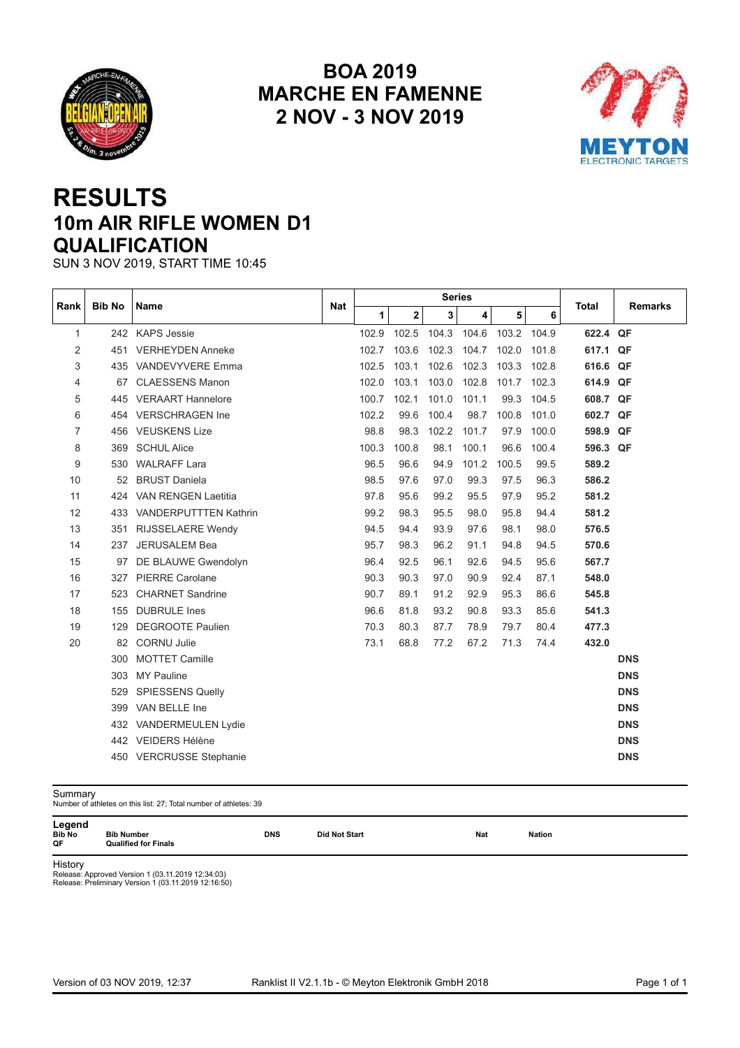# BOA 2019
# MARCHE EN FAMENNE
# 2 NOV - 3 NOV 2019

# RESULTS
## 10m AIR RIFLE WOMEN D1
## QUALIFICATION

SUN 3 NOV 2019, START TIME 10:45

| Rank | Bib No | Name | Nat | Series 1 | 2 | 3 | 4 | 5 | 6 | Total | Remarks |
|---|---|---|---|---|---|---|---|---|---|---|---|
| 1 | 242 | KAPS Jessie | | 102.9 | 102.5 | 104.3 | 104.6 | 103.2 | 104.9 | **622.4** | **QF** |
| 2 | 451 | VERHEYDEN Anneke | | 102.7 | 103.6 | 102.3 | 104.7 | 102.0 | 101.8 | **617.1** | **QF** |
| 3 | 435 | VANDEVYVERE Emma | | 102.5 | 103.1 | 102.6 | 102.3 | 103.3 | 102.8 | **616.6** | **QF** |
| 4 | 67 | CLAESSENS Manon | | 102.0 | 103.1 | 103.0 | 102.8 | 101.7 | 102.3 | **614.9** | **QF** |
| 5 | 445 | VERAART Hannelore | | 100.7 | 102.1 | 101.0 | 101.1 | 99.3 | 104.5 | **608.7** | **QF** |
| 6 | 454 | VERSCHRAGEN Ine | | 102.2 | 99.6 | 100.4 | 98.7 | 100.8 | 101.0 | **602.7** | **QF** |
| 7 | 456 | VEUSKENS Lize | | 98.8 | 98.3 | 102.2 | 101.7 | 97.9 | 100.0 | **598.9** | **QF** |
| 8 | 369 | SCHUL Alice | | 100.3 | 100.8 | 98.1 | 100.1 | 96.6 | 100.4 | **596.3** | **QF** |
| 9 | 530 | WALRAFF Lara | | 96.5 | 96.6 | 94.9 | 101.2 | 100.5 | 99.5 | **589.2** | |
| 10 | 52 | BRUST Daniela | | 98.5 | 97.6 | 97.0 | 99.3 | 97.5 | 96.3 | **586.2** | |
| 11 | 424 | VAN RENGEN Laetitia | | 97.8 | 95.6 | 99.2 | 95.5 | 97.9 | 95.2 | **581.2** | |
| 12 | 433 | VANDERPUTTTEN Kathrin | | 99.2 | 98.3 | 95.5 | 98.0 | 95.8 | 94.4 | **581.2** | |
| 13 | 351 | RIJSSELAERE Wendy | | 94.5 | 94.4 | 93.9 | 97.6 | 98.1 | 98.0 | **576.5** | |
| 14 | 237 | JERUSALEM Bea | | 95.7 | 98.3 | 96.2 | 91.1 | 94.8 | 94.5 | **570.6** | |
| 15 | 97 | DE BLAUWE Gwendolyn | | 96.4 | 92.5 | 96.1 | 92.6 | 94.5 | 95.6 | **567.7** | |
| 16 | 327 | PIERRE Carolane | | 90.3 | 90.3 | 97.0 | 90.9 | 92.4 | 87.1 | **548.0** | |
| 17 | 523 | CHARNET Sandrine | | 90.7 | 89.1 | 91.2 | 92.9 | 95.3 | 86.6 | **545.8** | |
| 18 | 155 | DUBRULE Ines | | 96.6 | 81.8 | 93.2 | 90.8 | 93.3 | 85.6 | **541.3** | |
| 19 | 129 | DEGROOTE Paulien | | 70.3 | 80.3 | 87.7 | 78.9 | 79.7 | 80.4 | **477.3** | |
| 20 | 82 | CORNU Julie | | 73.1 | 68.8 | 77.2 | 67.2 | 71.3 | 74.4 | **432.0** | |
| | 300 | MOTTET Camille | | | | | | | | | **DNS** |
| | 303 | MY Pauline | | | | | | | | | **DNS** |
| | 529 | SPIESSENS Quelly | | | | | | | | | **DNS** |
| | 399 | VAN BELLE Ine | | | | | | | | | **DNS** |
| | 432 | VANDERMEULEN Lydie | | | | | | | | | **DNS** |
| | 442 | VEIDERS Hélène | | | | | | | | | **DNS** |
| | 450 | VERCRUSSE Stephanie | | | | | | | | | **DNS** |

Summary
Number of athletes on this list: 27; Total number of athletes: 39

**Legend**

| | | | | | |
|---|---|---|---|---|---|
| **Bib No** | **Bib Number** | **DNS** | **Did Not Start** | **Nat** | **Nation** |
| **QF** | **Qualified for Finals** | | | | |

History
Release: Approved Version 1 (03.11.2019 12:34:03)
Release: Preliminary Version 1 (03.11.2019 12:16:50)

Version of 03 NOV 2019, 12:37 — Ranklist II V2.1.1b - © Meyton Elektronik GmbH 2018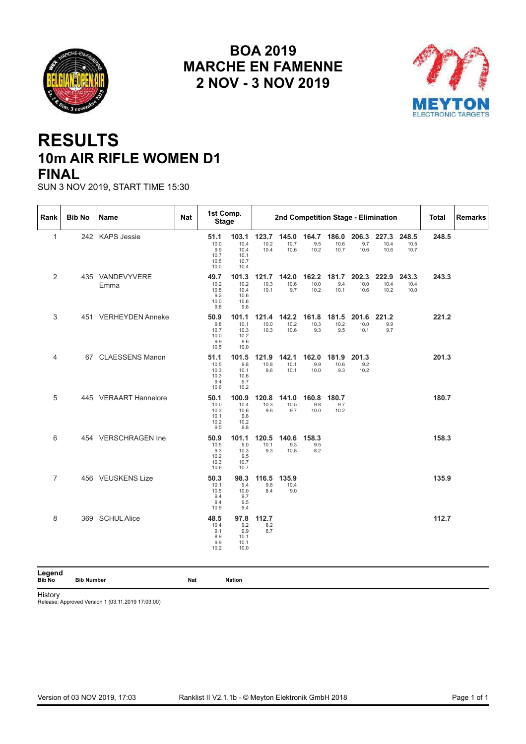# BOA 2019
# MARCHE EN FAMENNE
# 2 NOV - 3 NOV 2019

# RESULTS
## 10m AIR RIFLE WOMEN D1
## FINAL

SUN 3 NOV 2019, START TIME 15:30

| Rank | Bib No | Name | Nat | 1st Comp. Stage | | 2nd Competition Stage - Elimination | | | | | | | | | Total | Remarks |
|---|---|---|---|---|---|---|---|---|---|---|---|---|---|---|---|---|
| 1 | 242 | KAPS Jessie | | **51.1** 10.0 9.9 10.7 10.5 10.0 | **103.1** 10.4 10.4 10.1 10.7 10.4 | **123.7** 10.2 10.4 | **145.0** 10.7 10.6 | **164.7** 9.5 10.2 | **186.0** 10.6 10.7 | **206.3** 9.7 10.6 | **227.3** 10.4 10.6 | **248.5** 10.5 10.7 | | | **248.5** | |
| 2 | 435 | VANDEVYVERE Emma | | **49.7** 10.2 10.5 9.2 10.0 9.8 | **101.3** 10.2 10.4 10.6 10.6 9.8 | **121.7** 10.3 10.1 | **142.0** 10.6 9.7 | **162.2** 10.0 10.2 | **181.7** 9.4 10.1 | **202.3** 10.0 10.6 | **222.9** 10.4 10.2 | **243.3** 10.4 10.0 | | | **243.3** | |
| 3 | 451 | VERHEYDEN Anneke | | **50.9** 9.8 10.7 10.0 9.9 10.5 | **101.1** 10.1 10.3 10.2 9.6 10.0 | **121.4** 10.0 10.3 | **142.2** 10.2 10.6 | **161.8** 10.3 9.3 | **181.5** 10.2 9.5 | **201.6** 10.0 10.1 | **221.2** 9.9 9.7 | | | | **221.2** | |
| 4 | 67 | CLAESSENS Manon | | **51.1** 10.5 10.3 10.3 9.4 10.6 | **101.5** 9.8 10.1 10.6 9.7 10.2 | **121.9** 10.8 9.6 | **142.1** 10.1 10.1 | **162.0** 9.9 10.0 | **181.9** 10.6 9.3 | **201.3** 9.2 10.2 | | | | | **201.3** | |
| 5 | 445 | VERAART Hannelore | | **50.1** 10.0 10.3 10.1 10.2 9.5 | **100.9** 10.4 10.6 9.8 10.2 9.8 | **120.8** 10.3 9.6 | **141.0** 10.5 9.7 | **160.8** 9.8 10.0 | **180.7** 9.7 10.2 | | | | | | **180.7** | |
| 6 | 454 | VERSCHRAGEN Ine | | **50.9** 10.5 9.3 10.2 10.3 10.6 | **101.1** 9.0 10.3 9.5 10.7 10.7 | **120.5** 10.1 9.3 | **140.6** 9.3 10.8 | **158.3** 9.5 8.2 | | | | | | | **158.3** | |
| 7 | 456 | VEUSKENS Lize | | **50.3** 10.1 10.5 9.4 9.4 10.9 | **98.3** 9.4 10.0 9.7 9.5 9.4 | **116.5** 9.8 8.4 | **135.9** 10.4 9.0 | | | | | | | | **135.9** | |
| 8 | 369 | SCHUL Alice | | **48.5** 10.4 9.1 8.9 9.9 10.2 | **97.8** 9.2 9.9 10.1 10.1 10.0 | **112.7** 8.2 6.7 | | | | | | | | | **112.7** | |

**Legend**

| Bib No | Bib Number | Nat | Nation |
|---|---|---|---|

History
Release: Approved Version 1 (03.11.2019 17:03:00)

Version of 03 NOV 2019, 17:03 — Ranklist II V2.1.1b - © Meyton Elektronik GmbH 2018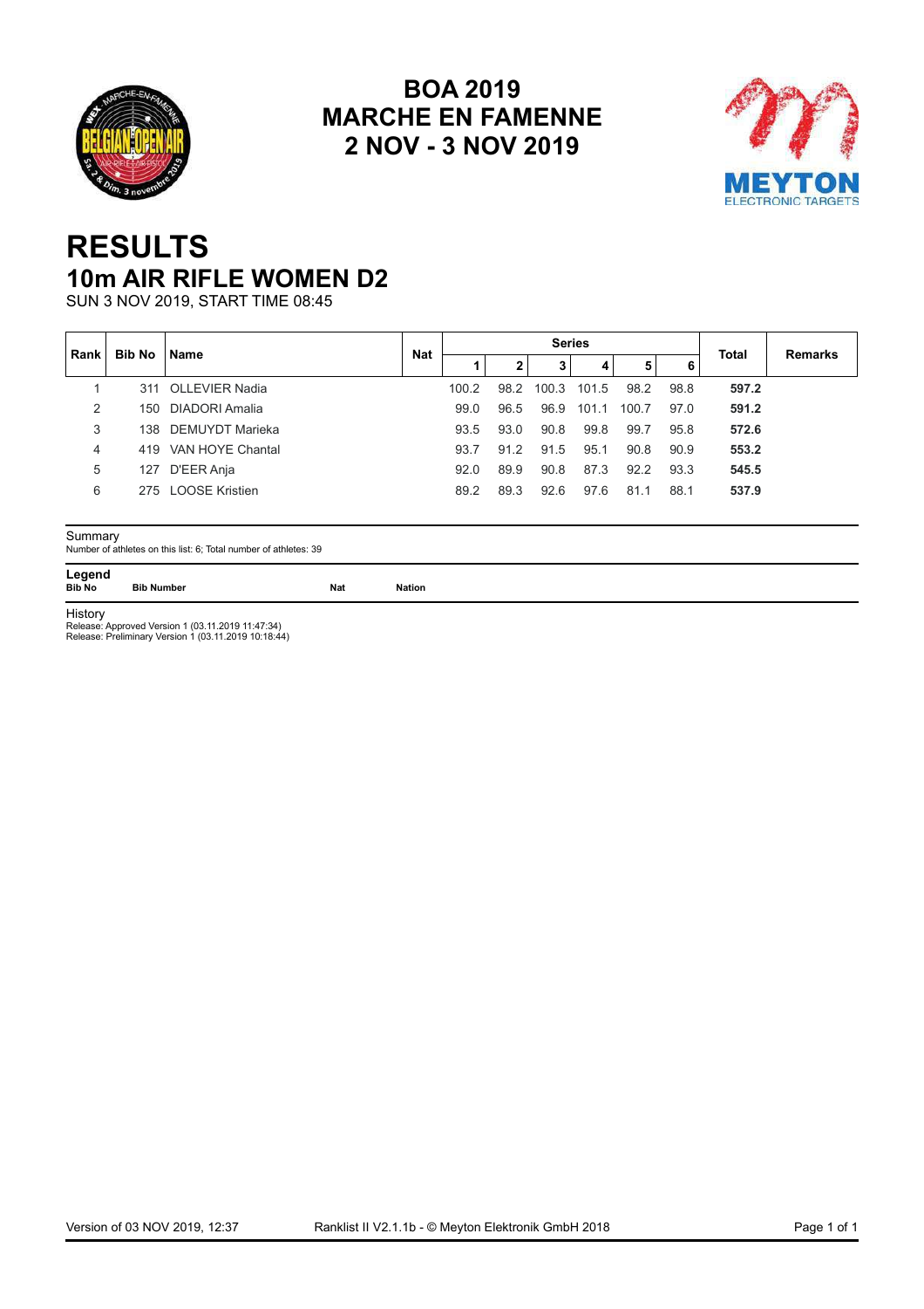# BOA 2019
# MARCHE EN FAMENNE
# 2 NOV - 3 NOV 2019

# RESULTS
## 10m AIR RIFLE WOMEN D2

SUN 3 NOV 2019, START TIME 08:45

| Rank | Bib No | Name | Nat | Series | | | | | | Total | Remarks |
|---|---|---|---|---|---|---|---|---|---|---|---|
| | | | | 1 | 2 | 3 | 4 | 5 | 6 | | |
| 1 | 311 | OLLEVIER Nadia | | 100.2 | 98.2 | 100.3 | 101.5 | 98.2 | 98.8 | **597.2** | |
| 2 | 150 | DIADORI Amalia | | 99.0 | 96.5 | 96.9 | 101.1 | 100.7 | 97.0 | **591.2** | |
| 3 | 138 | DEMUYDT Marieka | | 93.5 | 93.0 | 90.8 | 99.8 | 99.7 | 95.8 | **572.6** | |
| 4 | 419 | VAN HOYE Chantal | | 93.7 | 91.2 | 91.5 | 95.1 | 90.8 | 90.9 | **553.2** | |
| 5 | 127 | D'EER Anja | | 92.0 | 89.9 | 90.8 | 87.3 | 92.2 | 93.3 | **545.5** | |
| 6 | 275 | LOOSE Kristien | | 89.2 | 89.3 | 92.6 | 97.6 | 81.1 | 88.1 | **537.9** | |

Summary

Number of athletes on this list: 6; Total number of athletes: 39

**Legend**

**Bib No** Bib Number **Nat** Nation

History

Release: Approved Version 1 (03.11.2019 11:47:34)
Release: Preliminary Version 1 (03.11.2019 10:18:44)

Version of 03 NOV 2019, 12:37 Ranklist II V2.1.1b - © Meyton Elektronik GmbH 2018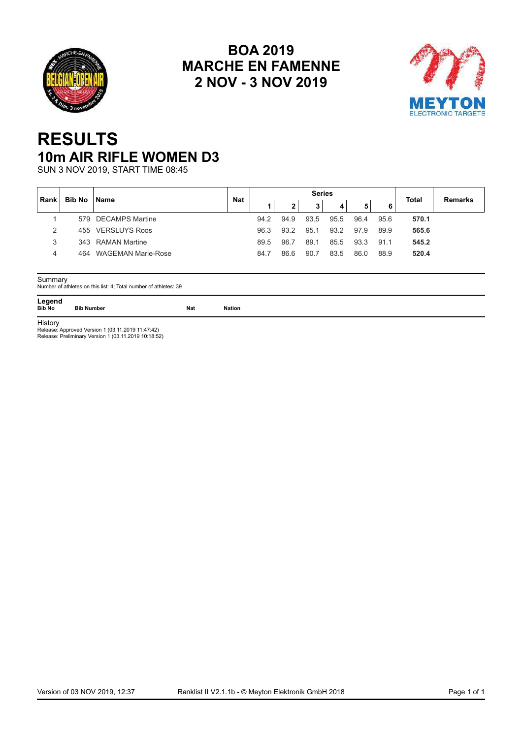# BOA 2019
# MARCHE EN FAMENNE
# 2 NOV - 3 NOV 2019

# RESULTS
## 10m AIR RIFLE WOMEN D3

SUN 3 NOV 2019, START TIME 08:45

| Rank | Bib No | Name | Nat | Series | | | | | | Total | Remarks |
|---|---|---|---|---|---|---|---|---|---|---|---|
| | | | | 1 | 2 | 3 | 4 | 5 | 6 | | |
| 1 | 579 | DECAMPS Martine | | 94.2 | 94.9 | 93.5 | 95.5 | 96.4 | 95.6 | **570.1** | |
| 2 | 455 | VERSLUYS Roos | | 96.3 | 93.2 | 95.1 | 93.2 | 97.9 | 89.9 | **565.6** | |
| 3 | 343 | RAMAN Martine | | 89.5 | 96.7 | 89.1 | 85.5 | 93.3 | 91.1 | **545.2** | |
| 4 | 464 | WAGEMAN Marie-Rose | | 84.7 | 86.6 | 90.7 | 83.5 | 86.0 | 88.9 | **520.4** | |

Summary
Number of athletes on this list: 4; Total number of athletes: 39

**Legend**

| | | | |
|---|---|---|---|
| **Bib No** | **Bib Number** | **Nat** | **Nation** |

History
Release: Approved Version 1 (03.11.2019 11:47:42)
Release: Preliminary Version 1 (03.11.2019 10:18:52)

Version of 03 NOV 2019, 12:37 Ranklist II V2.1.1b - © Meyton Elektronik GmbH 2018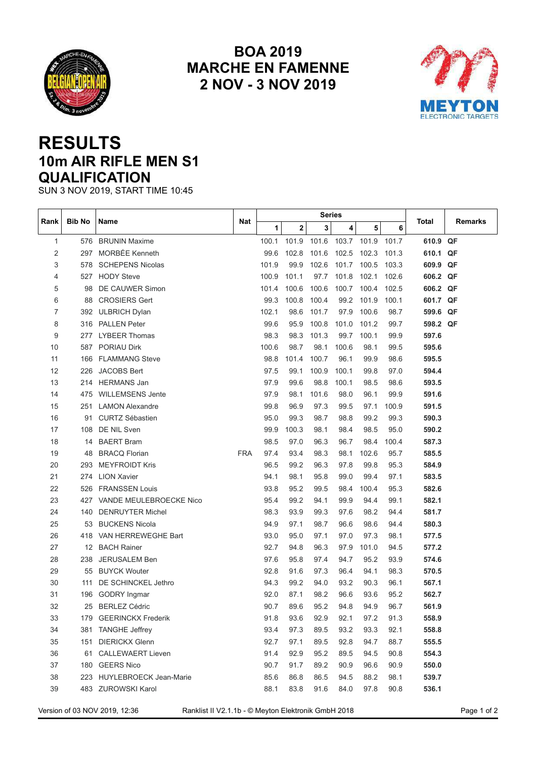# BOA 2019
# MARCHE EN FAMENNE
# 2 NOV - 3 NOV 2019

# RESULTS
## 10m AIR RIFLE MEN S1
## QUALIFICATION

SUN 3 NOV 2019, START TIME 10:45

| Rank | Bib No | Name | Nat | Series 1 | 2 | 3 | 4 | 5 | 6 | Total | Remarks |
|---|---|---|---|---|---|---|---|---|---|---|---|
| 1 | 576 | BRUNIN Maxime | | 100.1 | 101.9 | 101.6 | 103.7 | 101.9 | 101.7 | **610.9** | **QF** |
| 2 | 297 | MORBÉE Kenneth | | 99.6 | 102.8 | 101.6 | 102.5 | 102.3 | 101.3 | **610.1** | **QF** |
| 3 | 578 | SCHEPENS Nicolas | | 101.9 | 99.9 | 102.6 | 101.7 | 100.5 | 103.3 | **609.9** | **QF** |
| 4 | 527 | HODY Steve | | 100.9 | 101.1 | 97.7 | 101.8 | 102.1 | 102.6 | **606.2** | **QF** |
| 5 | 98 | DE CAUWER Simon | | 101.4 | 100.6 | 100.6 | 100.7 | 100.4 | 102.5 | **606.2** | **QF** |
| 6 | 88 | CROSIERS Gert | | 99.3 | 100.8 | 100.4 | 99.2 | 101.9 | 100.1 | **601.7** | **QF** |
| 7 | 392 | ULBRICH Dylan | | 102.1 | 98.6 | 101.7 | 97.9 | 100.6 | 98.7 | **599.6** | **QF** |
| 8 | 316 | PALLEN Peter | | 99.6 | 95.9 | 100.8 | 101.0 | 101.2 | 99.7 | **598.2** | **QF** |
| 9 | 277 | LYBEER Thomas | | 98.3 | 98.3 | 101.3 | 99.7 | 100.1 | 99.9 | **597.6** | |
| 10 | 587 | PORIAU Dirk | | 100.6 | 98.7 | 98.1 | 100.6 | 98.1 | 99.5 | **595.6** | |
| 11 | 166 | FLAMMANG Steve | | 98.8 | 101.4 | 100.7 | 96.1 | 99.9 | 98.6 | **595.5** | |
| 12 | 226 | JACOBS Bert | | 97.5 | 99.1 | 100.9 | 100.1 | 99.8 | 97.0 | **594.4** | |
| 13 | 214 | HERMANS Jan | | 97.9 | 99.6 | 98.8 | 100.1 | 98.5 | 98.6 | **593.5** | |
| 14 | 475 | WILLEMSENS Jente | | 97.9 | 98.1 | 101.6 | 98.0 | 96.1 | 99.9 | **591.6** | |
| 15 | 251 | LAMON Alexandre | | 99.8 | 96.9 | 97.3 | 99.5 | 97.1 | 100.9 | **591.5** | |
| 16 | 91 | CURTZ Sébastien | | 95.0 | 99.3 | 98.7 | 98.8 | 99.2 | 99.3 | **590.3** | |
| 17 | 108 | DE NIL Sven | | 99.9 | 100.3 | 98.1 | 98.4 | 98.5 | 95.0 | **590.2** | |
| 18 | 14 | BAERT Bram | | 98.5 | 97.0 | 96.3 | 96.7 | 98.4 | 100.4 | **587.3** | |
| 19 | 48 | BRACQ Florian | FRA | 97.4 | 93.4 | 98.3 | 98.1 | 102.6 | 95.7 | **585.5** | |
| 20 | 293 | MEYFROIDT Kris | | 96.5 | 99.2 | 96.3 | 97.8 | 99.8 | 95.3 | **584.9** | |
| 21 | 274 | LION Xavier | | 94.1 | 98.1 | 95.8 | 99.0 | 99.4 | 97.1 | **583.5** | |
| 22 | 526 | FRANSSEN Louis | | 93.8 | 95.2 | 99.5 | 98.4 | 100.4 | 95.3 | **582.6** | |
| 23 | 427 | VANDE MEULEBROECKE Nico | | 95.4 | 99.2 | 94.1 | 99.9 | 94.4 | 99.1 | **582.1** | |
| 24 | 140 | DENRUYTER Michel | | 98.3 | 93.9 | 99.3 | 97.6 | 98.2 | 94.4 | **581.7** | |
| 25 | 53 | BUCKENS Nicola | | 94.9 | 97.1 | 98.7 | 96.6 | 98.6 | 94.4 | **580.3** | |
| 26 | 418 | VAN HERREWEGHE Bart | | 93.0 | 95.0 | 97.1 | 97.0 | 97.3 | 98.1 | **577.5** | |
| 27 | 12 | BACH Rainer | | 92.7 | 94.8 | 96.3 | 97.9 | 101.0 | 94.5 | **577.2** | |
| 28 | 238 | JERUSALEM Ben | | 97.6 | 95.8 | 97.4 | 94.7 | 95.2 | 93.9 | **574.6** | |
| 29 | 55 | BUYCK Wouter | | 92.8 | 91.6 | 97.3 | 96.4 | 94.1 | 98.3 | **570.5** | |
| 30 | 111 | DE SCHINCKEL Jethro | | 94.3 | 99.2 | 94.0 | 93.2 | 90.3 | 96.1 | **567.1** | |
| 31 | 196 | GODRY Ingmar | | 92.0 | 87.1 | 98.2 | 96.6 | 93.6 | 95.2 | **562.7** | |
| 32 | 25 | BERLEZ Cédric | | 90.7 | 89.6 | 95.2 | 94.8 | 94.9 | 96.7 | **561.9** | |
| 33 | 179 | GEERINCKX Frederik | | 91.8 | 93.6 | 92.9 | 92.1 | 97.2 | 91.3 | **558.9** | |
| 34 | 381 | TANGHE Jeffrey | | 93.4 | 97.3 | 89.5 | 93.2 | 93.3 | 92.1 | **558.8** | |
| 35 | 151 | DIERICKX Glenn | | 92.7 | 97.1 | 89.5 | 92.8 | 94.7 | 88.7 | **555.5** | |
| 36 | 61 | CALLEWAERT Lieven | | 91.4 | 92.9 | 95.2 | 89.5 | 94.5 | 90.8 | **554.3** | |
| 37 | 180 | GEERS Nico | | 90.7 | 91.7 | 89.2 | 90.9 | 96.6 | 90.9 | **550.0** | |
| 38 | 223 | HUYLEBROECK Jean-Marie | | 85.6 | 86.8 | 86.5 | 94.5 | 88.2 | 98.1 | **539.7** | |
| 39 | 483 | ZUROWSKI Karol | | 88.1 | 83.8 | 91.6 | 84.0 | 97.8 | 90.8 | **536.1** | |

Version of 03 NOV 2019, 12:36 Ranklist II V2.1.1b - © Meyton Elektronik GmbH 2018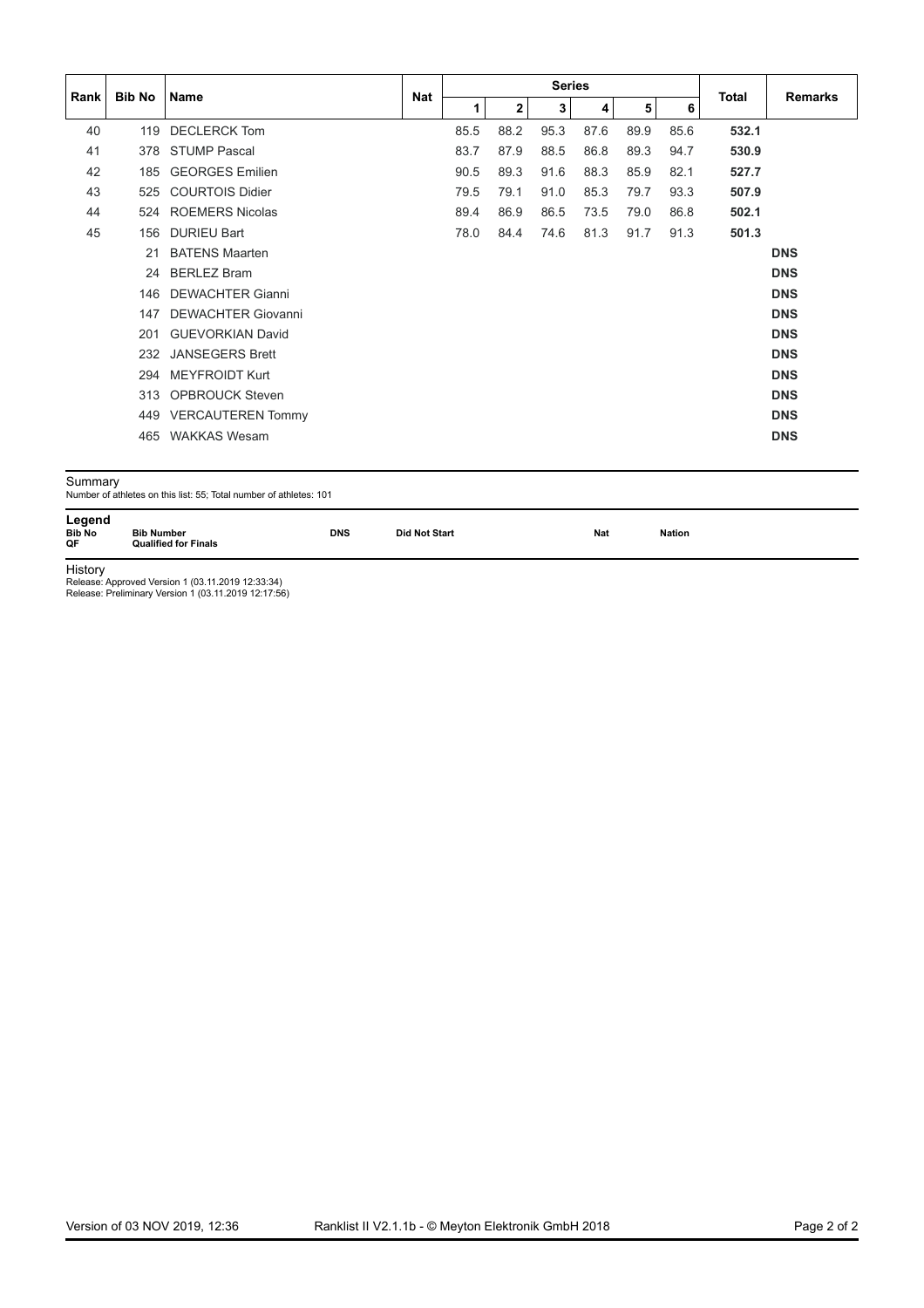| Rank | Bib No | Name | Nat | Series | | | | | | Total | Remarks |
|---|---|---|---|---|---|---|---|---|---|---|---|
| | | | | 1 | 2 | 3 | 4 | 5 | 6 | | |
| 40 | 119 | DECLERCK Tom | | 85.5 | 88.2 | 95.3 | 87.6 | 89.9 | 85.6 | **532.1** | |
| 41 | 378 | STUMP Pascal | | 83.7 | 87.9 | 88.5 | 86.8 | 89.3 | 94.7 | **530.9** | |
| 42 | 185 | GEORGES Emilien | | 90.5 | 89.3 | 91.6 | 88.3 | 85.9 | 82.1 | **527.7** | |
| 43 | 525 | COURTOIS Didier | | 79.5 | 79.1 | 91.0 | 85.3 | 79.7 | 93.3 | **507.9** | |
| 44 | 524 | ROEMERS Nicolas | | 89.4 | 86.9 | 86.5 | 73.5 | 79.0 | 86.8 | **502.1** | |
| 45 | 156 | DURIEU Bart | | 78.0 | 84.4 | 74.6 | 81.3 | 91.7 | 91.3 | **501.3** | |
| | 21 | BATENS Maarten | | | | | | | | | **DNS** |
| | 24 | BERLEZ Bram | | | | | | | | | **DNS** |
| | 146 | DEWACHTER Gianni | | | | | | | | | **DNS** |
| | 147 | DEWACHTER Giovanni | | | | | | | | | **DNS** |
| | 201 | GUEVORKIAN David | | | | | | | | | **DNS** |
| | 232 | JANSEGERS Brett | | | | | | | | | **DNS** |
| | 294 | MEYFROIDT Kurt | | | | | | | | | **DNS** |
| | 313 | OPBROUCK Steven | | | | | | | | | **DNS** |
| | 449 | VERCAUTEREN Tommy | | | | | | | | | **DNS** |
| | 465 | WAKKAS Wesam | | | | | | | | | **DNS** |

Summary

Number of athletes on this list: 55; Total number of athletes: 101

**Legend**

| | | | | | |
|---|---|---|---|---|---|
| **Bib No** | **Bib Number** | **DNS** | **Did Not Start** | **Nat** | **Nation** |
| **QF** | **Qualified for Finals** | | | | |

History

Release: Approved Version 1 (03.11.2019 12:33:34)

Release: Preliminary Version 1 (03.11.2019 12:17:56)

Version of 03 NOV 2019, 12:36 Ranklist II V2.1.1b - © Meyton Elektronik GmbH 2018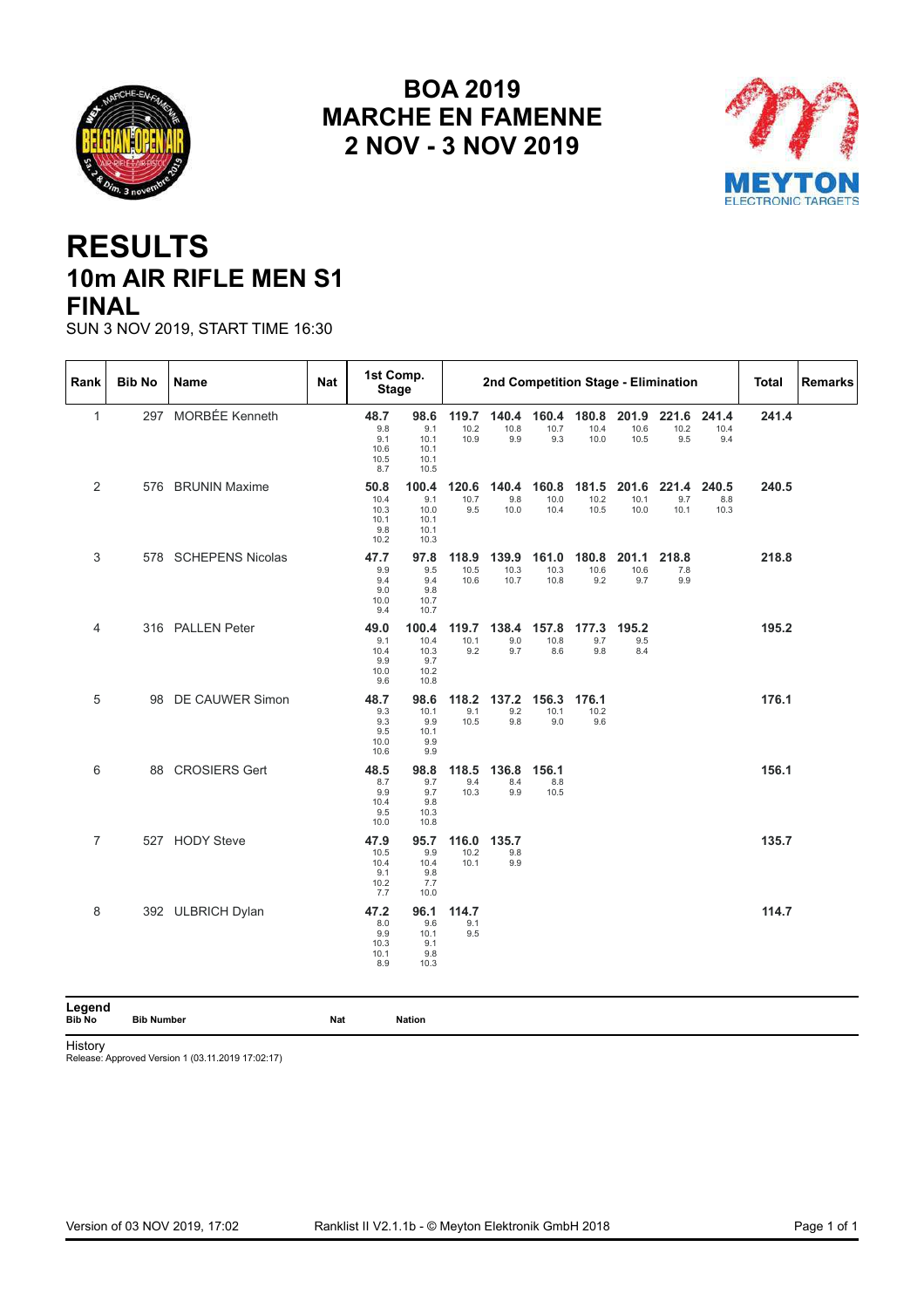# BOA 2019
# MARCHE EN FAMENNE
# 2 NOV - 3 NOV 2019

# RESULTS
## 10m AIR RIFLE MEN S1
## FINAL

SUN 3 NOV 2019, START TIME 16:30

| Rank | Bib No | Name | Nat | 1st Comp. Stage | | 2nd Competition Stage - Elimination | | | | | | | | | Total | Remarks |
|---|---|---|---|---|---|---|---|---|---|---|---|---|---|---|---|---|
| 1 | 297 | MORBÉE Kenneth | | 48.7<br>9.8<br>9.1<br>10.6<br>10.5<br>8.7 | 98.6<br>9.1<br>10.1<br>10.1<br>10.1<br>10.5 | 119.7<br>10.2<br>10.9 | 140.4<br>10.8<br>9.9 | 160.4<br>10.7<br>9.3 | 180.8<br>10.4<br>10.0 | 201.9<br>10.6<br>10.5 | 221.6<br>10.2<br>9.5 | 241.4<br>10.4<br>9.4 | 241.4 | |
| 2 | 576 | BRUNIN Maxime | | 50.8<br>10.4<br>10.3<br>10.1<br>9.8<br>10.2 | 100.4<br>9.1<br>10.0<br>10.1<br>10.1<br>10.3 | 120.6<br>10.7<br>9.5 | 140.4<br>9.8<br>10.0 | 160.8<br>10.0<br>10.4 | 181.5<br>10.2<br>10.5 | 201.6<br>10.1<br>10.0 | 221.4<br>9.7<br>10.1 | 240.5<br>8.8<br>10.3 | 240.5 | |
| 3 | 578 | SCHEPENS Nicolas | | 47.7<br>9.9<br>9.4<br>9.0<br>10.0<br>9.4 | 97.8<br>9.5<br>9.4<br>9.8<br>10.7<br>10.7 | 118.9<br>10.5<br>10.6 | 139.9<br>10.3<br>10.7 | 161.0<br>10.3<br>10.8 | 180.8<br>10.6<br>9.2 | 201.1<br>10.6<br>9.7 | 218.8<br>7.8<br>9.9 | | 218.8 | |
| 4 | 316 | PALLEN Peter | | 49.0<br>9.1<br>10.4<br>9.9<br>10.0<br>9.6 | 100.4<br>10.4<br>10.3<br>9.7<br>10.2<br>10.8 | 119.7<br>10.1<br>9.2 | 138.4<br>9.0<br>9.7 | 157.8<br>10.8<br>8.6 | 177.3<br>9.7<br>9.8 | 195.2<br>9.5<br>8.4 | | | 195.2 | |
| 5 | 98 | DE CAUWER Simon | | 48.7<br>9.3<br>9.3<br>9.5<br>10.0<br>10.6 | 98.6<br>10.1<br>9.9<br>10.1<br>9.9<br>9.9 | 118.2<br>9.1<br>10.5 | 137.2<br>9.2<br>9.8 | 156.3<br>10.1<br>9.0 | 176.1<br>10.2<br>9.6 | | | | 176.1 | |
| 6 | 88 | CROSIERS Gert | | 48.5<br>8.7<br>9.9<br>10.4<br>9.5<br>10.0 | 98.8<br>9.7<br>9.7<br>9.8<br>10.3<br>10.8 | 118.5<br>9.4<br>10.3 | 136.8<br>8.4<br>9.9 | 156.1<br>8.8<br>10.5 | | | | | 156.1 | |
| 7 | 527 | HODY Steve | | 47.9<br>10.5<br>10.4<br>9.1<br>10.2<br>7.7 | 95.7<br>9.9<br>10.4<br>9.8<br>7.7<br>10.0 | 116.0<br>10.2<br>10.1 | 135.7<br>9.8<br>9.9 | | | | | | 135.7 | |
| 8 | 392 | ULBRICH Dylan | | 47.2<br>8.0<br>9.9<br>10.3<br>10.1<br>8.9 | 96.1<br>9.6<br>10.1<br>9.1<br>9.8<br>10.3 | 114.7<br>9.1<br>9.5 | | | | | | | 114.7 | |

**Legend**

| Bib No | Bib Number | Nat | Nation |
|---|---|---|---|

History
Release: Approved Version 1 (03.11.2019 17:02:17)

Version of 03 NOV 2019, 17:02 — Ranklist II V2.1.1b - © Meyton Elektronik GmbH 2018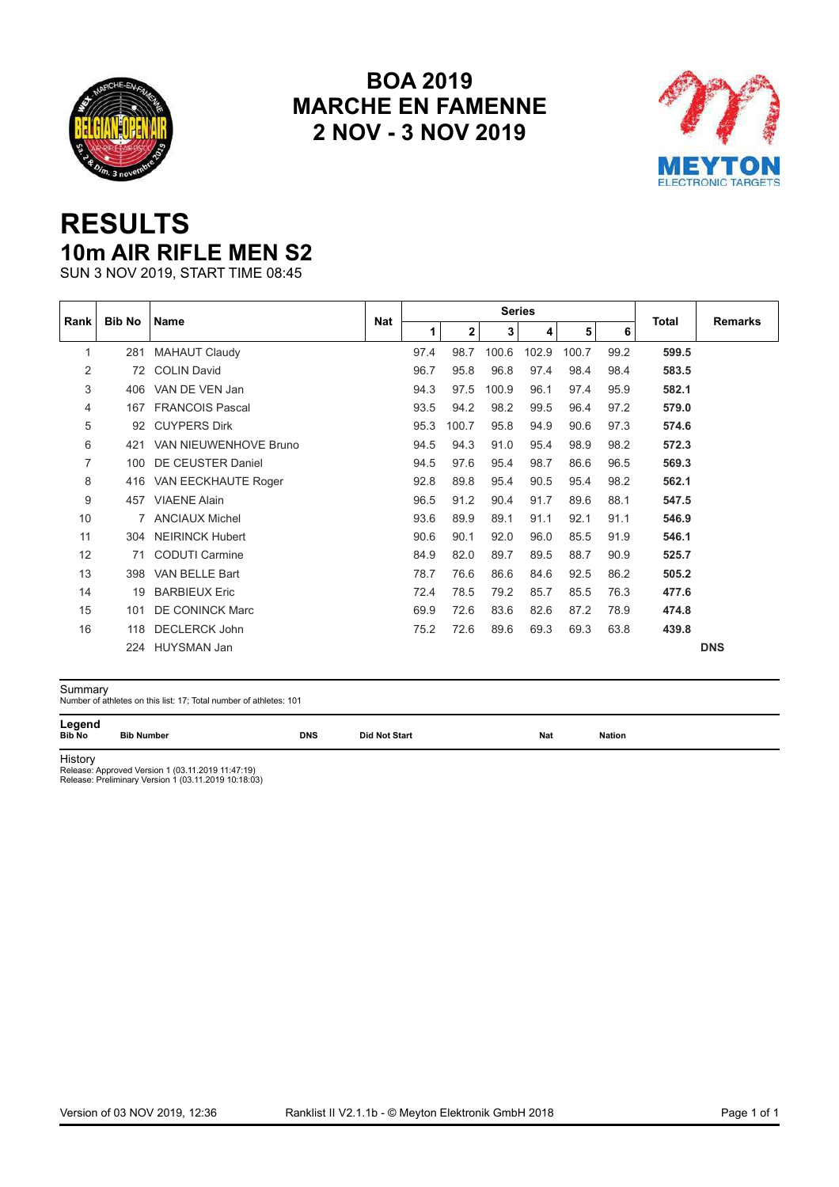# BOA 2019
# MARCHE EN FAMENNE
# 2 NOV - 3 NOV 2019

# RESULTS
## 10m AIR RIFLE MEN S2

SUN 3 NOV 2019, START TIME 08:45

| Rank | Bib No | Name | Nat | Series | | | | | | Total | Remarks |
|---|---|---|---|---|---|---|---|---|---|---|---|
| | | | | 1 | 2 | 3 | 4 | 5 | 6 | | |
| 1 | 281 | MAHAUT Claudy | | 97.4 | 98.7 | 100.6 | 102.9 | 100.7 | 99.2 | **599.5** | |
| 2 | 72 | COLIN David | | 96.7 | 95.8 | 96.8 | 97.4 | 98.4 | 98.4 | **583.5** | |
| 3 | 406 | VAN DE VEN Jan | | 94.3 | 97.5 | 100.9 | 96.1 | 97.4 | 95.9 | **582.1** | |
| 4 | 167 | FRANCOIS Pascal | | 93.5 | 94.2 | 98.2 | 99.5 | 96.4 | 97.2 | **579.0** | |
| 5 | 92 | CUYPERS Dirk | | 95.3 | 100.7 | 95.8 | 94.9 | 90.6 | 97.3 | **574.6** | |
| 6 | 421 | VAN NIEUWENHOVE Bruno | | 94.5 | 94.3 | 91.0 | 95.4 | 98.9 | 98.2 | **572.3** | |
| 7 | 100 | DE CEUSTER Daniel | | 94.5 | 97.6 | 95.4 | 98.7 | 86.6 | 96.5 | **569.3** | |
| 8 | 416 | VAN EECKHAUTE Roger | | 92.8 | 89.8 | 95.4 | 90.5 | 95.4 | 98.2 | **562.1** | |
| 9 | 457 | VIAENE Alain | | 96.5 | 91.2 | 90.4 | 91.7 | 89.6 | 88.1 | **547.5** | |
| 10 | 7 | ANCIAUX Michel | | 93.6 | 89.9 | 89.1 | 91.1 | 92.1 | 91.1 | **546.9** | |
| 11 | 304 | NEIRINCK Hubert | | 90.6 | 90.1 | 92.0 | 96.0 | 85.5 | 91.9 | **546.1** | |
| 12 | 71 | CODUTI Carmine | | 84.9 | 82.0 | 89.7 | 89.5 | 88.7 | 90.9 | **525.7** | |
| 13 | 398 | VAN BELLE Bart | | 78.7 | 76.6 | 86.6 | 84.6 | 92.5 | 86.2 | **505.2** | |
| 14 | 19 | BARBIEUX Eric | | 72.4 | 78.5 | 79.2 | 85.7 | 85.5 | 76.3 | **477.6** | |
| 15 | 101 | DE CONINCK Marc | | 69.9 | 72.6 | 83.6 | 82.6 | 87.2 | 78.9 | **474.8** | |
| 16 | 118 | DECLERCK John | | 75.2 | 72.6 | 89.6 | 69.3 | 69.3 | 63.8 | **439.8** | |
| | 224 | HUYSMAN Jan | | | | | | | | | **DNS** |

Summary

Number of athletes on this list: 17; Total number of athletes: 101

**Legend**

| | | | | | |
|---|---|---|---|---|---|
| **Bib No** | **Bib Number** | **DNS** | **Did Not Start** | **Nat** | **Nation** |

History

Release: Approved Version 1 (03.11.2019 11:47:19)
Release: Preliminary Version 1 (03.11.2019 10:18:03)

Version of 03 NOV 2019, 12:36 — Ranklist II V2.1.1b - © Meyton Elektronik GmbH 2018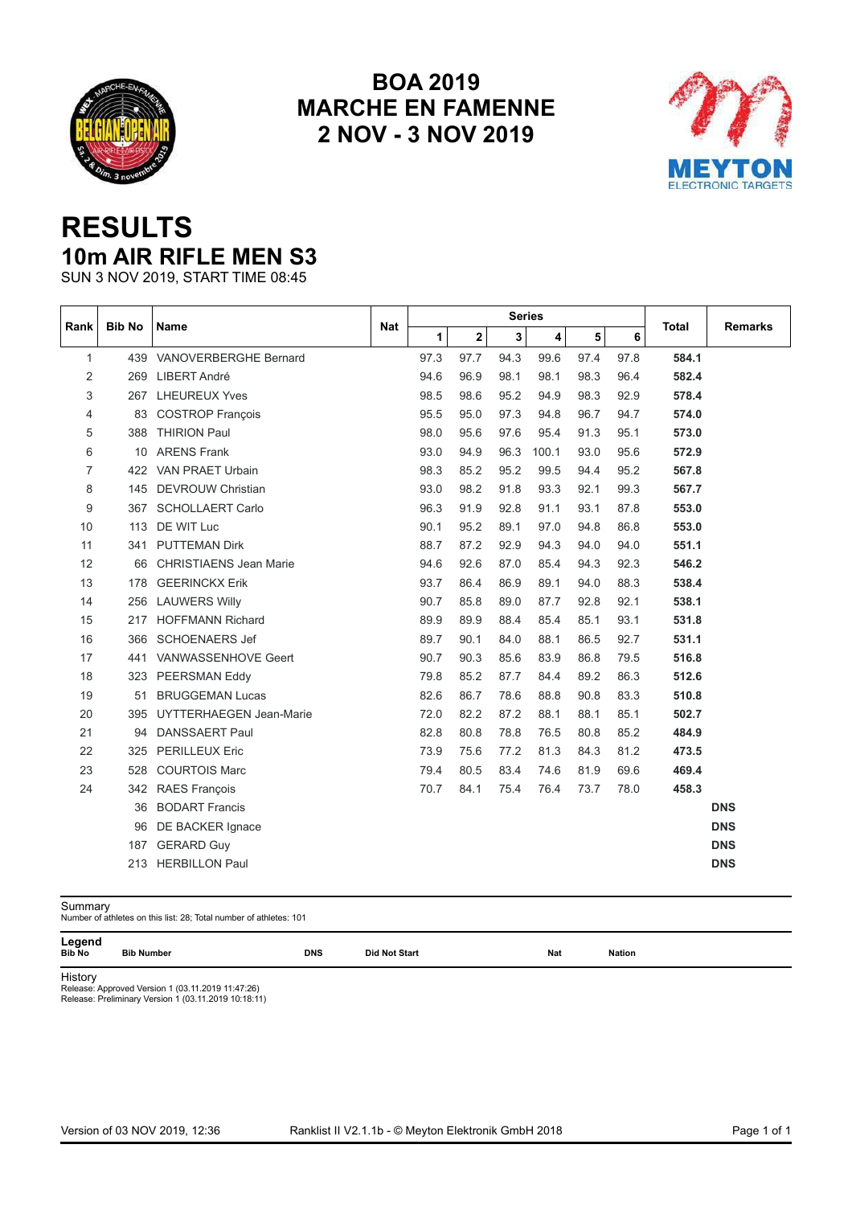# BOA 2019
# MARCHE EN FAMENNE
# 2 NOV - 3 NOV 2019

# RESULTS
## 10m AIR RIFLE MEN S3
SUN 3 NOV 2019, START TIME 08:45

| Rank | Bib No | Name | Nat | Series | | | | | | Total | Remarks |
|---|---|---|---|---|---|---|---|---|---|---|---|
| | | | | 1 | 2 | 3 | 4 | 5 | 6 | | |
| 1 | 439 | VANOVERBERGHE Bernard | | 97.3 | 97.7 | 94.3 | 99.6 | 97.4 | 97.8 | **584.1** | |
| 2 | 269 | LIBERT André | | 94.6 | 96.9 | 98.1 | 98.1 | 98.3 | 96.4 | **582.4** | |
| 3 | 267 | LHEUREUX Yves | | 98.5 | 98.6 | 95.2 | 94.9 | 98.3 | 92.9 | **578.4** | |
| 4 | 83 | COSTROP François | | 95.5 | 95.0 | 97.3 | 94.8 | 96.7 | 94.7 | **574.0** | |
| 5 | 388 | THIRION Paul | | 98.0 | 95.6 | 97.6 | 95.4 | 91.3 | 95.1 | **573.0** | |
| 6 | 10 | ARENS Frank | | 93.0 | 94.9 | 96.3 | 100.1 | 93.0 | 95.6 | **572.9** | |
| 7 | 422 | VAN PRAET Urbain | | 98.3 | 85.2 | 95.2 | 99.5 | 94.4 | 95.2 | **567.8** | |
| 8 | 145 | DEVROUW Christian | | 93.0 | 98.2 | 91.8 | 93.3 | 92.1 | 99.3 | **567.7** | |
| 9 | 367 | SCHOLLAERT Carlo | | 96.3 | 91.9 | 92.8 | 91.1 | 93.1 | 87.8 | **553.0** | |
| 10 | 113 | DE WIT Luc | | 90.1 | 95.2 | 89.1 | 97.0 | 94.8 | 86.8 | **553.0** | |
| 11 | 341 | PUTTEMAN Dirk | | 88.7 | 87.2 | 92.9 | 94.3 | 94.0 | 94.0 | **551.1** | |
| 12 | 66 | CHRISTIAENS Jean Marie | | 94.6 | 92.6 | 87.0 | 85.4 | 94.3 | 92.3 | **546.2** | |
| 13 | 178 | GEERINCKX Erik | | 93.7 | 86.4 | 86.9 | 89.1 | 94.0 | 88.3 | **538.4** | |
| 14 | 256 | LAUWERS Willy | | 90.7 | 85.8 | 89.0 | 87.7 | 92.8 | 92.1 | **538.1** | |
| 15 | 217 | HOFFMANN Richard | | 89.9 | 89.9 | 88.4 | 85.4 | 85.1 | 93.1 | **531.8** | |
| 16 | 366 | SCHOENAERS Jef | | 89.7 | 90.1 | 84.0 | 88.1 | 86.5 | 92.7 | **531.1** | |
| 17 | 441 | VANWASSENHOVE Geert | | 90.7 | 90.3 | 85.6 | 83.9 | 86.8 | 79.5 | **516.8** | |
| 18 | 323 | PEERSMAN Eddy | | 79.8 | 85.2 | 87.7 | 84.4 | 89.2 | 86.3 | **512.6** | |
| 19 | 51 | BRUGGEMAN Lucas | | 82.6 | 86.7 | 78.6 | 88.8 | 90.8 | 83.3 | **510.8** | |
| 20 | 395 | UYTTERHAEGEN Jean-Marie | | 72.0 | 82.2 | 87.2 | 88.1 | 88.1 | 85.1 | **502.7** | |
| 21 | 94 | DANSSAERT Paul | | 82.8 | 80.8 | 78.8 | 76.5 | 80.8 | 85.2 | **484.9** | |
| 22 | 325 | PERILLEUX Eric | | 73.9 | 75.6 | 77.2 | 81.3 | 84.3 | 81.2 | **473.5** | |
| 23 | 528 | COURTOIS Marc | | 79.4 | 80.5 | 83.4 | 74.6 | 81.9 | 69.6 | **469.4** | |
| 24 | 342 | RAES François | | 70.7 | 84.1 | 75.4 | 76.4 | 73.7 | 78.0 | **458.3** | |
| | 36 | BODART Francis | | | | | | | | | **DNS** |
| | 96 | DE BACKER Ignace | | | | | | | | | **DNS** |
| | 187 | GERARD Guy | | | | | | | | | **DNS** |
| | 213 | HERBILLON Paul | | | | | | | | | **DNS** |

Summary
Number of athletes on this list: 28; Total number of athletes: 101

Legend

| Bib No | Bib Number | DNS | Did Not Start | Nat | Nation |
|---|---|---|---|---|---|

History
Release: Approved Version 1 (03.11.2019 11:47:26)
Release: Preliminary Version 1 (03.11.2019 10:18:11)

Version of 03 NOV 2019, 12:36 — Ranklist II V2.1.1b - © Meyton Elektronik GmbH 2018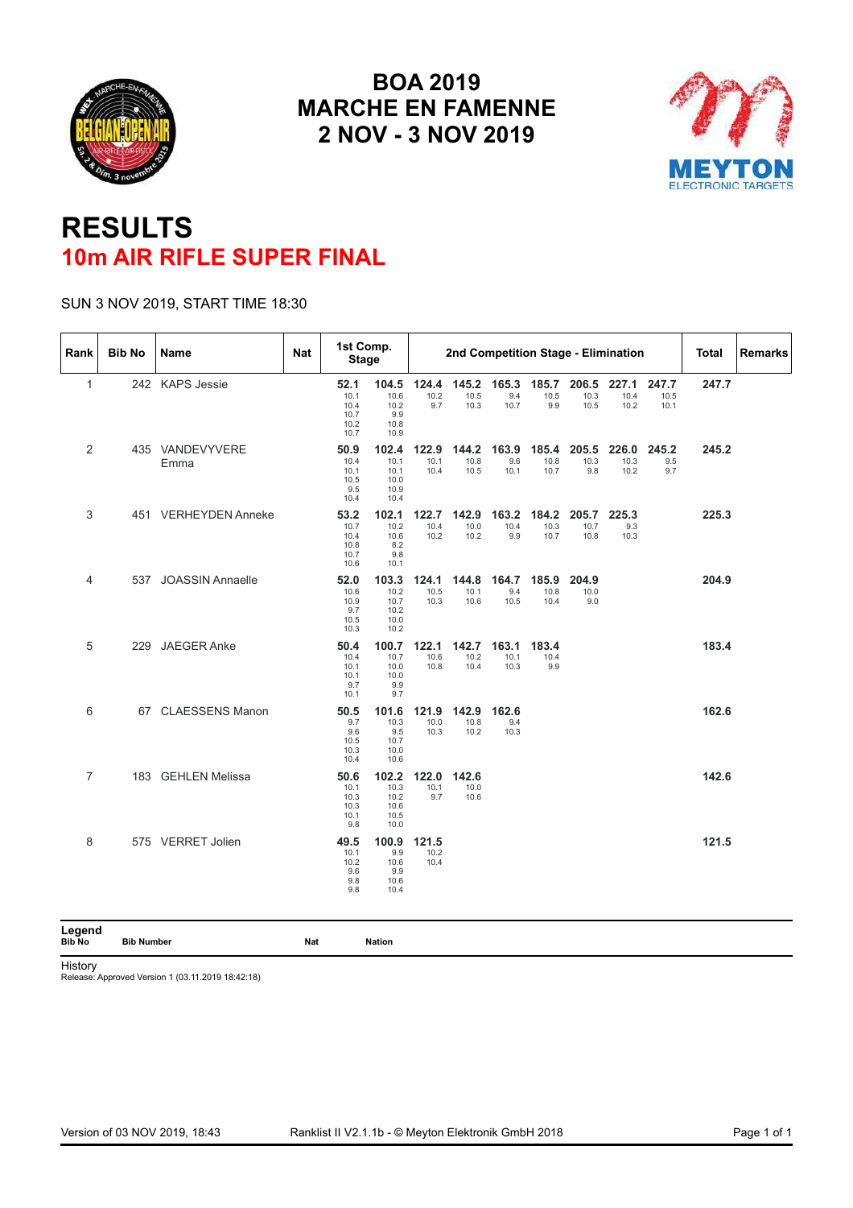# BOA 2019
# MARCHE EN FAMENNE
# 2 NOV - 3 NOV 2019

# RESULTS
## 10m AIR RIFLE SUPER FINAL

SUN 3 NOV 2019, START TIME 18:30

| Rank | Bib No | Name | Nat | 1st Comp. Stage | | 2nd Competition Stage - Elimination | | | | | | | Total | Remarks |
|---|---|---|---|---|---|---|---|---|---|---|---|---|---|---|
| 1 | 242 | KAPS Jessie | | **52.1** 10.1 10.4 10.7 10.2 10.7 | **104.5** 10.6 10.2 9.9 10.8 10.9 | **124.4** 10.2 9.7 | **145.2** 10.5 10.3 | **165.3** 9.4 10.7 | **185.7** 10.5 9.9 | **206.5** 10.3 10.5 | **227.1** 10.4 10.2 | **247.7** 10.5 10.1 | **247.7** | |
| 2 | 435 | VANDEVYVERE Emma | | **50.9** 10.4 10.1 10.5 9.5 10.4 | **102.4** 10.1 10.1 10.0 10.9 10.4 | **122.9** 10.1 10.4 | **144.2** 10.8 10.5 | **163.9** 9.6 10.1 | **185.4** 10.8 10.7 | **205.5** 10.3 9.8 | **226.0** 10.3 10.2 | **245.2** 9.5 9.7 | **245.2** | |
| 3 | 451 | VERHEYDEN Anneke | | **53.2** 10.7 10.4 10.8 10.7 10.6 | **102.1** 10.2 10.6 8.2 9.8 10.1 | **122.7** 10.4 10.2 | **142.9** 10.0 10.2 | **163.2** 10.4 9.9 | **184.2** 10.3 10.7 | **205.7** 10.7 10.8 | **225.3** 9.3 10.3 | | **225.3** | |
| 4 | 537 | JOASSIN Annaelle | | **52.0** 10.6 10.9 9.7 10.5 10.3 | **103.3** 10.2 10.7 10.2 10.0 10.2 | **124.1** 10.5 10.3 | **144.8** 10.1 10.6 | **164.7** 9.4 10.5 | **185.9** 10.8 10.4 | **204.9** 10.0 9.0 | | | **204.9** | |
| 5 | 229 | JAEGER Anke | | **50.4** 10.4 10.1 10.1 9.7 10.1 | **100.7** 10.7 10.0 10.0 9.9 9.7 | **122.1** 10.6 10.8 | **142.7** 10.2 10.4 | **163.1** 10.1 10.3 | **183.4** 10.4 9.9 | | | | **183.4** | |
| 6 | 67 | CLAESSENS Manon | | **50.5** 9.7 9.6 10.5 10.3 10.4 | **101.6** 10.3 9.5 10.7 10.0 10.6 | **121.9** 10.0 10.3 | **142.9** 10.8 10.2 | **162.6** 9.4 10.3 | | | | | **162.6** | |
| 7 | 183 | GEHLEN Melissa | | **50.6** 10.1 10.3 10.3 10.1 9.8 | **102.2** 10.3 10.2 10.6 10.5 10.0 | **122.0** 10.1 9.7 | **142.6** 10.0 10.6 | | | | | | **142.6** | |
| 8 | 575 | VERRET Jolien | | **49.5** 10.1 10.2 9.6 9.8 9.8 | **100.9** 9.9 10.6 9.9 10.6 10.4 | **121.5** 10.2 10.4 | | | | | | | **121.5** | |

**Legend**

**Bib No** Bib Number **Nat** Nation

History
Release: Approved Version 1 (03.11.2019 18:42:18)

Version of 03 NOV 2019, 18:43 Ranklist II V2.1.1b - © Meyton Elektronik GmbH 2018